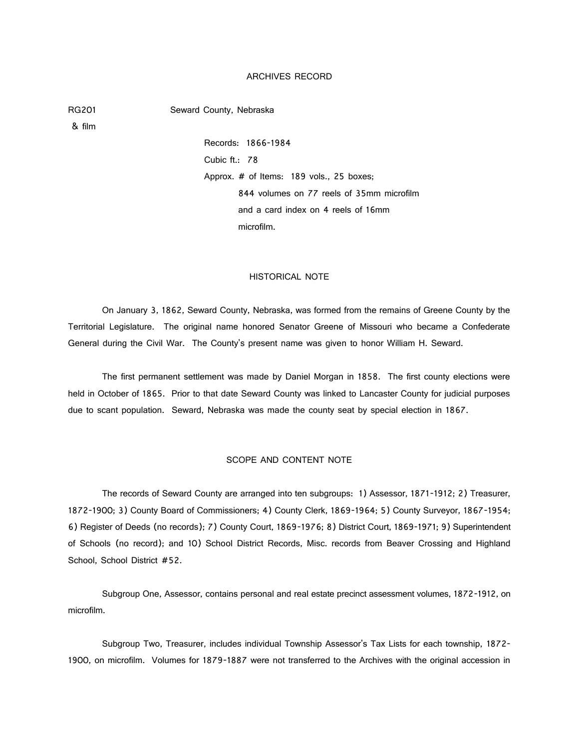# ARCHIVES RECORD

RG201 & film    Seward County, Nebraska

Records: 1866-1984

Cubic ft.: 78

Approx. # of Items: 189 vols., 25 boxes; 844 volumes on 77 reels of 35mm microfilm and a card index on 4 reels of 16mm microfilm.

## HISTORICAL NOTE

On January 3, 1862, Seward County, Nebraska, was formed from the remains of Greene County by the Territorial Legislature. The original name honored Senator Greene of Missouri who became a Confederate General during the Civil War. The County's present name was given to honor William H. Seward.

The first permanent settlement was made by Daniel Morgan in 1858. The first county elections were held in October of 1865. Prior to that date Seward County was linked to Lancaster County for judicial purposes due to scant population. Seward, Nebraska was made the county seat by special election in 1867.

## SCOPE AND CONTENT NOTE

The records of Seward County are arranged into ten subgroups: 1) Assessor, 1871-1912; 2) Treasurer, 1872-1900; 3) County Board of Commissioners; 4) County Clerk, 1869-1964; 5) County Surveyor, 1867-1954; 6) Register of Deeds (no records); 7) County Court, 1869-1976; 8) District Court, 1869-1971; 9) Superintendent of Schools (no record); and 10) School District Records, Misc. records from Beaver Crossing and Highland School, School District #52.

Subgroup One, Assessor, contains personal and real estate precinct assessment volumes, 1872-1912, on microfilm.

Subgroup Two, Treasurer, includes individual Township Assessor's Tax Lists for each township, 1872-1900, on microfilm. Volumes for 1879-1887 were not transferred to the Archives with the original accession in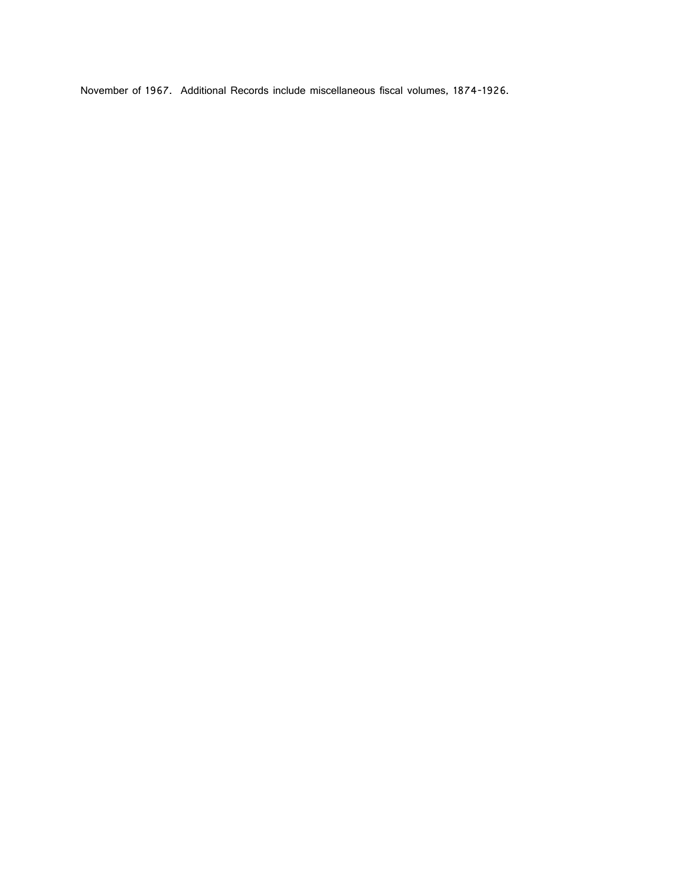November of 1967. Additional Records include miscellaneous fiscal volumes, 1874-1926.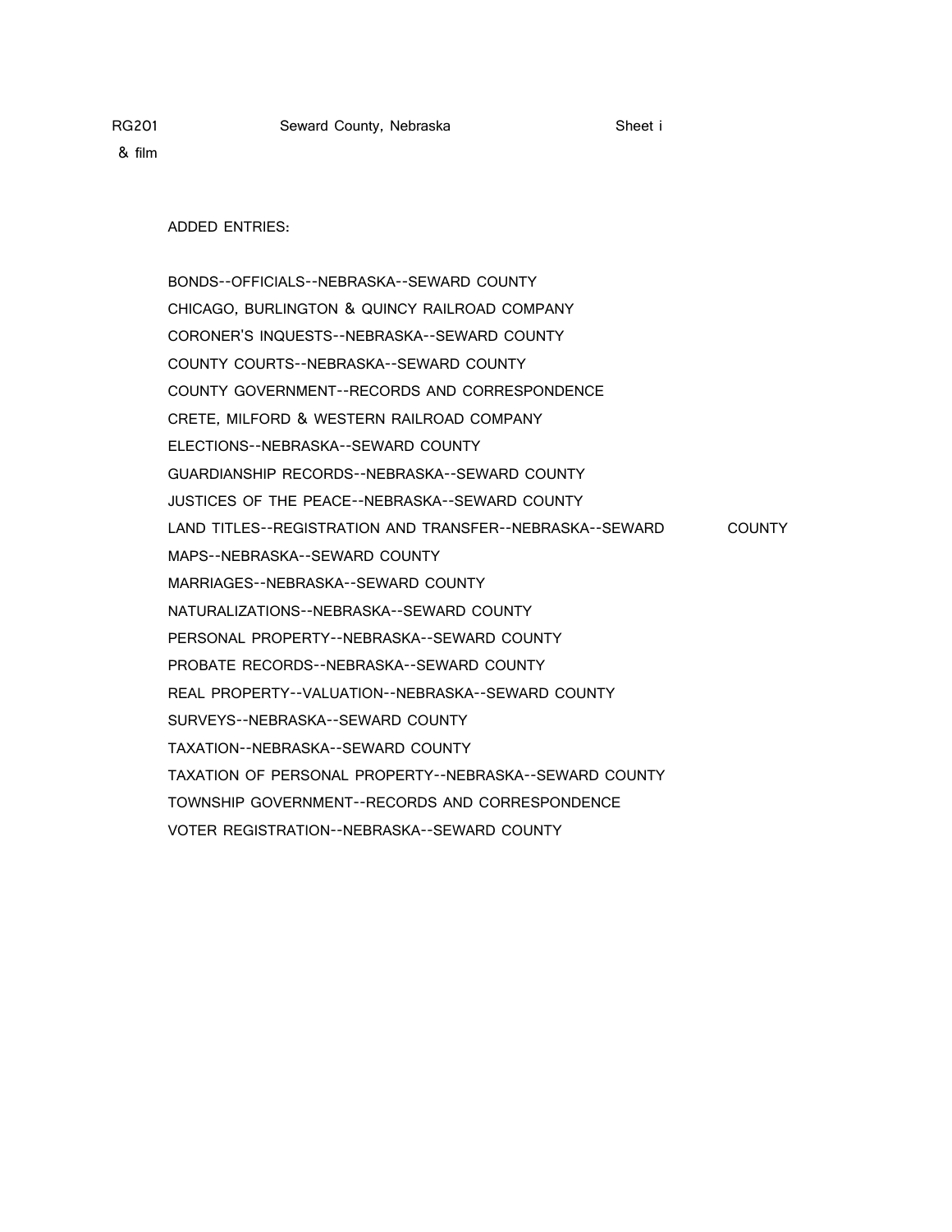RG201 Seward County, Nebraska Sheet i
& film

ADDED ENTRIES:

BONDS--OFFICIALS--NEBRASKA--SEWARD COUNTY
CHICAGO, BURLINGTON & QUINCY RAILROAD COMPANY
CORONER'S INQUESTS--NEBRASKA--SEWARD COUNTY
COUNTY COURTS--NEBRASKA--SEWARD COUNTY
COUNTY GOVERNMENT--RECORDS AND CORRESPONDENCE
CRETE, MILFORD & WESTERN RAILROAD COMPANY
ELECTIONS--NEBRASKA--SEWARD COUNTY
GUARDIANSHIP RECORDS--NEBRASKA--SEWARD COUNTY
JUSTICES OF THE PEACE--NEBRASKA--SEWARD COUNTY
LAND TITLES--REGISTRATION AND TRANSFER--NEBRASKA--SEWARD COUNTY
MAPS--NEBRASKA--SEWARD COUNTY
MARRIAGES--NEBRASKA--SEWARD COUNTY
NATURALIZATIONS--NEBRASKA--SEWARD COUNTY
PERSONAL PROPERTY--NEBRASKA--SEWARD COUNTY
PROBATE RECORDS--NEBRASKA--SEWARD COUNTY
REAL PROPERTY--VALUATION--NEBRASKA--SEWARD COUNTY
SURVEYS--NEBRASKA--SEWARD COUNTY
TAXATION--NEBRASKA--SEWARD COUNTY
TAXATION OF PERSONAL PROPERTY--NEBRASKA--SEWARD COUNTY
TOWNSHIP GOVERNMENT--RECORDS AND CORRESPONDENCE
VOTER REGISTRATION--NEBRASKA--SEWARD COUNTY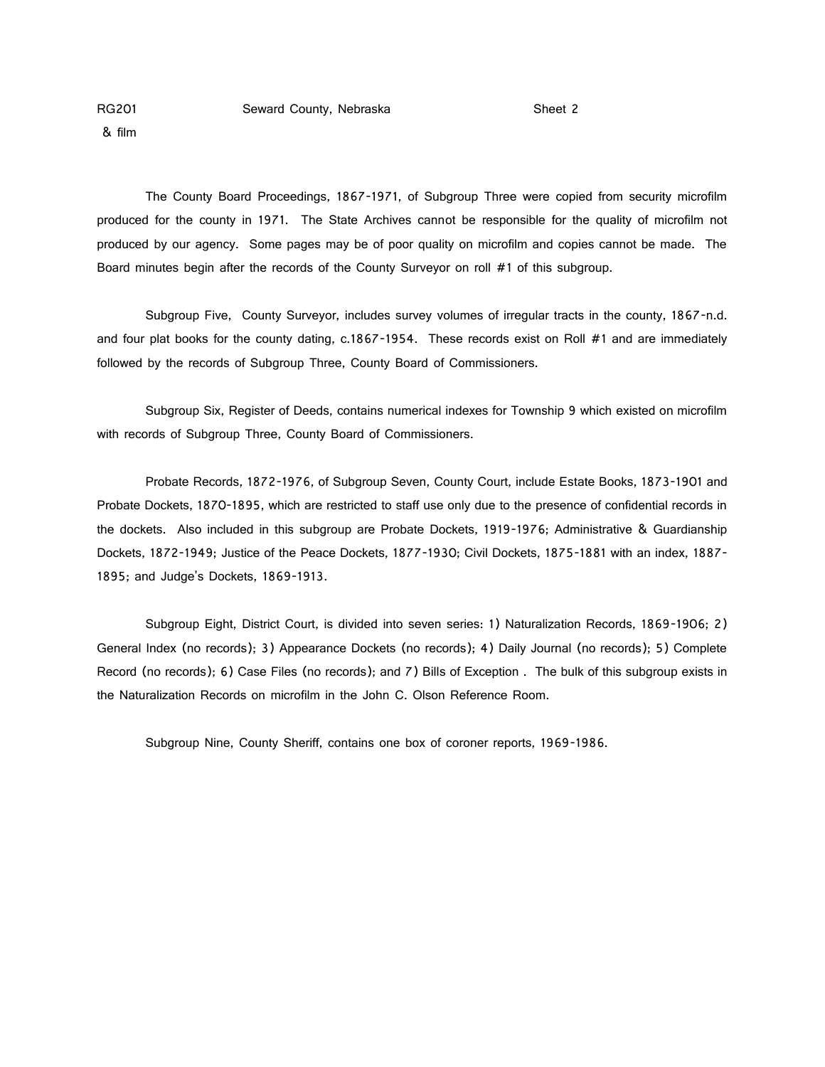RG201 Seward County, Nebraska Sheet 2
& film

The County Board Proceedings, 1867-1971, of Subgroup Three were copied from security microfilm produced for the county in 1971. The State Archives cannot be responsible for the quality of microfilm not produced by our agency. Some pages may be of poor quality on microfilm and copies cannot be made. The Board minutes begin after the records of the County Surveyor on roll #1 of this subgroup.

Subgroup Five, County Surveyor, includes survey volumes of irregular tracts in the county, 1867-n.d. and four plat books for the county dating, c.1867-1954. These records exist on Roll #1 and are immediately followed by the records of Subgroup Three, County Board of Commissioners.

Subgroup Six, Register of Deeds, contains numerical indexes for Township 9 which existed on microfilm with records of Subgroup Three, County Board of Commissioners.

Probate Records, 1872-1976, of Subgroup Seven, County Court, include Estate Books, 1873-1901 and Probate Dockets, 1870-1895, which are restricted to staff use only due to the presence of confidential records in the dockets. Also included in this subgroup are Probate Dockets, 1919-1976; Administrative & Guardianship Dockets, 1872-1949; Justice of the Peace Dockets, 1877-1930; Civil Dockets, 1875-1881 with an index, 1887-1895; and Judge's Dockets, 1869-1913.

Subgroup Eight, District Court, is divided into seven series: 1) Naturalization Records, 1869-1906; 2) General Index (no records); 3) Appearance Dockets (no records); 4) Daily Journal (no records); 5) Complete Record (no records); 6) Case Files (no records); and 7) Bills of Exception . The bulk of this subgroup exists in the Naturalization Records on microfilm in the John C. Olson Reference Room.

Subgroup Nine, County Sheriff, contains one box of coroner reports, 1969-1986.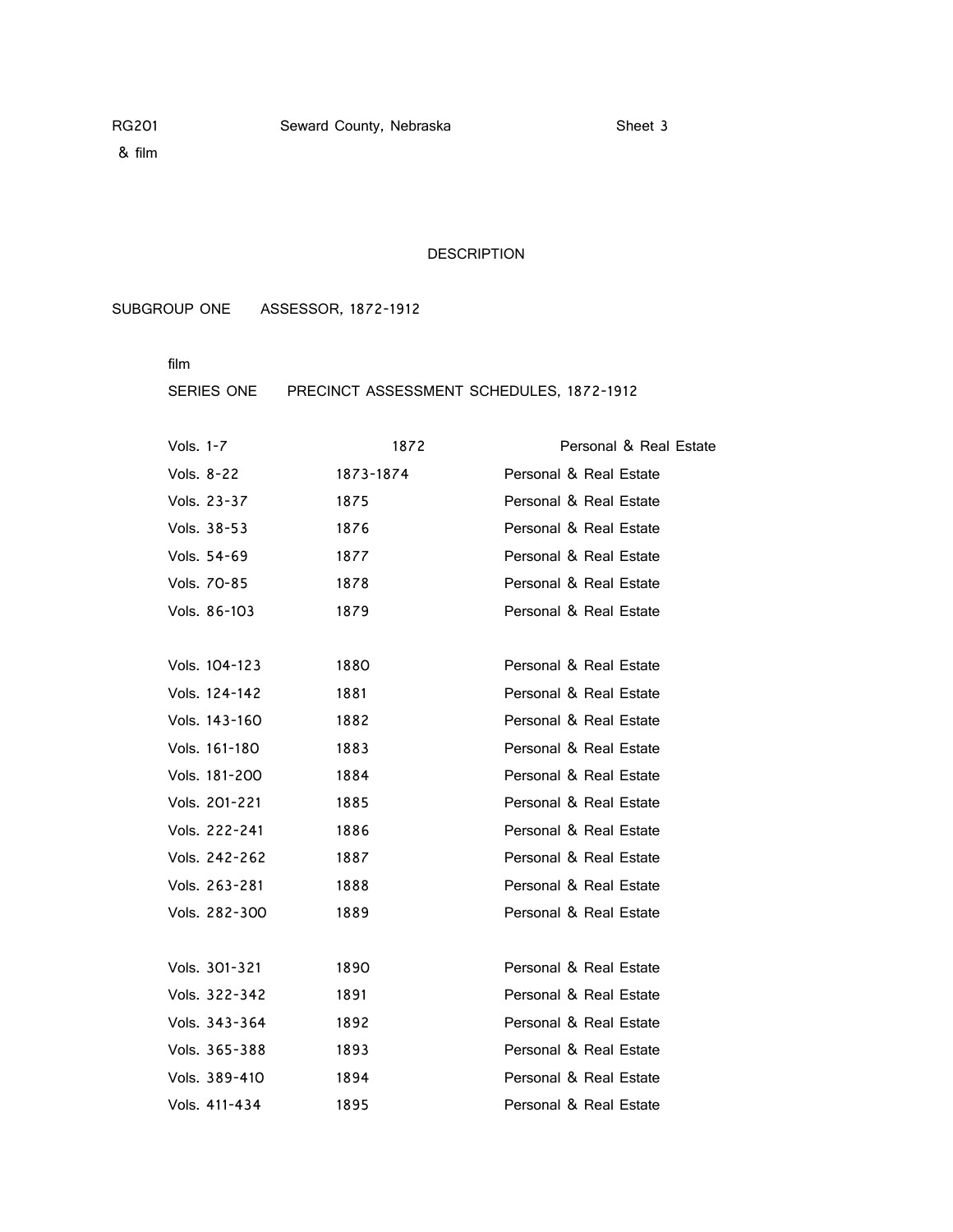RG201 Seward County, Nebraska Sheet 3
& film

## DESCRIPTION

### SUBGROUP ONE ASSESSOR, 1872-1912

film

#### SERIES ONE PRECINCT ASSESSMENT SCHEDULES, 1872-1912

| | | |
|---|---|---|
| Vols. 1-7 | 1872 | Personal & Real Estate |
| Vols. 8-22 | 1873-1874 | Personal & Real Estate |
| Vols. 23-37 | 1875 | Personal & Real Estate |
| Vols. 38-53 | 1876 | Personal & Real Estate |
| Vols. 54-69 | 1877 | Personal & Real Estate |
| Vols. 70-85 | 1878 | Personal & Real Estate |
| Vols. 86-103 | 1879 | Personal & Real Estate |
| Vols. 104-123 | 1880 | Personal & Real Estate |
| Vols. 124-142 | 1881 | Personal & Real Estate |
| Vols. 143-160 | 1882 | Personal & Real Estate |
| Vols. 161-180 | 1883 | Personal & Real Estate |
| Vols. 181-200 | 1884 | Personal & Real Estate |
| Vols. 201-221 | 1885 | Personal & Real Estate |
| Vols. 222-241 | 1886 | Personal & Real Estate |
| Vols. 242-262 | 1887 | Personal & Real Estate |
| Vols. 263-281 | 1888 | Personal & Real Estate |
| Vols. 282-300 | 1889 | Personal & Real Estate |
| Vols. 301-321 | 1890 | Personal & Real Estate |
| Vols. 322-342 | 1891 | Personal & Real Estate |
| Vols. 343-364 | 1892 | Personal & Real Estate |
| Vols. 365-388 | 1893 | Personal & Real Estate |
| Vols. 389-410 | 1894 | Personal & Real Estate |
| Vols. 411-434 | 1895 | Personal & Real Estate |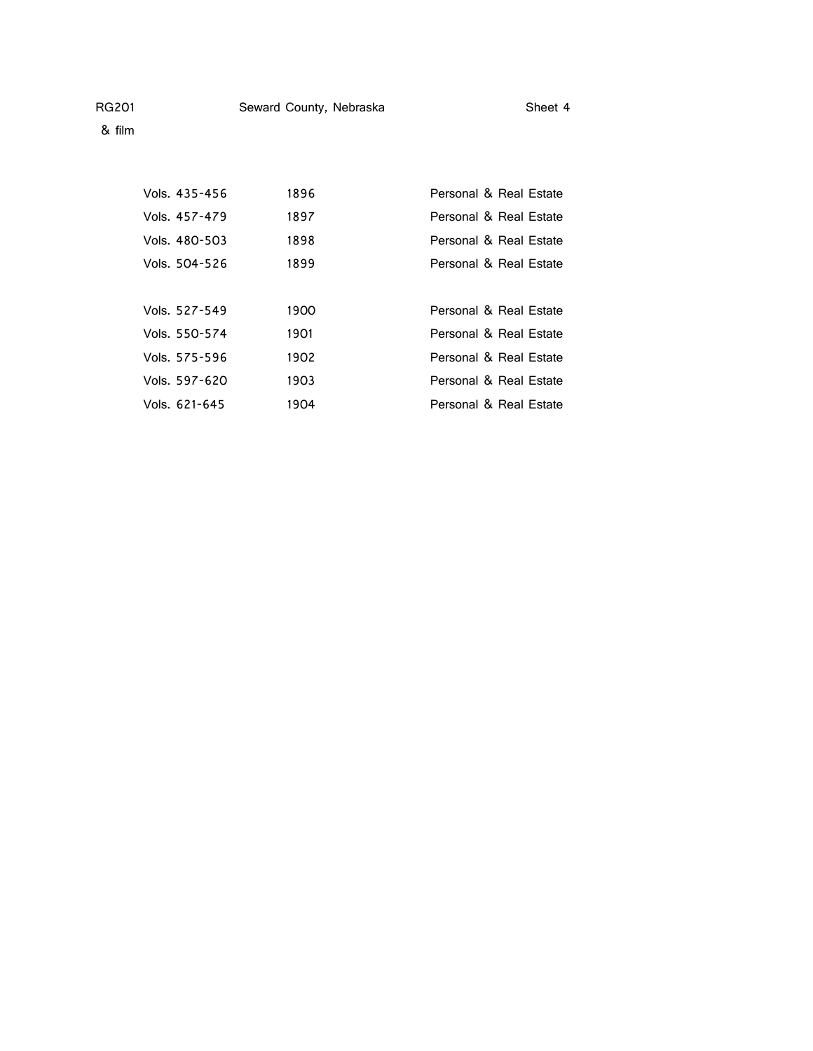RG201 Seward County, Nebraska Sheet 4

& film

| | | |
|---|---|---|
| Vols. 435-456 | 1896 | Personal & Real Estate |
| Vols. 457-479 | 1897 | Personal & Real Estate |
| Vols. 480-503 | 1898 | Personal & Real Estate |
| Vols. 504-526 | 1899 | Personal & Real Estate |
| | | |
| Vols. 527-549 | 1900 | Personal & Real Estate |
| Vols. 550-574 | 1901 | Personal & Real Estate |
| Vols. 575-596 | 1902 | Personal & Real Estate |
| Vols. 597-620 | 1903 | Personal & Real Estate |
| Vols. 621-645 | 1904 | Personal & Real Estate |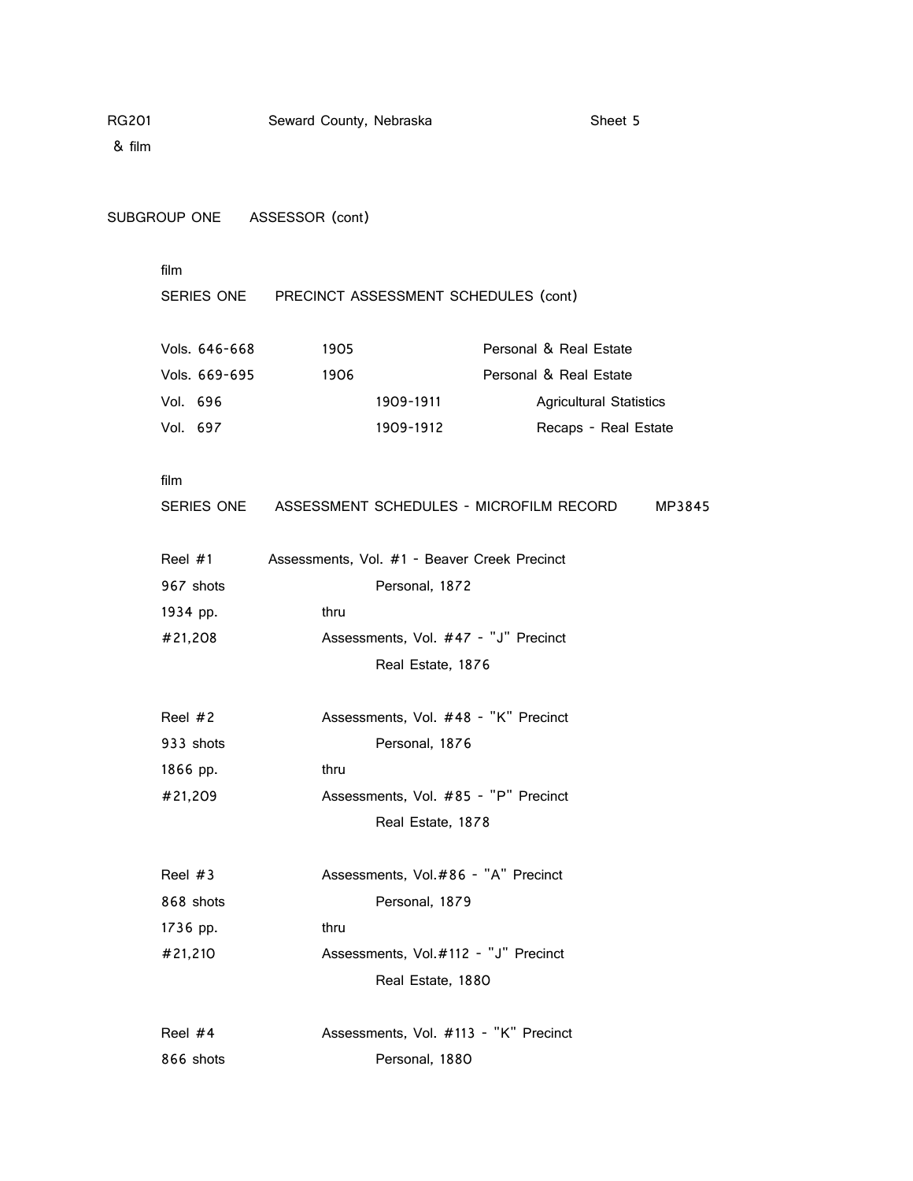RG201 & film — Seward County, Nebraska — Sheet 5

SUBGROUP ONE ASSESSOR (cont)

film

SERIES ONE PRECINCT ASSESSMENT SCHEDULES (cont)

| | | |
|---|---|---|
| Vols. 646-668 | 1905 | Personal & Real Estate |
| Vols. 669-695 | 1906 | Personal & Real Estate |
| Vol. 696 | 1909-1911 | Agricultural Statistics |
| Vol. 697 | 1909-1912 | Recaps - Real Estate |

film

SERIES ONE ASSESSMENT SCHEDULES - MICROFILM RECORD MP3845

Reel #1
967 shots
1934 pp.
#21,208

Assessments, Vol. #1 - Beaver Creek Precinct
Personal, 1872
thru
Assessments, Vol. #47 - "J" Precinct
Real Estate, 1876

Reel #2
933 shots
1866 pp.
#21,209

Assessments, Vol. #48 - "K" Precinct
Personal, 1876
thru
Assessments, Vol. #85 - "P" Precinct
Real Estate, 1878

Reel #3
868 shots
1736 pp.
#21,210

Assessments, Vol.#86 - "A" Precinct
Personal, 1879
thru
Assessments, Vol.#112 - "J" Precinct
Real Estate, 1880

Reel #4
866 shots

Assessments, Vol. #113 - "K" Precinct
Personal, 1880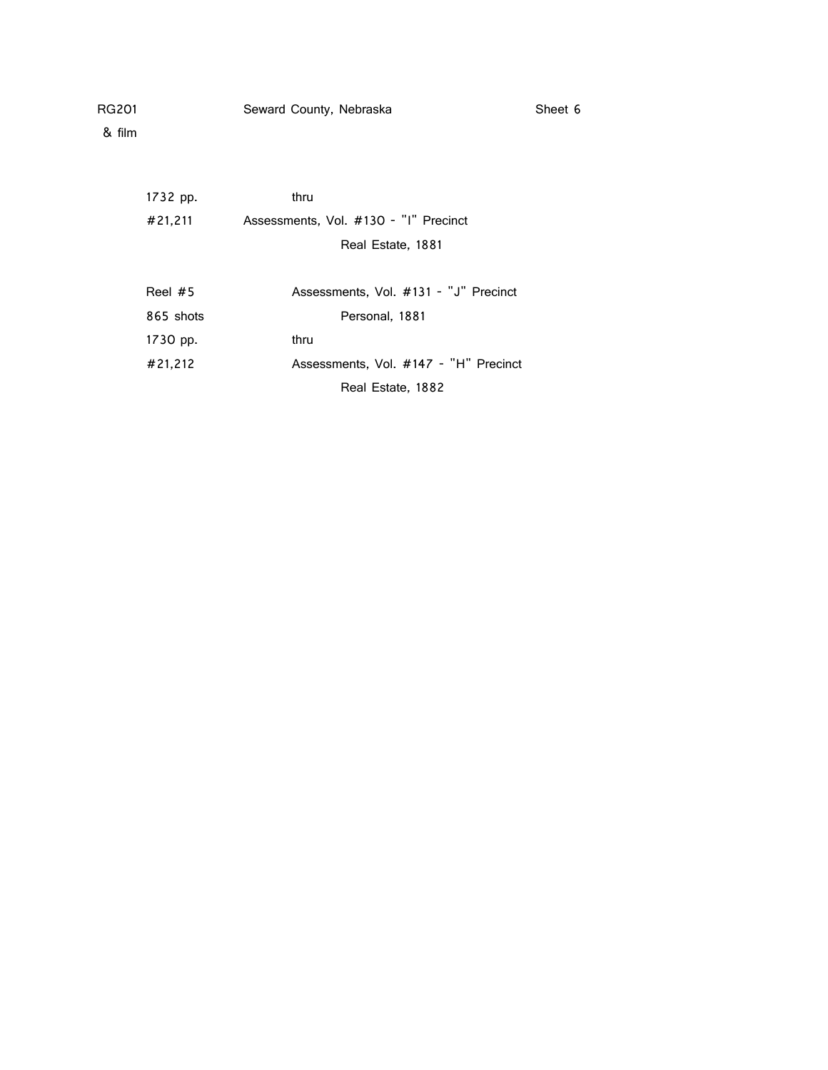RG201 Seward County, Nebraska Sheet 6

& film

| | |
|---|---|
| 1732 pp. | thru |
| #21,211 | Assessments, Vol. #130 - "I" Precinct |
| | Real Estate, 1881 |
| | |
| Reel #5 | Assessments, Vol. #131 - "J" Precinct |
| 865 shots | Personal, 1881 |
| 1730 pp. | thru |
| #21,212 | Assessments, Vol. #147 - "H" Precinct |
| | Real Estate, 1882 |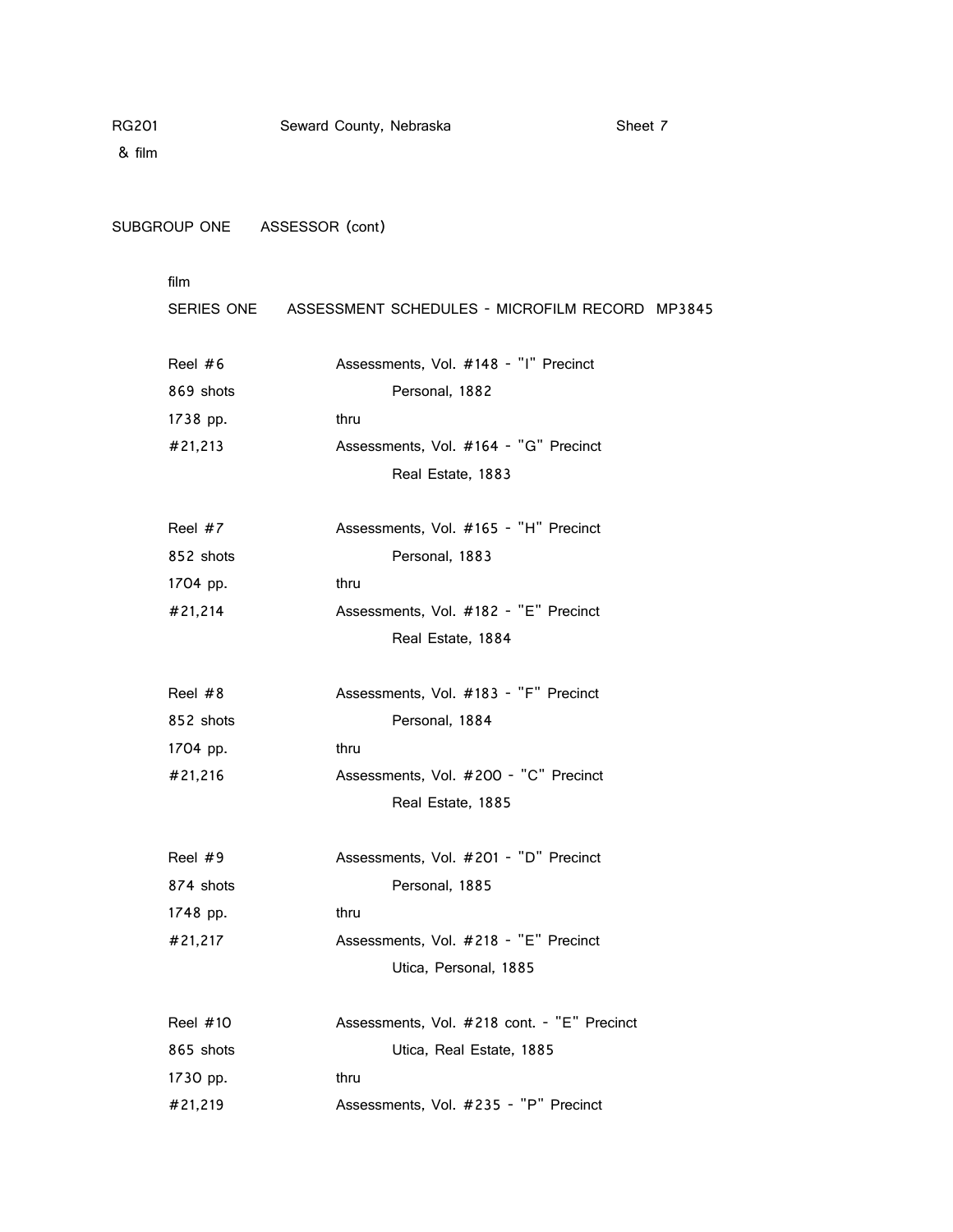RG201 & film — Seward County, Nebraska — Sheet 7

SUBGROUP ONE ASSESSOR (cont)

film

SERIES ONE ASSESSMENT SCHEDULES - MICROFILM RECORD MP3845

| | |
|---|---|
| Reel #6 | Assessments, Vol. #148 - "I" Precinct |
| 869 shots | Personal, 1882 |
| 1738 pp. | thru |
| #21,213 | Assessments, Vol. #164 - "G" Precinct |
| | Real Estate, 1883 |
| | |
| Reel #7 | Assessments, Vol. #165 - "H" Precinct |
| 852 shots | Personal, 1883 |
| 1704 pp. | thru |
| #21,214 | Assessments, Vol. #182 - "E" Precinct |
| | Real Estate, 1884 |
| | |
| Reel #8 | Assessments, Vol. #183 - "F" Precinct |
| 852 shots | Personal, 1884 |
| 1704 pp. | thru |
| #21,216 | Assessments, Vol. #200 - "C" Precinct |
| | Real Estate, 1885 |
| | |
| Reel #9 | Assessments, Vol. #201 - "D" Precinct |
| 874 shots | Personal, 1885 |
| 1748 pp. | thru |
| #21,217 | Assessments, Vol. #218 - "E" Precinct |
| | Utica, Personal, 1885 |
| | |
| Reel #10 | Assessments, Vol. #218 cont. - "E" Precinct |
| 865 shots | Utica, Real Estate, 1885 |
| 1730 pp. | thru |
| #21,219 | Assessments, Vol. #235 - "P" Precinct |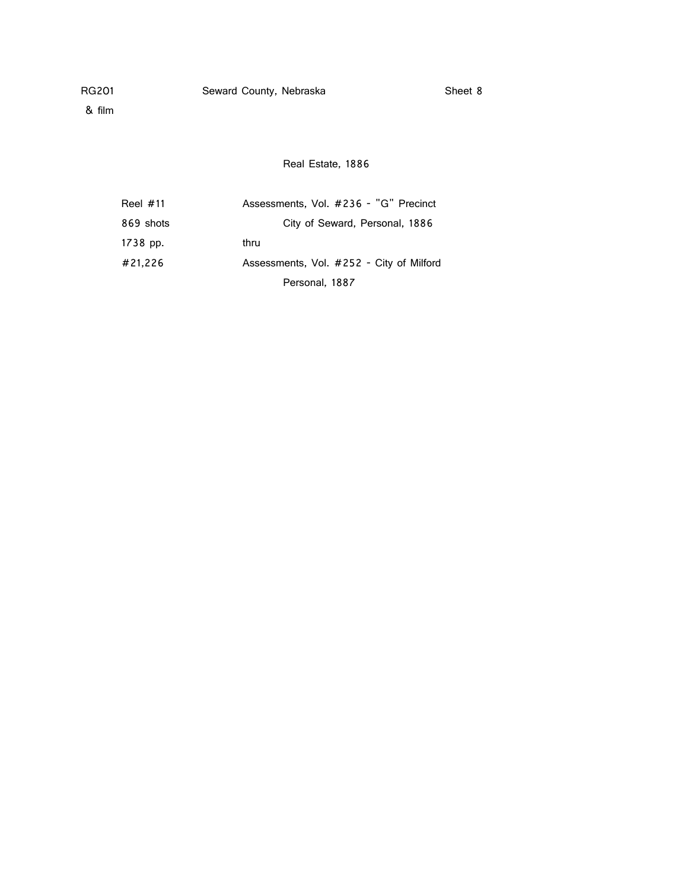RG201 Seward County, Nebraska Sheet 8

& film

Real Estate, 1886

| | |
|---|---|
| Reel #11 | Assessments, Vol. #236 - "G" Precinct |
| 869 shots | City of Seward, Personal, 1886 |
| 1738 pp. | thru |
| #21,226 | Assessments, Vol. #252 - City of Milford |
| | Personal, 1887 |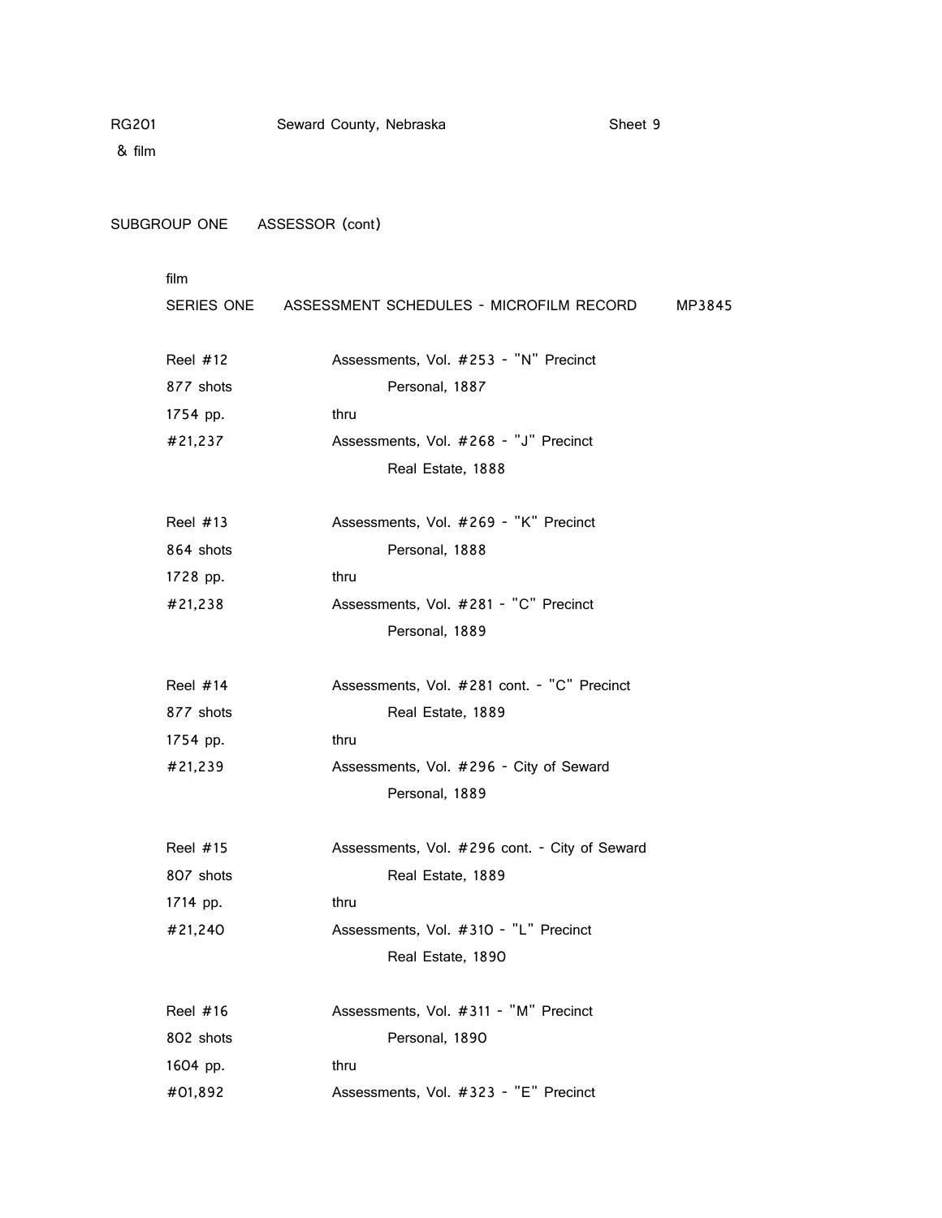RG201 Seward County, Nebraska Sheet 9
& film

SUBGROUP ONE ASSESSOR (cont)

film
SERIES ONE ASSESSMENT SCHEDULES - MICROFILM RECORD MP3845

| | |
|---|---|
| Reel #12 | Assessments, Vol. #253 - "N" Precinct |
| 877 shots | Personal, 1887 |
| 1754 pp. | thru |
| #21,237 | Assessments, Vol. #268 - "J" Precinct |
| | Real Estate, 1888 |
| | |
| Reel #13 | Assessments, Vol. #269 - "K" Precinct |
| 864 shots | Personal, 1888 |
| 1728 pp. | thru |
| #21,238 | Assessments, Vol. #281 - "C" Precinct |
| | Personal, 1889 |
| | |
| Reel #14 | Assessments, Vol. #281 cont. - "C" Precinct |
| 877 shots | Real Estate, 1889 |
| 1754 pp. | thru |
| #21,239 | Assessments, Vol. #296 - City of Seward |
| | Personal, 1889 |
| | |
| Reel #15 | Assessments, Vol. #296 cont. - City of Seward |
| 807 shots | Real Estate, 1889 |
| 1714 pp. | thru |
| #21,240 | Assessments, Vol. #310 - "L" Precinct |
| | Real Estate, 1890 |
| | |
| Reel #16 | Assessments, Vol. #311 - "M" Precinct |
| 802 shots | Personal, 1890 |
| 1604 pp. | thru |
| #01,892 | Assessments, Vol. #323 - "E" Precinct |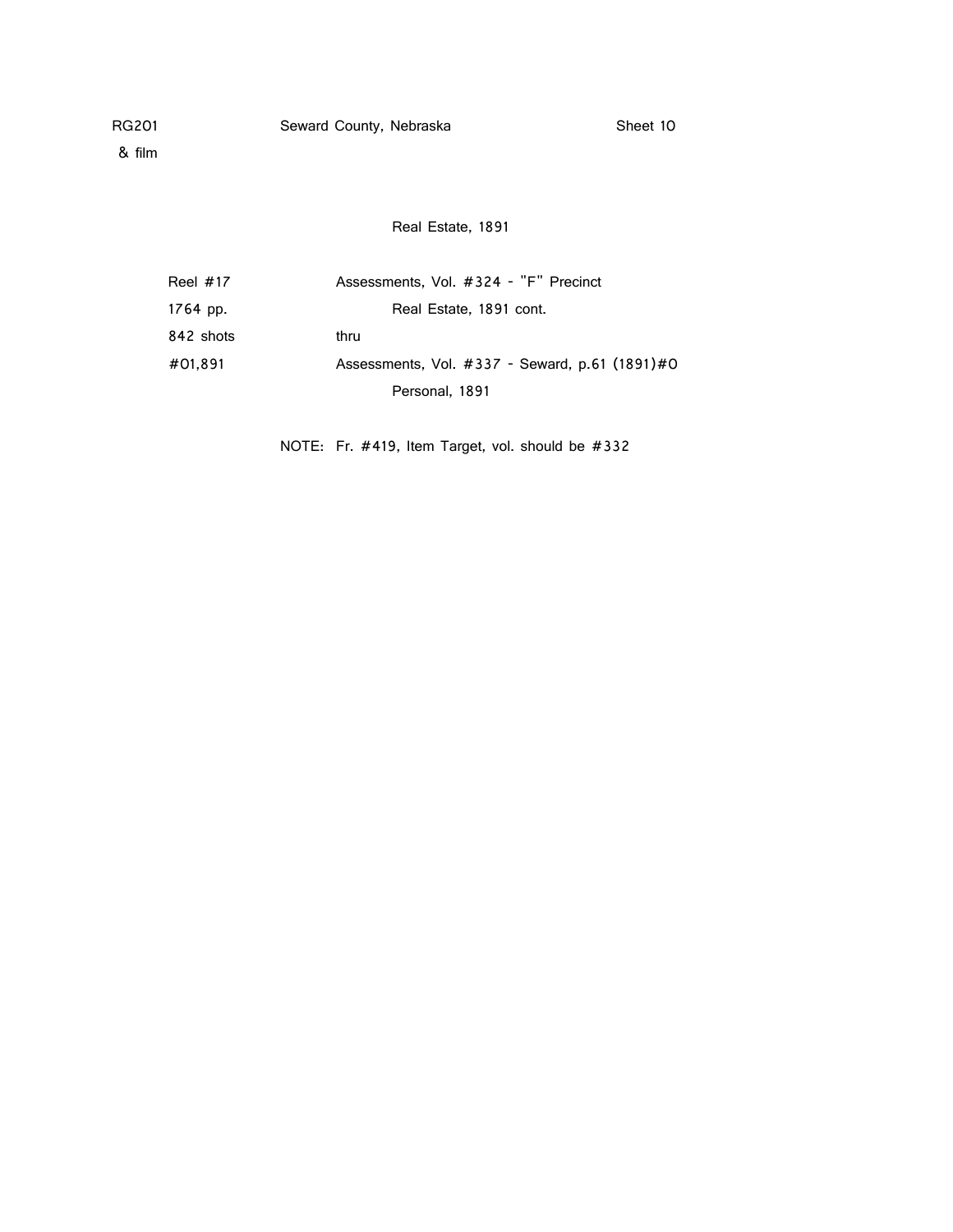RG201 Seward County, Nebraska Sheet 10
& film

Real Estate, 1891

| | |
|---|---|
| Reel #17 | Assessments, Vol. #324 - "F" Precinct |
| 1764 pp. | Real Estate, 1891 cont. |
| 842 shots | thru |
| #01,891 | Assessments, Vol. #337 - Seward, p.61 (1891)#0 |
| | Personal, 1891 |

NOTE: Fr. #419, Item Target, vol. should be #332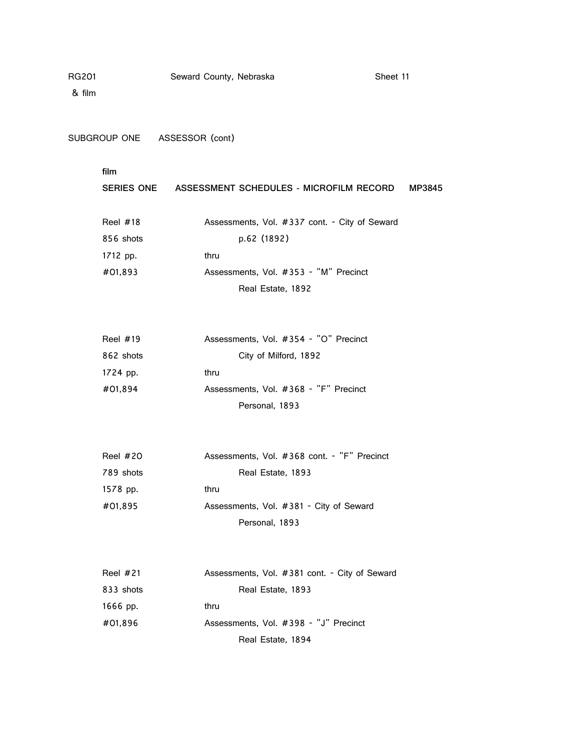RG201 Seward County, Nebraska Sheet 11
& film

SUBGROUP ONE ASSESSOR (cont)

**film**

**SERIES ONE ASSESSMENT SCHEDULES - MICROFILM RECORD MP3845**

| | |
|---|---|
| Reel #18 | Assessments, Vol. #337 cont. - City of Seward |
| 856 shots | p.62 (1892) |
| 1712 pp. | thru |
| #01,893 | Assessments, Vol. #353 - "M" Precinct |
| | Real Estate, 1892 |
| | |
| Reel #19 | Assessments, Vol. #354 - "O" Precinct |
| 862 shots | City of Milford, 1892 |
| 1724 pp. | thru |
| #01,894 | Assessments, Vol. #368 - "F" Precinct |
| | Personal, 1893 |
| | |
| Reel #20 | Assessments, Vol. #368 cont. - "F" Precinct |
| 789 shots | Real Estate, 1893 |
| 1578 pp. | thru |
| #01,895 | Assessments, Vol. #381 - City of Seward |
| | Personal, 1893 |
| | |
| Reel #21 | Assessments, Vol. #381 cont. - City of Seward |
| 833 shots | Real Estate, 1893 |
| 1666 pp. | thru |
| #01,896 | Assessments, Vol. #398 - "J" Precinct |
| | Real Estate, 1894 |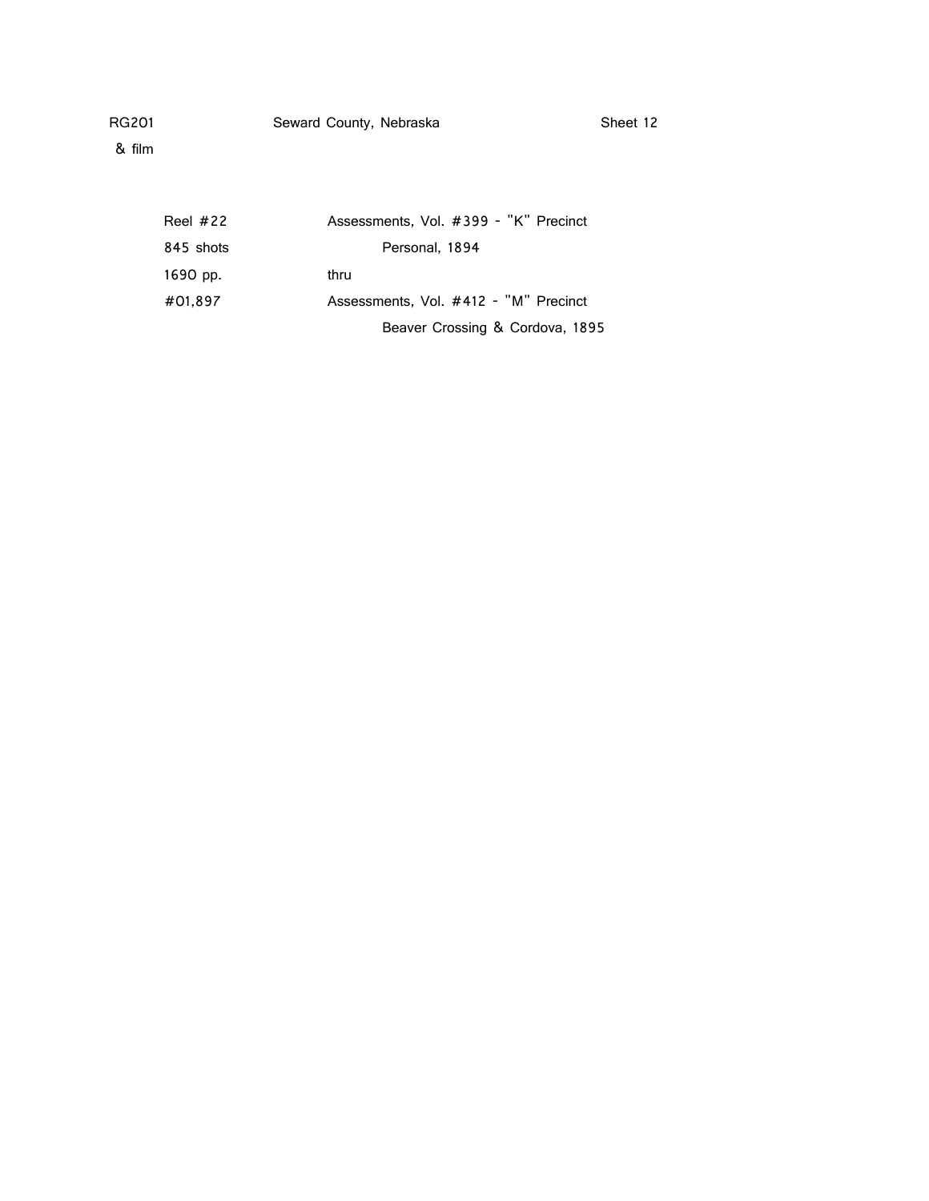RG201 Seward County, Nebraska Sheet 12
& film

| | |
|---|---|
| Reel #22 | Assessments, Vol. #399 - "K" Precinct |
| 845 shots | Personal, 1894 |
| 1690 pp. | thru |
| #01,897 | Assessments, Vol. #412 - "M" Precinct |
| | Beaver Crossing & Cordova, 1895 |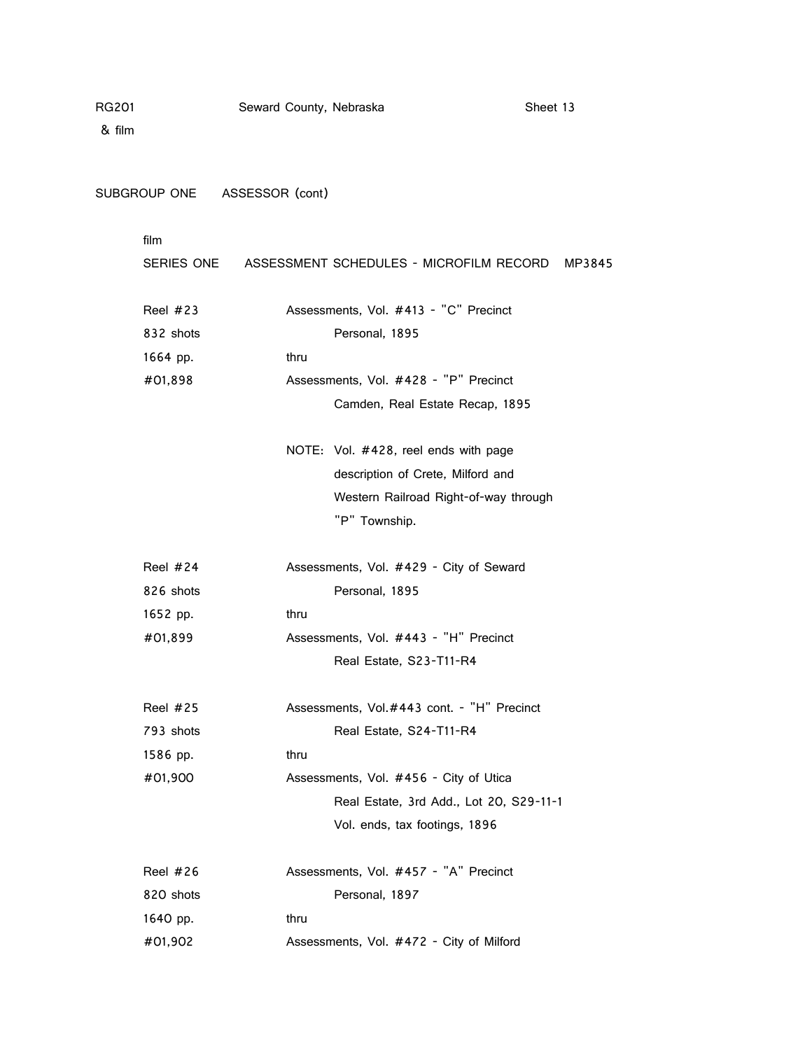RG201 Seward County, Nebraska Sheet 13
& film

SUBGROUP ONE ASSESSOR (cont)

film

SERIES ONE ASSESSMENT SCHEDULES - MICROFILM RECORD MP3845

| | |
|---|---|
| Reel #23 | Assessments, Vol. #413 - "C" Precinct |
| 832 shots | Personal, 1895 |
| 1664 pp. | thru |
| #01,898 | Assessments, Vol. #428 - "P" Precinct |
| | Camden, Real Estate Recap, 1895 |
| | |
| | NOTE: Vol. #428, reel ends with page description of Crete, Milford and Western Railroad Right-of-way through "P" Township. |
| | |
| Reel #24 | Assessments, Vol. #429 - City of Seward |
| 826 shots | Personal, 1895 |
| 1652 pp. | thru |
| #01,899 | Assessments, Vol. #443 - "H" Precinct |
| | Real Estate, S23-T11-R4 |
| | |
| Reel #25 | Assessments, Vol.#443 cont. - "H" Precinct |
| 793 shots | Real Estate, S24-T11-R4 |
| 1586 pp. | thru |
| #01,900 | Assessments, Vol. #456 - City of Utica |
| | Real Estate, 3rd Add., Lot 20, S29-11-1 |
| | Vol. ends, tax footings, 1896 |
| | |
| Reel #26 | Assessments, Vol. #457 - "A" Precinct |
| 820 shots | Personal, 1897 |
| 1640 pp. | thru |
| #01,902 | Assessments, Vol. #472 - City of Milford |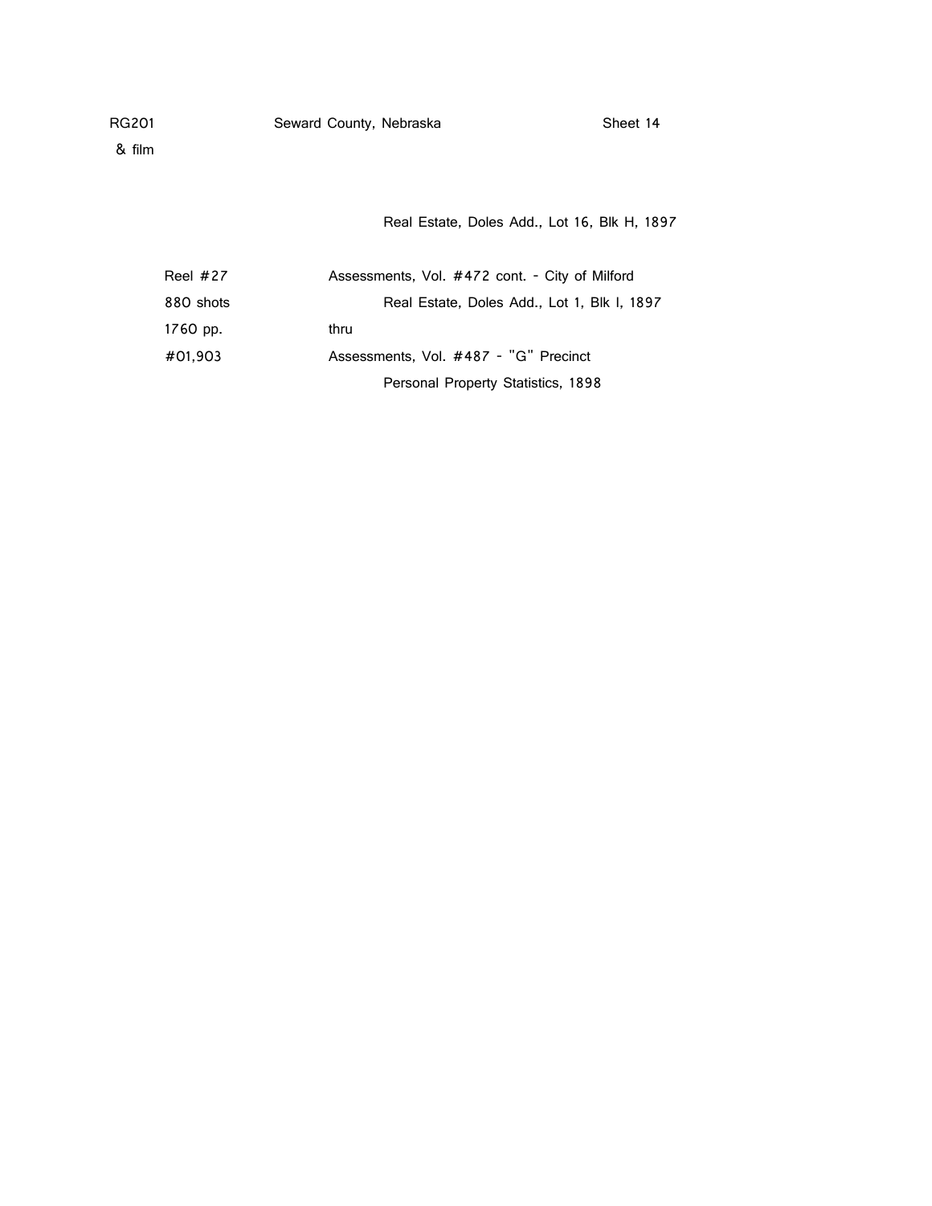Real Estate, Doles Add., Lot 16, Blk H, 1897

| | |
|---|---|
| Reel #27 | Assessments, Vol. #472 cont. - City of Milford |
| 880 shots | Real Estate, Doles Add., Lot 1, Blk I, 1897 |
| 1760 pp. | thru |
| #01,903 | Assessments, Vol. #487 - "G" Precinct |
| | Personal Property Statistics, 1898 |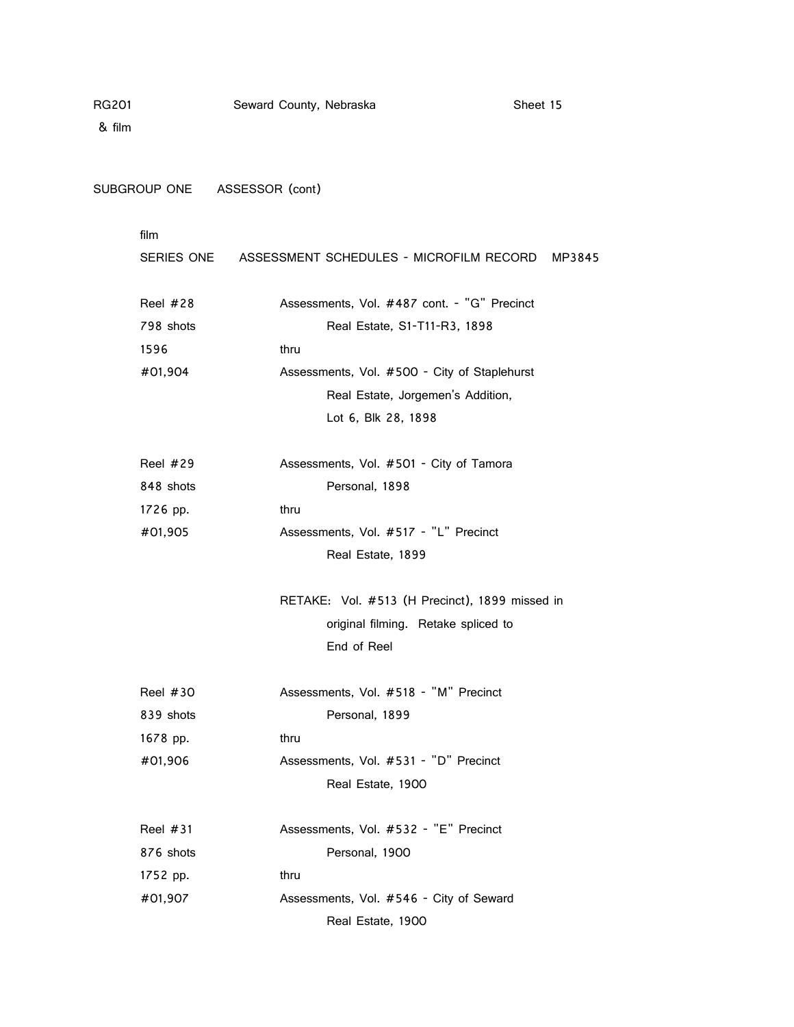RG201 & film — Seward County, Nebraska — Sheet 15

SUBGROUP ONE ASSESSOR (cont)

film
SERIES ONE ASSESSMENT SCHEDULES - MICROFILM RECORD MP3845

| | |
|---|---|
| Reel #28<br>798 shots<br>1596<br>#01,904 | Assessments, Vol. #487 cont. - "G" Precinct<br>Real Estate, S1-T11-R3, 1898<br>thru<br>Assessments, Vol. #500 - City of Staplehurst<br>Real Estate, Jorgemen's Addition,<br>Lot 6, Blk 28, 1898 |
| Reel #29<br>848 shots<br>1726 pp.<br>#01,905 | Assessments, Vol. #501 - City of Tamora<br>Personal, 1898<br>thru<br>Assessments, Vol. #517 - "L" Precinct<br>Real Estate, 1899<br><br>RETAKE: Vol. #513 (H Precinct), 1899 missed in original filming. Retake spliced to End of Reel |
| Reel #30<br>839 shots<br>1678 pp.<br>#01,906 | Assessments, Vol. #518 - "M" Precinct<br>Personal, 1899<br>thru<br>Assessments, Vol. #531 - "D" Precinct<br>Real Estate, 1900 |
| Reel #31<br>876 shots<br>1752 pp.<br>#01,907 | Assessments, Vol. #532 - "E" Precinct<br>Personal, 1900<br>thru<br>Assessments, Vol. #546 - City of Seward<br>Real Estate, 1900 |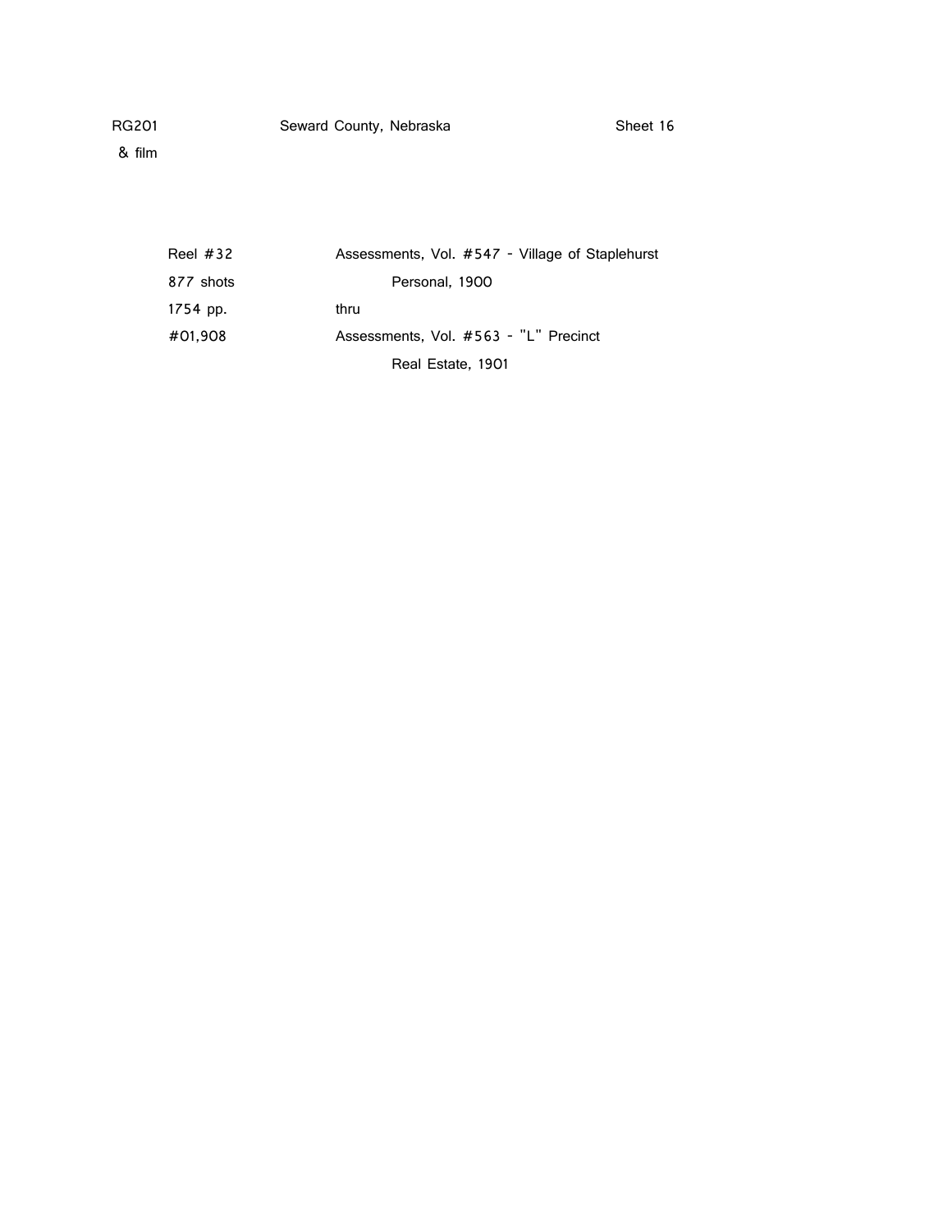RG201 Seward County, Nebraska Sheet 16
& film

| | |
|---|---|
| Reel #32 | Assessments, Vol. #547 - Village of Staplehurst |
| 877 shots | Personal, 1900 |
| 1754 pp. | thru |
| #01,908 | Assessments, Vol. #563 - "L" Precinct |
| | Real Estate, 1901 |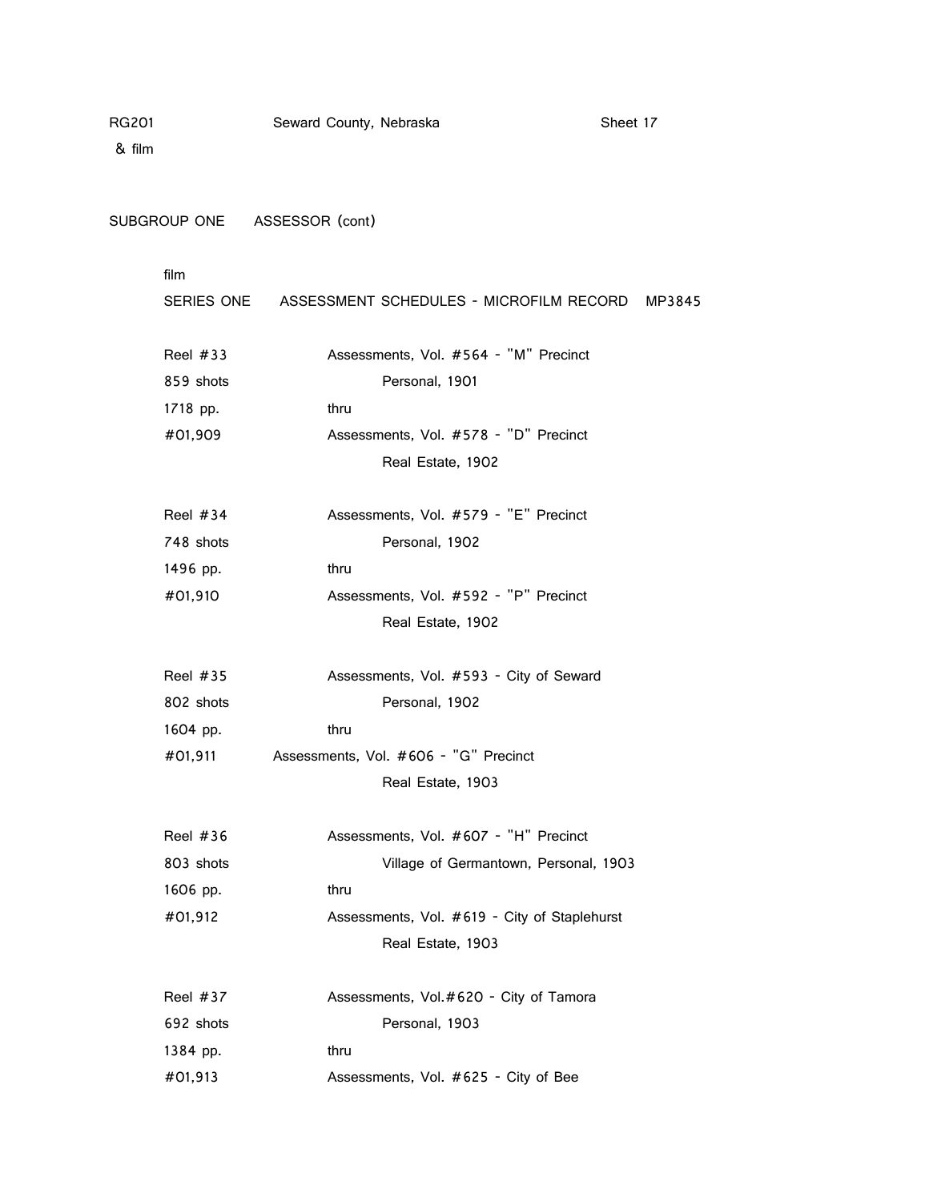RG201 Seward County, Nebraska Sheet 17
& film

SUBGROUP ONE ASSESSOR (cont)

film
SERIES ONE ASSESSMENT SCHEDULES - MICROFILM RECORD MP3845

| | |
|---|---|
| Reel #33 | Assessments, Vol. #564 - "M" Precinct |
| 859 shots | Personal, 1901 |
| 1718 pp. | thru |
| #01,909 | Assessments, Vol. #578 - "D" Precinct |
| | Real Estate, 1902 |
| | |
| Reel #34 | Assessments, Vol. #579 - "E" Precinct |
| 748 shots | Personal, 1902 |
| 1496 pp. | thru |
| #01,910 | Assessments, Vol. #592 - "P" Precinct |
| | Real Estate, 1902 |
| | |
| Reel #35 | Assessments, Vol. #593 - City of Seward |
| 802 shots | Personal, 1902 |
| 1604 pp. | thru |
| #01,911 | Assessments, Vol. #606 - "G" Precinct |
| | Real Estate, 1903 |
| | |
| Reel #36 | Assessments, Vol. #607 - "H" Precinct |
| 803 shots | Village of Germantown, Personal, 1903 |
| 1606 pp. | thru |
| #01,912 | Assessments, Vol. #619 - City of Staplehurst |
| | Real Estate, 1903 |
| | |
| Reel #37 | Assessments, Vol.#620 - City of Tamora |
| 692 shots | Personal, 1903 |
| 1384 pp. | thru |
| #01,913 | Assessments, Vol. #625 - City of Bee |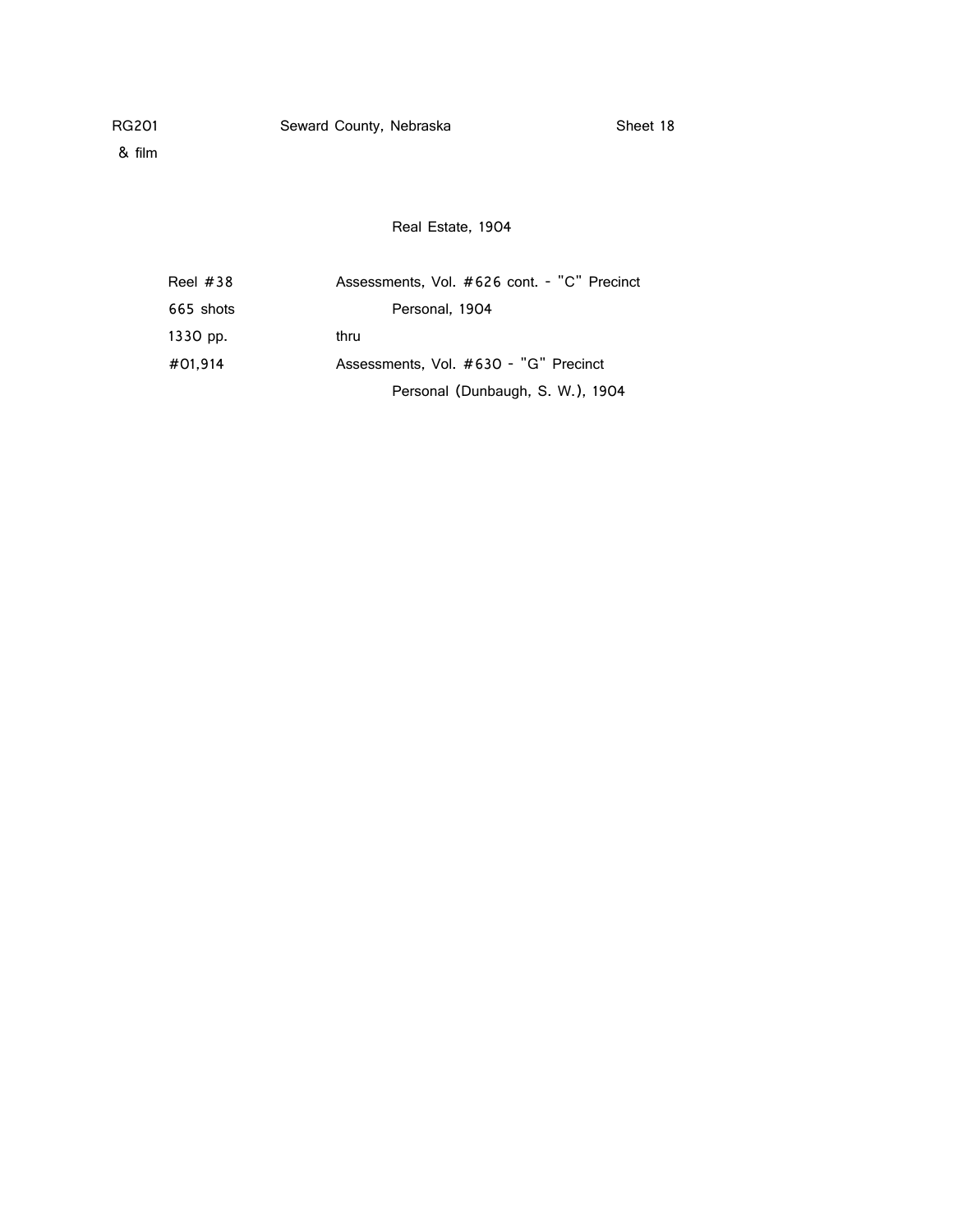RG201 &nbsp;&nbsp;&nbsp;&nbsp; Seward County, Nebraska &nbsp;&nbsp;&nbsp;&nbsp; Sheet 18
& film

Real Estate, 1904

| | |
|---|---|
| Reel #38 | Assessments, Vol. #626 cont. - "C" Precinct |
| 665 shots | Personal, 1904 |
| 1330 pp. | thru |
| #01,914 | Assessments, Vol. #630 - "G" Precinct |
| | Personal (Dunbaugh, S. W.), 1904 |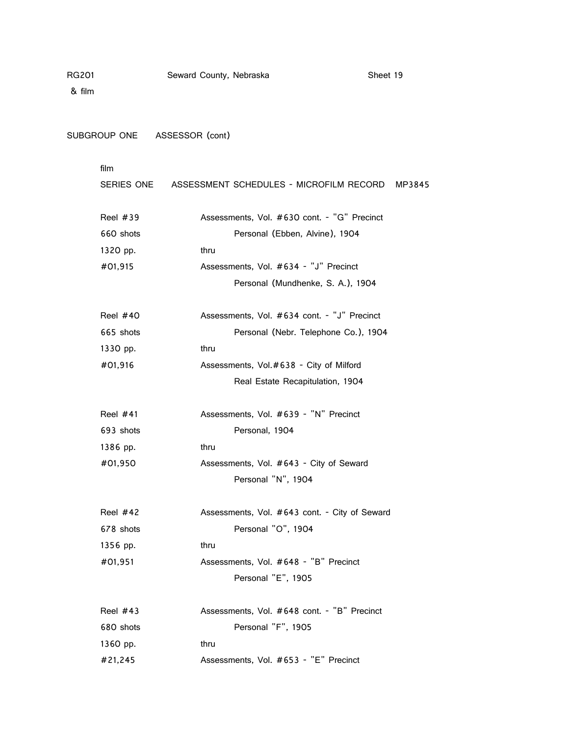RG201 Seward County, Nebraska Sheet 19
& film

SUBGROUP ONE ASSESSOR (cont)

film
SERIES ONE ASSESSMENT SCHEDULES - MICROFILM RECORD MP3845

| | |
|---|---|
| Reel #39 | Assessments, Vol. #630 cont. - "G" Precinct |
| 660 shots | Personal (Ebben, Alvine), 1904 |
| 1320 pp. | thru |
| #01,915 | Assessments, Vol. #634 - "J" Precinct |
| | Personal (Mundhenke, S. A.), 1904 |
| | |
| Reel #40 | Assessments, Vol. #634 cont. - "J" Precinct |
| 665 shots | Personal (Nebr. Telephone Co.), 1904 |
| 1330 pp. | thru |
| #01,916 | Assessments, Vol.#638 - City of Milford |
| | Real Estate Recapitulation, 1904 |
| | |
| Reel #41 | Assessments, Vol. #639 - "N" Precinct |
| 693 shots | Personal, 1904 |
| 1386 pp. | thru |
| #01,950 | Assessments, Vol. #643 - City of Seward |
| | Personal "N", 1904 |
| | |
| Reel #42 | Assessments, Vol. #643 cont. - City of Seward |
| 678 shots | Personal "O", 1904 |
| 1356 pp. | thru |
| #01,951 | Assessments, Vol. #648 - "B" Precinct |
| | Personal "E", 1905 |
| | |
| Reel #43 | Assessments, Vol. #648 cont. - "B" Precinct |
| 680 shots | Personal "F", 1905 |
| 1360 pp. | thru |
| #21,245 | Assessments, Vol. #653 - "E" Precinct |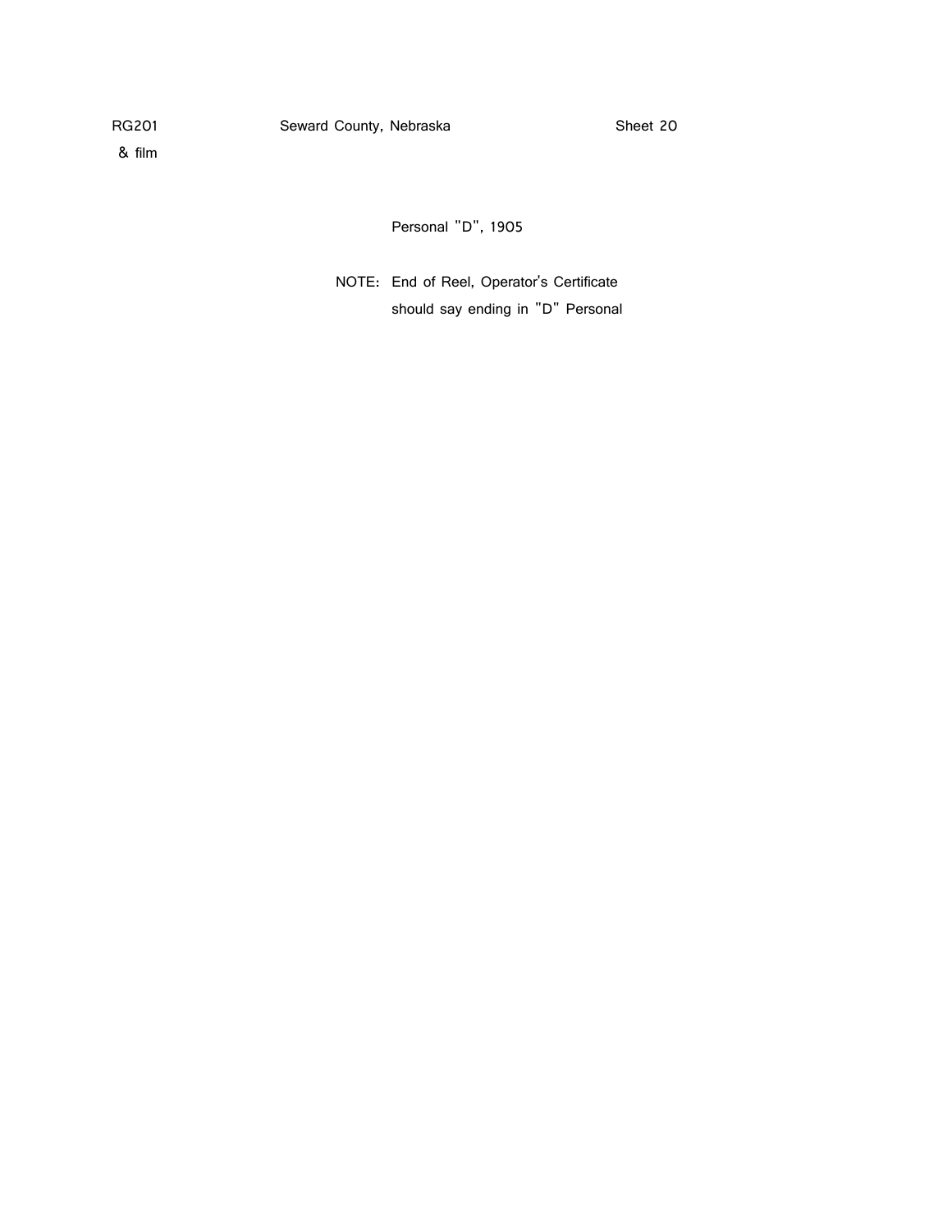RG201 & film    Seward County, Nebraska    Sheet 20

Personal "D", 1905

NOTE: End of Reel, Operator's Certificate should say ending in "D" Personal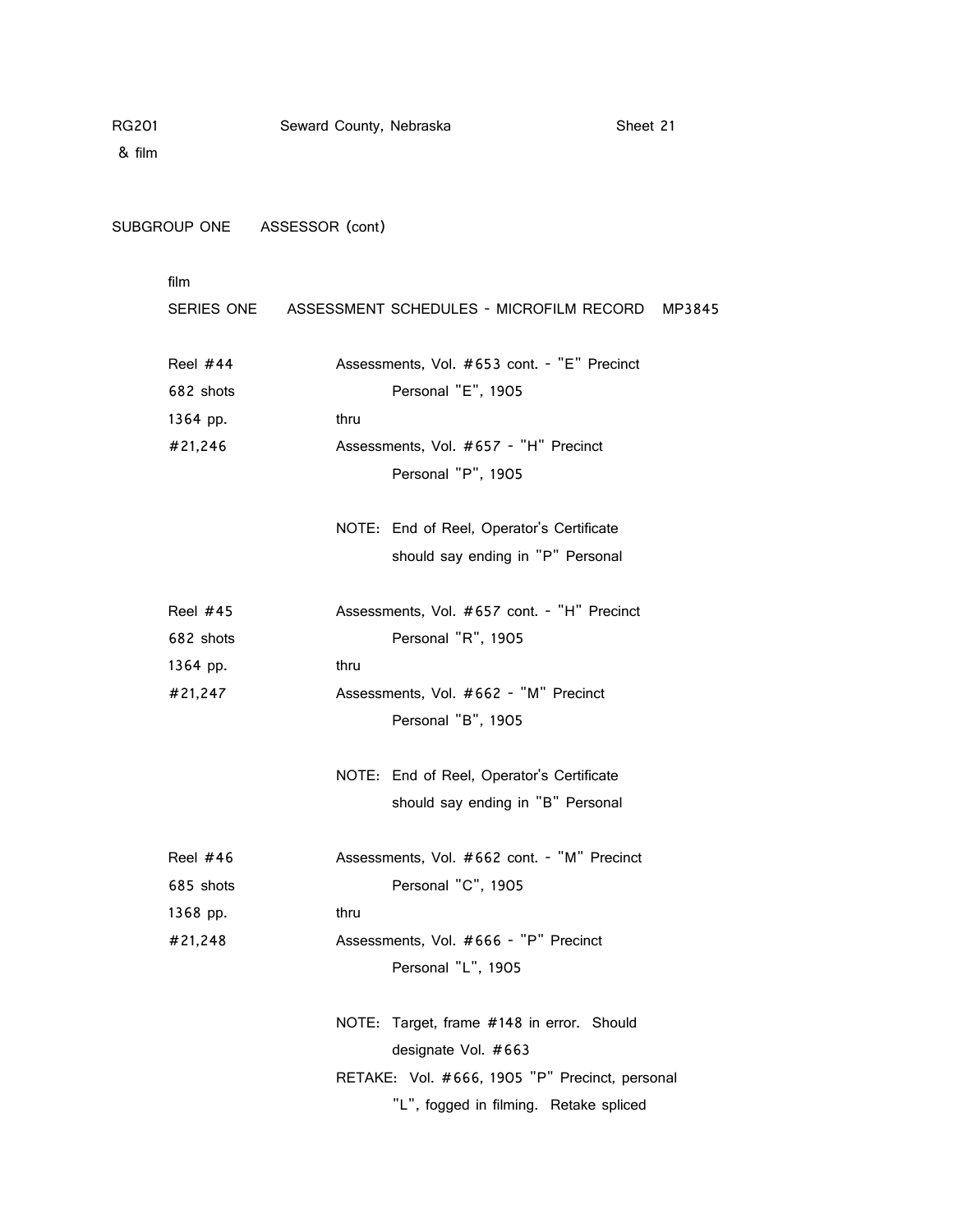RG201 Seward County, Nebraska Sheet 21
& film

SUBGROUP ONE ASSESSOR (cont)

film

SERIES ONE ASSESSMENT SCHEDULES - MICROFILM RECORD MP3845

| | |
|---|---|
| Reel #44 | Assessments, Vol. #653 cont. - "E" Precinct |
| 682 shots | Personal "E", 1905 |
| 1364 pp. | thru |
| #21,246 | Assessments, Vol. #657 - "H" Precinct |
| | Personal "P", 1905 |
| | |
| | NOTE: End of Reel, Operator's Certificate should say ending in "P" Personal |
| | |
| Reel #45 | Assessments, Vol. #657 cont. - "H" Precinct |
| 682 shots | Personal "R", 1905 |
| 1364 pp. | thru |
| #21,247 | Assessments, Vol. #662 - "M" Precinct |
| | Personal "B", 1905 |
| | |
| | NOTE: End of Reel, Operator's Certificate should say ending in "B" Personal |
| | |
| Reel #46 | Assessments, Vol. #662 cont. - "M" Precinct |
| 685 shots | Personal "C", 1905 |
| 1368 pp. | thru |
| #21,248 | Assessments, Vol. #666 - "P" Precinct |
| | Personal "L", 1905 |
| | |
| | NOTE: Target, frame #148 in error. Should designate Vol. #663 |
| | RETAKE: Vol. #666, 1905 "P" Precinct, personal "L", fogged in filming. Retake spliced |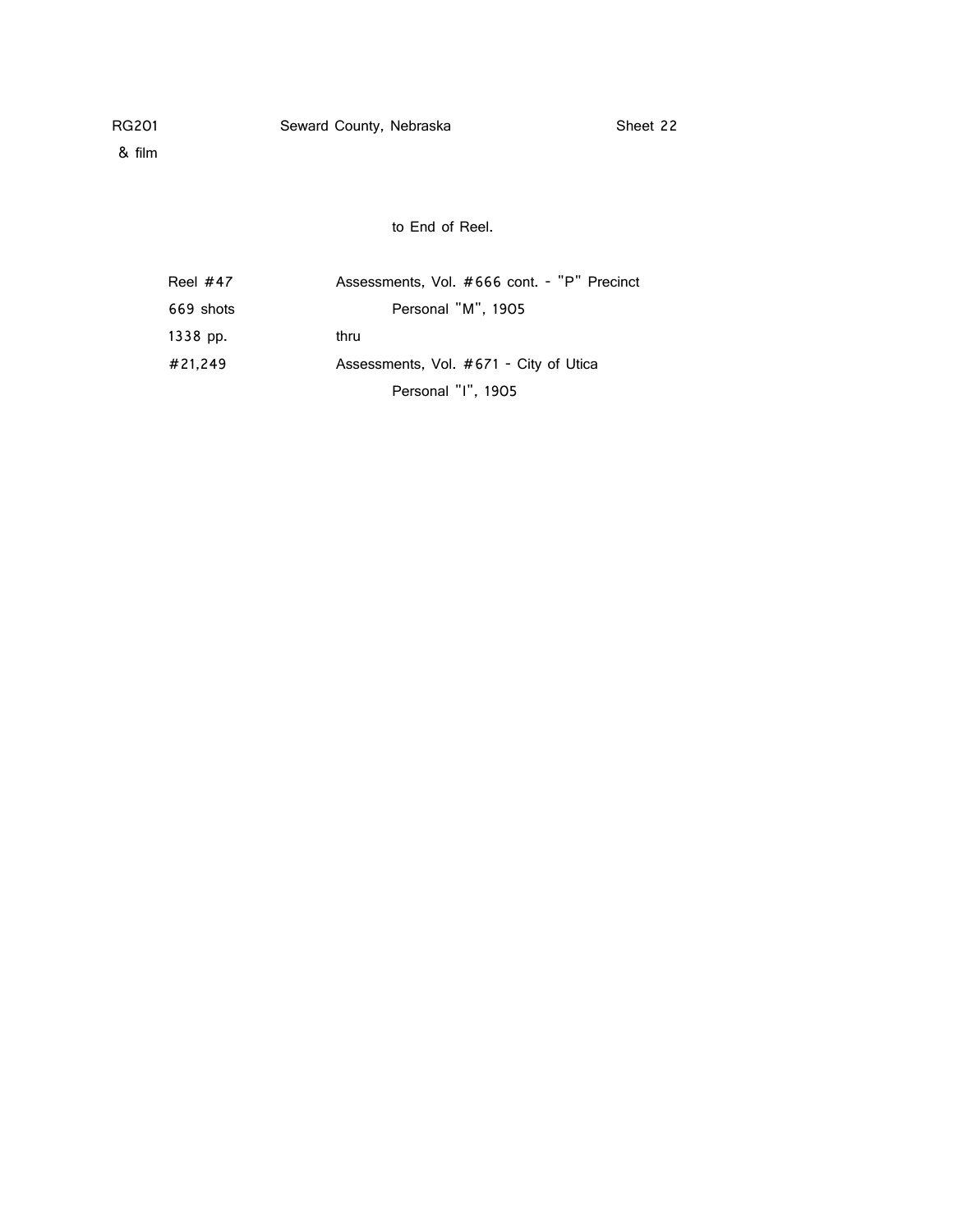RG201 Seward County, Nebraska Sheet 22
& film

to End of Reel.

| | |
|---|---|
| Reel #47 | Assessments, Vol. #666 cont. - "P" Precinct |
| 669 shots | Personal "M", 1905 |
| 1338 pp. | thru |
| #21,249 | Assessments, Vol. #671 - City of Utica |
| | Personal "I", 1905 |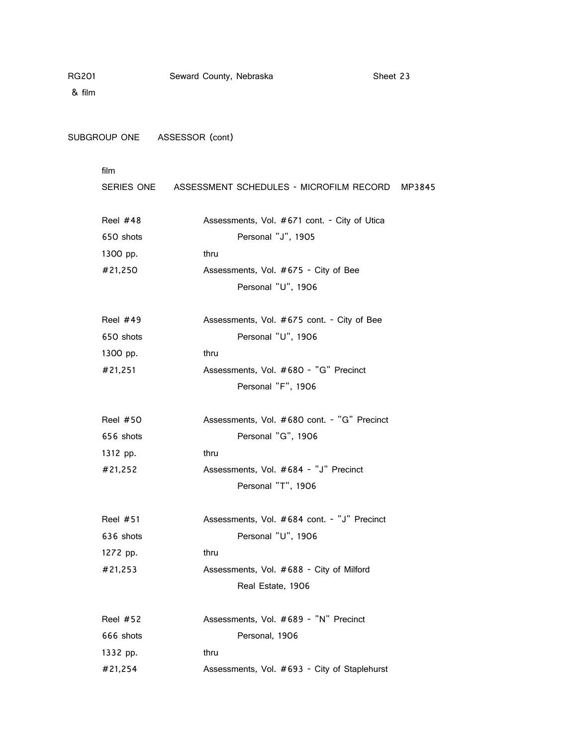RG201 Seward County, Nebraska Sheet 23
& film

SUBGROUP ONE ASSESSOR (cont)

film
SERIES ONE ASSESSMENT SCHEDULES - MICROFILM RECORD MP3845

| | |
|---|---|
| Reel #48 | Assessments, Vol. #671 cont. - City of Utica |
| 650 shots | Personal "J", 1905 |
| 1300 pp. | thru |
| #21,250 | Assessments, Vol. #675 - City of Bee |
| | Personal "U", 1906 |
| | |
| Reel #49 | Assessments, Vol. #675 cont. - City of Bee |
| 650 shots | Personal "U", 1906 |
| 1300 pp. | thru |
| #21,251 | Assessments, Vol. #680 - "G" Precinct |
| | Personal "F", 1906 |
| | |
| Reel #50 | Assessments, Vol. #680 cont. - "G" Precinct |
| 656 shots | Personal "G", 1906 |
| 1312 pp. | thru |
| #21,252 | Assessments, Vol. #684 - "J" Precinct |
| | Personal "T", 1906 |
| | |
| Reel #51 | Assessments, Vol. #684 cont. - "J" Precinct |
| 636 shots | Personal "U", 1906 |
| 1272 pp. | thru |
| #21,253 | Assessments, Vol. #688 - City of Milford |
| | Real Estate, 1906 |
| | |
| Reel #52 | Assessments, Vol. #689 - "N" Precinct |
| 666 shots | Personal, 1906 |
| 1332 pp. | thru |
| #21,254 | Assessments, Vol. #693 - City of Staplehurst |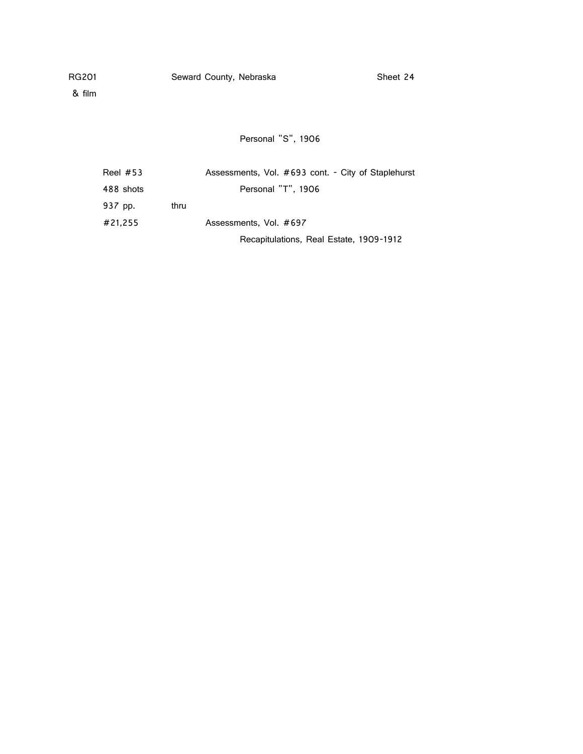RG201 Seward County, Nebraska Sheet 24
& film

Personal "S", 1906

| | | |
|---|---|---|
| Reel #53 | | Assessments, Vol. #693 cont. - City of Staplehurst |
| 488 shots | | Personal "T", 1906 |
| 937 pp. | thru | |
| #21,255 | | Assessments, Vol. #697 |
| | | Recapitulations, Real Estate, 1909-1912 |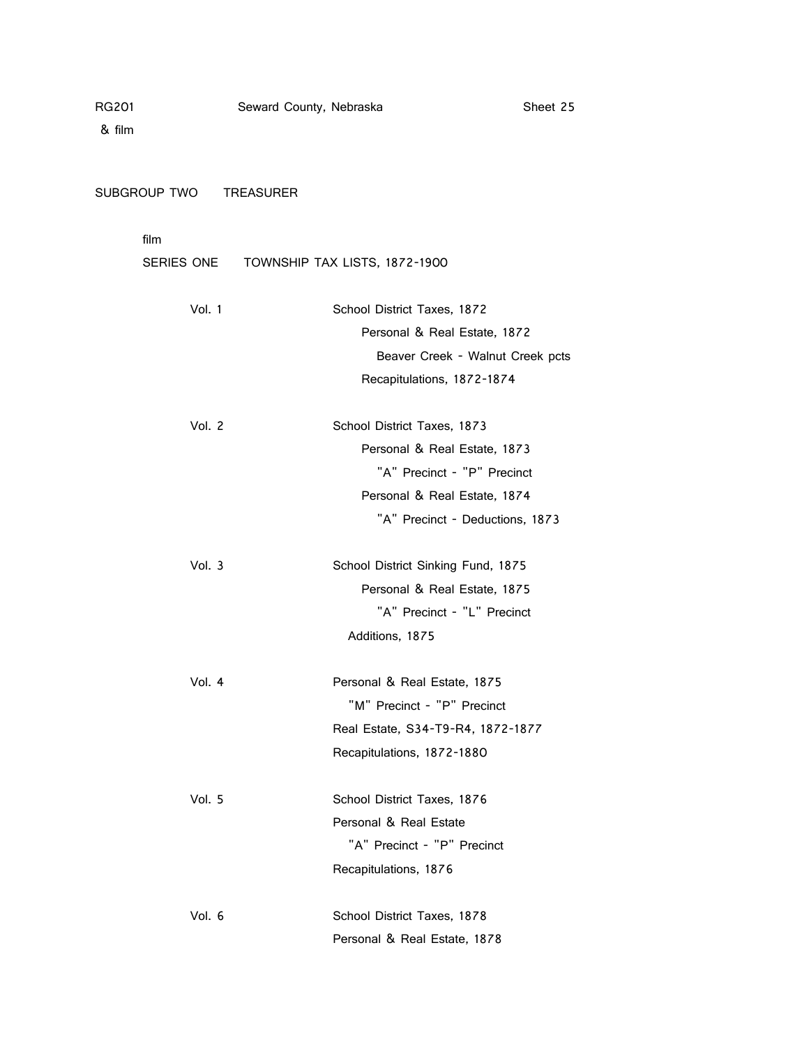RG201 Seward County, Nebraska Sheet 25
& film

## SUBGROUP TWO TREASURER

film

### SERIES ONE TOWNSHIP TAX LISTS, 1872-1900

| | |
|---|---|
| Vol. 1 | School District Taxes, 1872 |
| | Personal & Real Estate, 1872 |
| | Beaver Creek - Walnut Creek pcts |
| | Recapitulations, 1872-1874 |
| Vol. 2 | School District Taxes, 1873 |
| | Personal & Real Estate, 1873 |
| | "A" Precinct - "P" Precinct |
| | Personal & Real Estate, 1874 |
| | "A" Precinct - Deductions, 1873 |
| Vol. 3 | School District Sinking Fund, 1875 |
| | Personal & Real Estate, 1875 |
| | "A" Precinct - "L" Precinct |
| | Additions, 1875 |
| Vol. 4 | Personal & Real Estate, 1875 |
| | "M" Precinct - "P" Precinct |
| | Real Estate, S34-T9-R4, 1872-1877 |
| | Recapitulations, 1872-1880 |
| Vol. 5 | School District Taxes, 1876 |
| | Personal & Real Estate |
| | "A" Precinct - "P" Precinct |
| | Recapitulations, 1876 |
| Vol. 6 | School District Taxes, 1878 |
| | Personal & Real Estate, 1878 |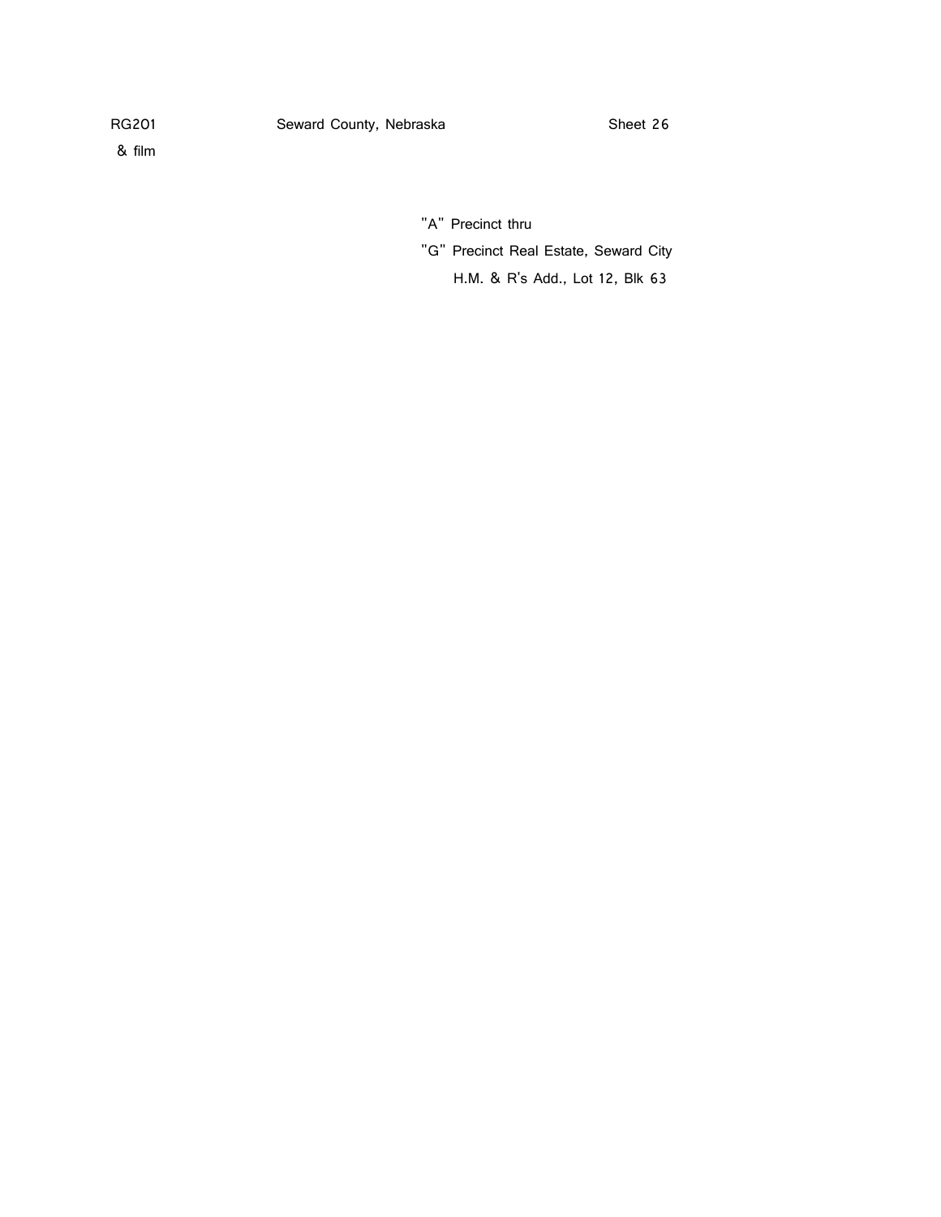RG201 Seward County, Nebraska Sheet 26
& film

"A" Precinct thru
"G" Precinct Real Estate, Seward City
H.M. & R's Add., Lot 12, Blk 63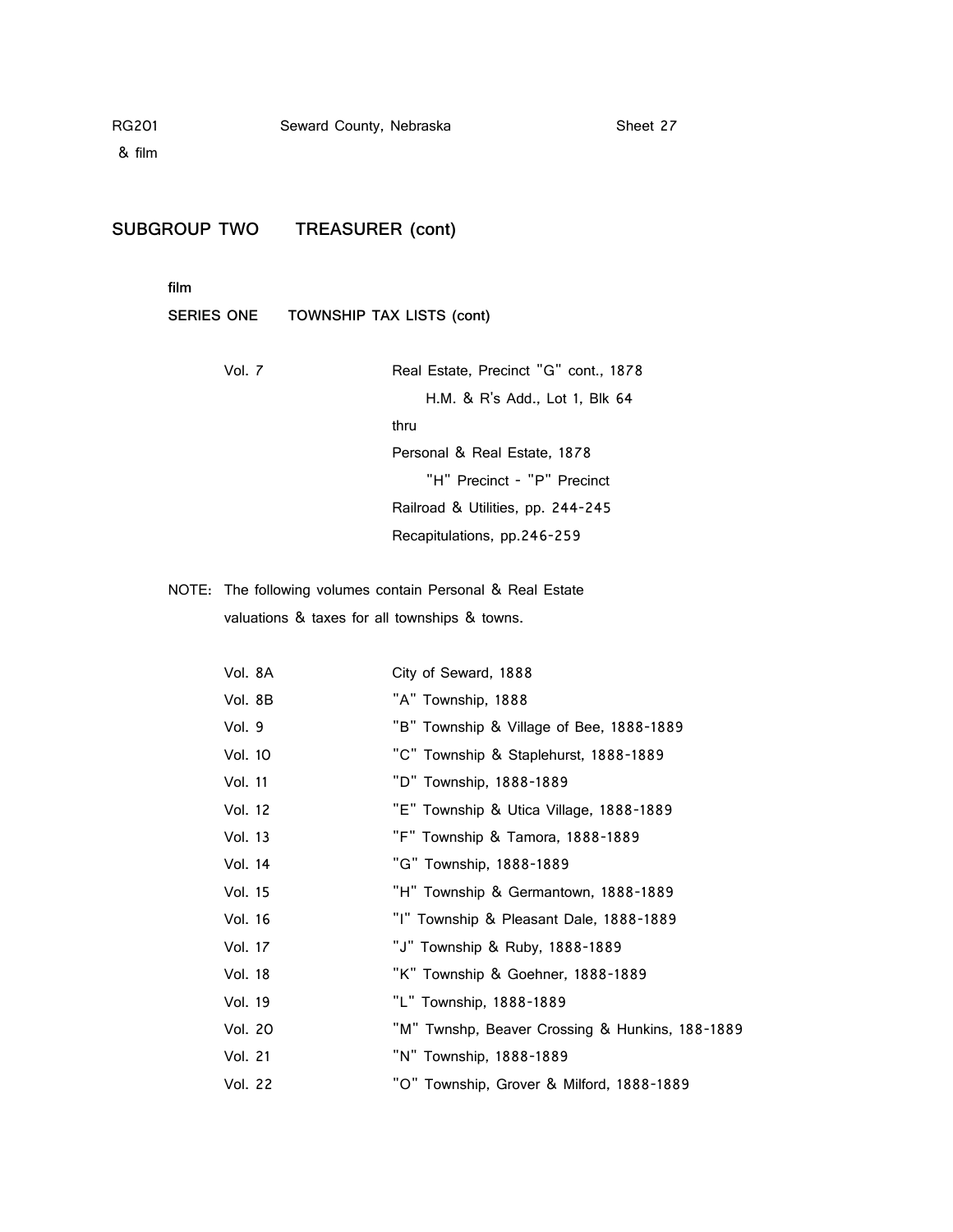RG201 Seward County, Nebraska Sheet 27
& film

## SUBGROUP TWO TREASURER (cont)

film

### SERIES ONE TOWNSHIP TAX LISTS (cont)

| | |
|---|---|
| Vol. 7 | Real Estate, Precinct "G" cont., 1878 |
| | H.M. & R's Add., Lot 1, Blk 64 |
| | thru |
| | Personal & Real Estate, 1878 |
| | "H" Precinct - "P" Precinct |
| | Railroad & Utilities, pp. 244-245 |
| | Recapitulations, pp.246-259 |

NOTE: The following volumes contain Personal & Real Estate valuations & taxes for all townships & towns.

| | |
|---|---|
| Vol. 8A | City of Seward, 1888 |
| Vol. 8B | "A" Township, 1888 |
| Vol. 9 | "B" Township & Village of Bee, 1888-1889 |
| Vol. 10 | "C" Township & Staplehurst, 1888-1889 |
| Vol. 11 | "D" Township, 1888-1889 |
| Vol. 12 | "E" Township & Utica Village, 1888-1889 |
| Vol. 13 | "F" Township & Tamora, 1888-1889 |
| Vol. 14 | "G" Township, 1888-1889 |
| Vol. 15 | "H" Township & Germantown, 1888-1889 |
| Vol. 16 | "I" Township & Pleasant Dale, 1888-1889 |
| Vol. 17 | "J" Township & Ruby, 1888-1889 |
| Vol. 18 | "K" Township & Goehner, 1888-1889 |
| Vol. 19 | "L" Township, 1888-1889 |
| Vol. 20 | "M" Twnshp, Beaver Crossing & Hunkins, 188-1889 |
| Vol. 21 | "N" Township, 1888-1889 |
| Vol. 22 | "O" Township, Grover & Milford, 1888-1889 |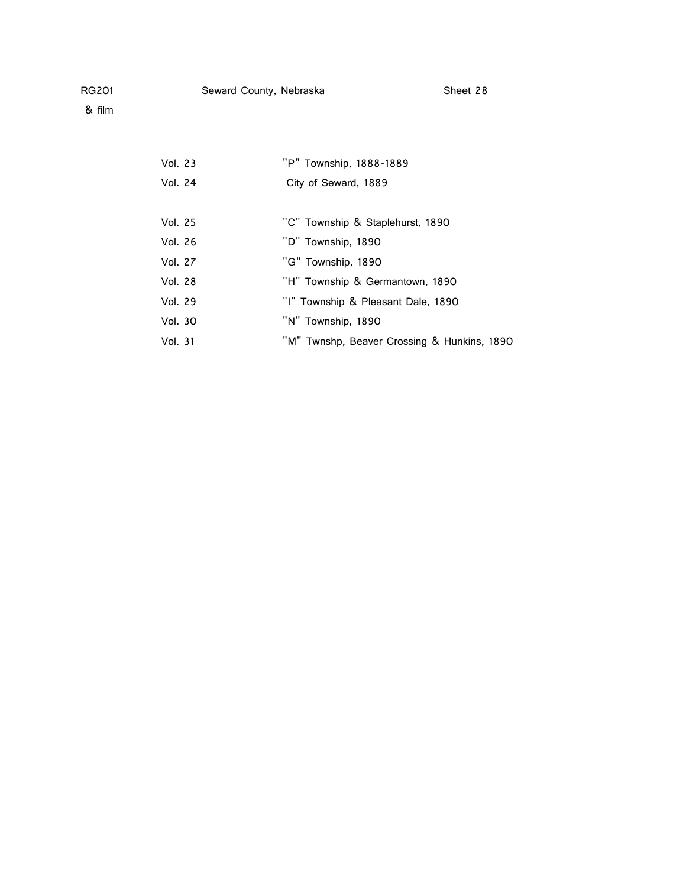| | |
|---|---|
| Vol. 23 | "P" Township, 1888-1889 |
| Vol. 24 | City of Seward, 1889 |
| | |
| Vol. 25 | "C" Township & Staplehurst, 1890 |
| Vol. 26 | "D" Township, 1890 |
| Vol. 27 | "G" Township, 1890 |
| Vol. 28 | "H" Township & Germantown, 1890 |
| Vol. 29 | "I" Township & Pleasant Dale, 1890 |
| Vol. 30 | "N" Township, 1890 |
| Vol. 31 | "M" Twnshp, Beaver Crossing & Hunkins, 1890 |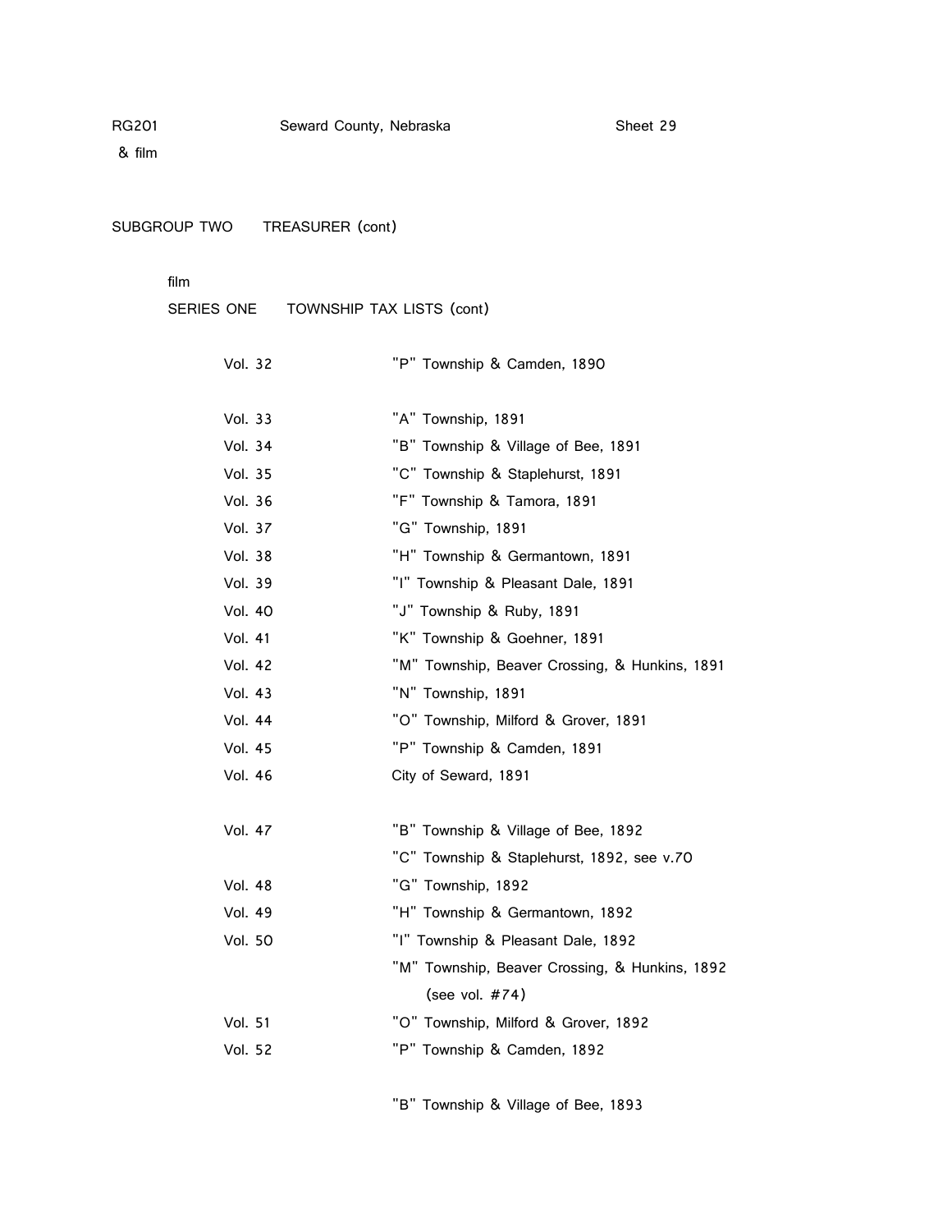RG201 & film — Seward County, Nebraska — Sheet 29

SUBGROUP TWO TREASURER (cont)

film

SERIES ONE TOWNSHIP TAX LISTS (cont)

| | |
|---|---|
| Vol. 32 | "P" Township & Camden, 1890 |
| | |
| Vol. 33 | "A" Township, 1891 |
| Vol. 34 | "B" Township & Village of Bee, 1891 |
| Vol. 35 | "C" Township & Staplehurst, 1891 |
| Vol. 36 | "F" Township & Tamora, 1891 |
| Vol. 37 | "G" Township, 1891 |
| Vol. 38 | "H" Township & Germantown, 1891 |
| Vol. 39 | "I" Township & Pleasant Dale, 1891 |
| Vol. 40 | "J" Township & Ruby, 1891 |
| Vol. 41 | "K" Township & Goehner, 1891 |
| Vol. 42 | "M" Township, Beaver Crossing, & Hunkins, 1891 |
| Vol. 43 | "N" Township, 1891 |
| Vol. 44 | "O" Township, Milford & Grover, 1891 |
| Vol. 45 | "P" Township & Camden, 1891 |
| Vol. 46 | City of Seward, 1891 |
| | |
| Vol. 47 | "B" Township & Village of Bee, 1892 |
| | "C" Township & Staplehurst, 1892, see v.70 |
| Vol. 48 | "G" Township, 1892 |
| Vol. 49 | "H" Township & Germantown, 1892 |
| Vol. 50 | "I" Township & Pleasant Dale, 1892 |
| | "M" Township, Beaver Crossing, & Hunkins, 1892 (see vol. #74) |
| Vol. 51 | "O" Township, Milford & Grover, 1892 |
| Vol. 52 | "P" Township & Camden, 1892 |
| | |
| | "B" Township & Village of Bee, 1893 |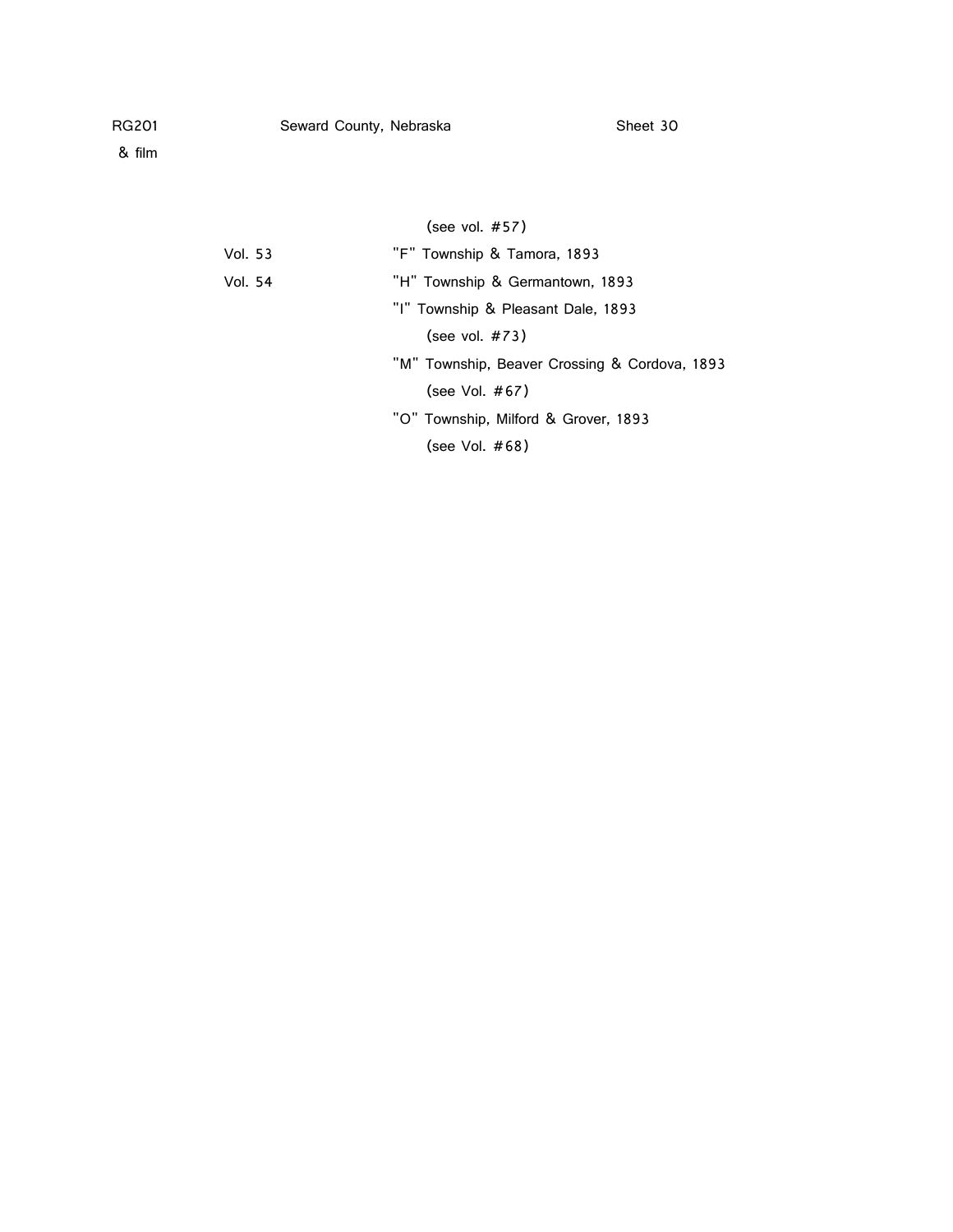(see vol. #57)

| | |
|---|---|
| Vol. 53 | "F" Township & Tamora, 1893 |
| Vol. 54 | "H" Township & Germantown, 1893 |
| | "I" Township & Pleasant Dale, 1893 |
| | (see vol. #73) |
| | "M" Township, Beaver Crossing & Cordova, 1893 |
| | (see Vol. #67) |
| | "O" Township, Milford & Grover, 1893 |
| | (see Vol. #68) |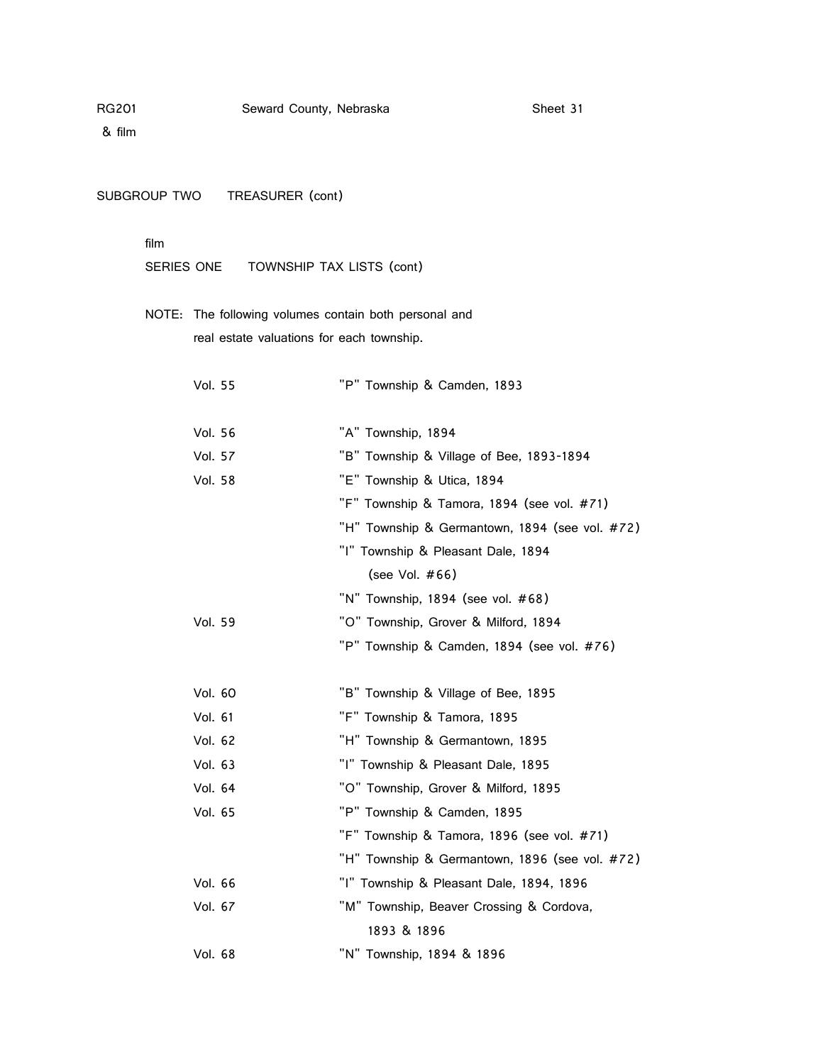RG201 Seward County, Nebraska Sheet 31
& film

## SUBGROUP TWO TREASURER (cont)

film

### SERIES ONE TOWNSHIP TAX LISTS (cont)

NOTE: The following volumes contain both personal and real estate valuations for each township.

| | |
|---|---|
| Vol. 55 | "P" Township & Camden, 1893 |
| | |
| Vol. 56 | "A" Township, 1894 |
| Vol. 57 | "B" Township & Village of Bee, 1893-1894 |
| Vol. 58 | "E" Township & Utica, 1894 |
| | "F" Township & Tamora, 1894 (see vol. #71) |
| | "H" Township & Germantown, 1894 (see vol. #72) |
| | "I" Township & Pleasant Dale, 1894 (see Vol. #66) |
| | "N" Township, 1894 (see vol. #68) |
| Vol. 59 | "O" Township, Grover & Milford, 1894 |
| | "P" Township & Camden, 1894 (see vol. #76) |
| | |
| Vol. 60 | "B" Township & Village of Bee, 1895 |
| Vol. 61 | "F" Township & Tamora, 1895 |
| Vol. 62 | "H" Township & Germantown, 1895 |
| Vol. 63 | "I" Township & Pleasant Dale, 1895 |
| Vol. 64 | "O" Township, Grover & Milford, 1895 |
| Vol. 65 | "P" Township & Camden, 1895 |
| | "F" Township & Tamora, 1896 (see vol. #71) |
| | "H" Township & Germantown, 1896 (see vol. #72) |
| Vol. 66 | "I" Township & Pleasant Dale, 1894, 1896 |
| Vol. 67 | "M" Township, Beaver Crossing & Cordova, 1893 & 1896 |
| Vol. 68 | "N" Township, 1894 & 1896 |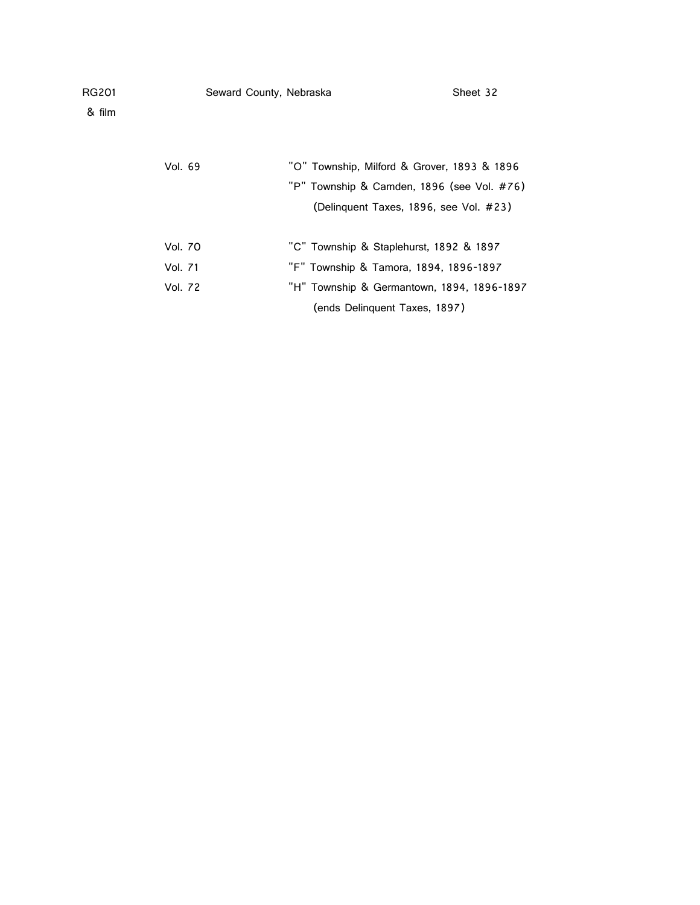RG201 & film — Seward County, Nebraska — Sheet 32

| | |
|---|---|
| Vol. 69 | "O" Township, Milford & Grover, 1893 & 1896 |
| | "P" Township & Camden, 1896 (see Vol. #76) |
| | (Delinquent Taxes, 1896, see Vol. #23) |
| Vol. 70 | "C" Township & Staplehurst, 1892 & 1897 |
| Vol. 71 | "F" Township & Tamora, 1894, 1896-1897 |
| Vol. 72 | "H" Township & Germantown, 1894, 1896-1897 |
| | (ends Delinquent Taxes, 1897) |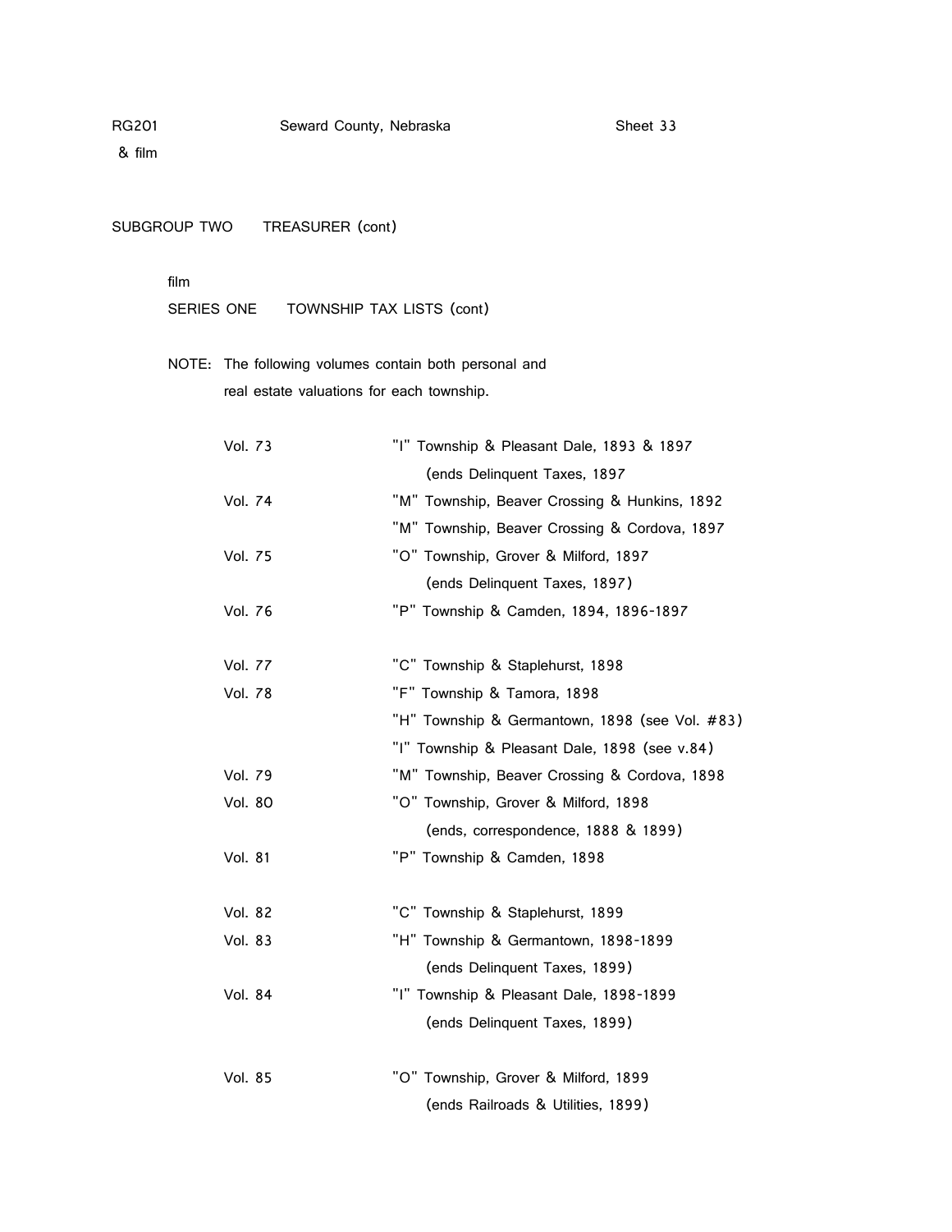RG201 & film — Seward County, Nebraska — Sheet 33

SUBGROUP TWO TREASURER (cont)

film

SERIES ONE TOWNSHIP TAX LISTS (cont)

NOTE: The following volumes contain both personal and real estate valuations for each township.

| | |
|---|---|
| Vol. 73 | "I" Township & Pleasant Dale, 1893 & 1897 |
| | (ends Delinquent Taxes, 1897 |
| Vol. 74 | "M" Township, Beaver Crossing & Hunkins, 1892 |
| | "M" Township, Beaver Crossing & Cordova, 1897 |
| Vol. 75 | "O" Township, Grover & Milford, 1897 |
| | (ends Delinquent Taxes, 1897) |
| Vol. 76 | "P" Township & Camden, 1894, 1896-1897 |
| | |
| Vol. 77 | "C" Township & Staplehurst, 1898 |
| Vol. 78 | "F" Township & Tamora, 1898 |
| | "H" Township & Germantown, 1898 (see Vol. #83) |
| | "I" Township & Pleasant Dale, 1898 (see v.84) |
| Vol. 79 | "M" Township, Beaver Crossing & Cordova, 1898 |
| Vol. 80 | "O" Township, Grover & Milford, 1898 |
| | (ends, correspondence, 1888 & 1899) |
| Vol. 81 | "P" Township & Camden, 1898 |
| | |
| Vol. 82 | "C" Township & Staplehurst, 1899 |
| Vol. 83 | "H" Township & Germantown, 1898-1899 |
| | (ends Delinquent Taxes, 1899) |
| Vol. 84 | "I" Township & Pleasant Dale, 1898-1899 |
| | (ends Delinquent Taxes, 1899) |
| | |
| Vol. 85 | "O" Township, Grover & Milford, 1899 |
| | (ends Railroads & Utilities, 1899) |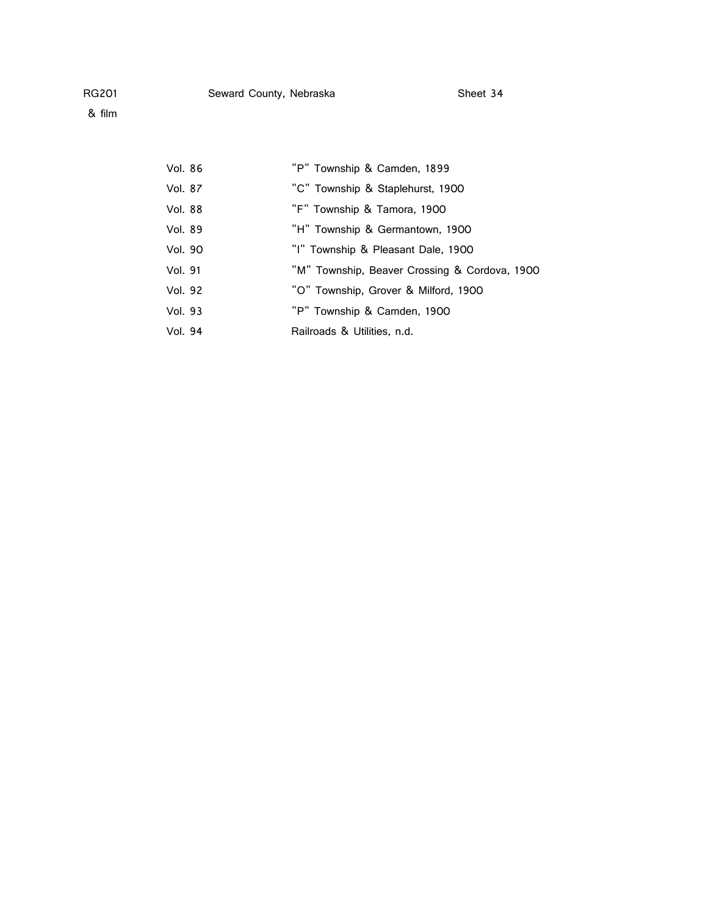RG201 & film — Seward County, Nebraska — Sheet 34

| | |
|---|---|
| Vol. 86 | "P" Township & Camden, 1899 |
| Vol. 87 | "C" Township & Staplehurst, 1900 |
| Vol. 88 | "F" Township & Tamora, 1900 |
| Vol. 89 | "H" Township & Germantown, 1900 |
| Vol. 90 | "I" Township & Pleasant Dale, 1900 |
| Vol. 91 | "M" Township, Beaver Crossing & Cordova, 1900 |
| Vol. 92 | "O" Township, Grover & Milford, 1900 |
| Vol. 93 | "P" Township & Camden, 1900 |
| Vol. 94 | Railroads & Utilities, n.d. |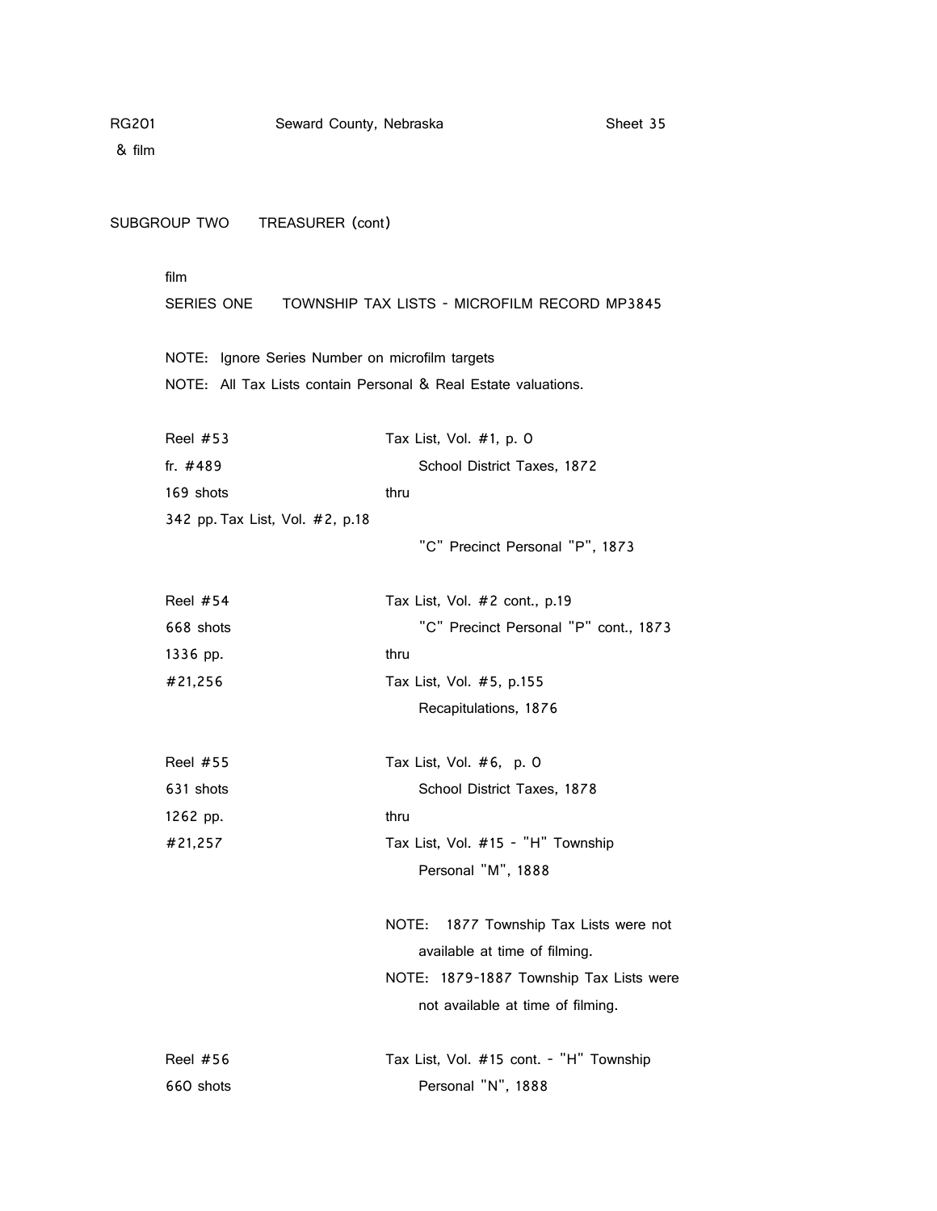RG201 Seward County, Nebraska Sheet 35
& film

SUBGROUP TWO TREASURER (cont)

film

SERIES ONE TOWNSHIP TAX LISTS - MICROFILM RECORD MP3845

NOTE: Ignore Series Number on microfilm targets
NOTE: All Tax Lists contain Personal & Real Estate valuations.

| | |
|---|---|
| Reel #53<br>fr. #489<br>169 shots<br>342 pp. | Tax List, Vol. #1, p. 0<br>School District Taxes, 1872<br>thru<br>Tax List, Vol. #2, p.18<br>"C" Precinct Personal "P", 1873 |
| Reel #54<br>668 shots<br>1336 pp.<br>#21,256 | Tax List, Vol. #2 cont., p.19<br>"C" Precinct Personal "P" cont., 1873<br>thru<br>Tax List, Vol. #5, p.155<br>Recapitulations, 1876 |
| Reel #55<br>631 shots<br>1262 pp.<br>#21,257 | Tax List, Vol. #6, p. 0<br>School District Taxes, 1878<br>thru<br>Tax List, Vol. #15 - "H" Township<br>Personal "M", 1888<br><br>NOTE: 1877 Township Tax Lists were not available at time of filming.<br>NOTE: 1879-1887 Township Tax Lists were not available at time of filming. |
| Reel #56<br>660 shots | Tax List, Vol. #15 cont. - "H" Township<br>Personal "N", 1888 |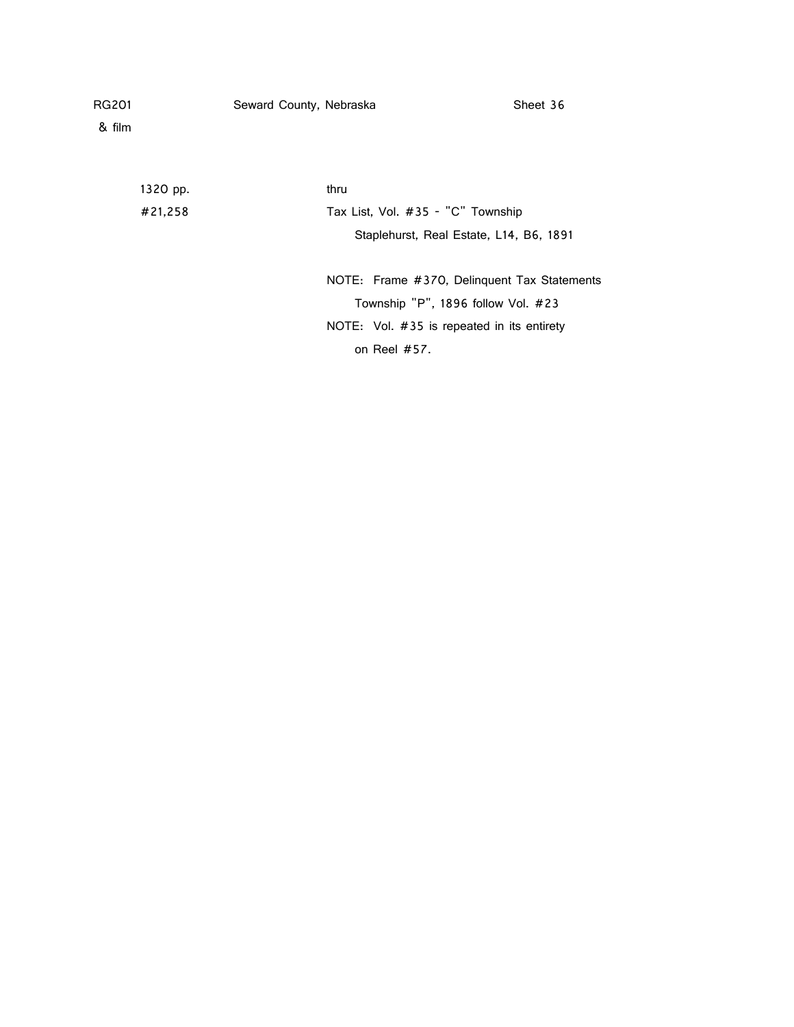RG201 Seward County, Nebraska Sheet 36
& film

| | |
|---|---|
| 1320 pp. | thru |
| #21,258 | Tax List, Vol. #35 - "C" Township |
| | Staplehurst, Real Estate, L14, B6, 1891 |
| | |
| | NOTE: Frame #370, Delinquent Tax Statements |
| | Township "P", 1896 follow Vol. #23 |
| | NOTE: Vol. #35 is repeated in its entirety |
| | on Reel #57. |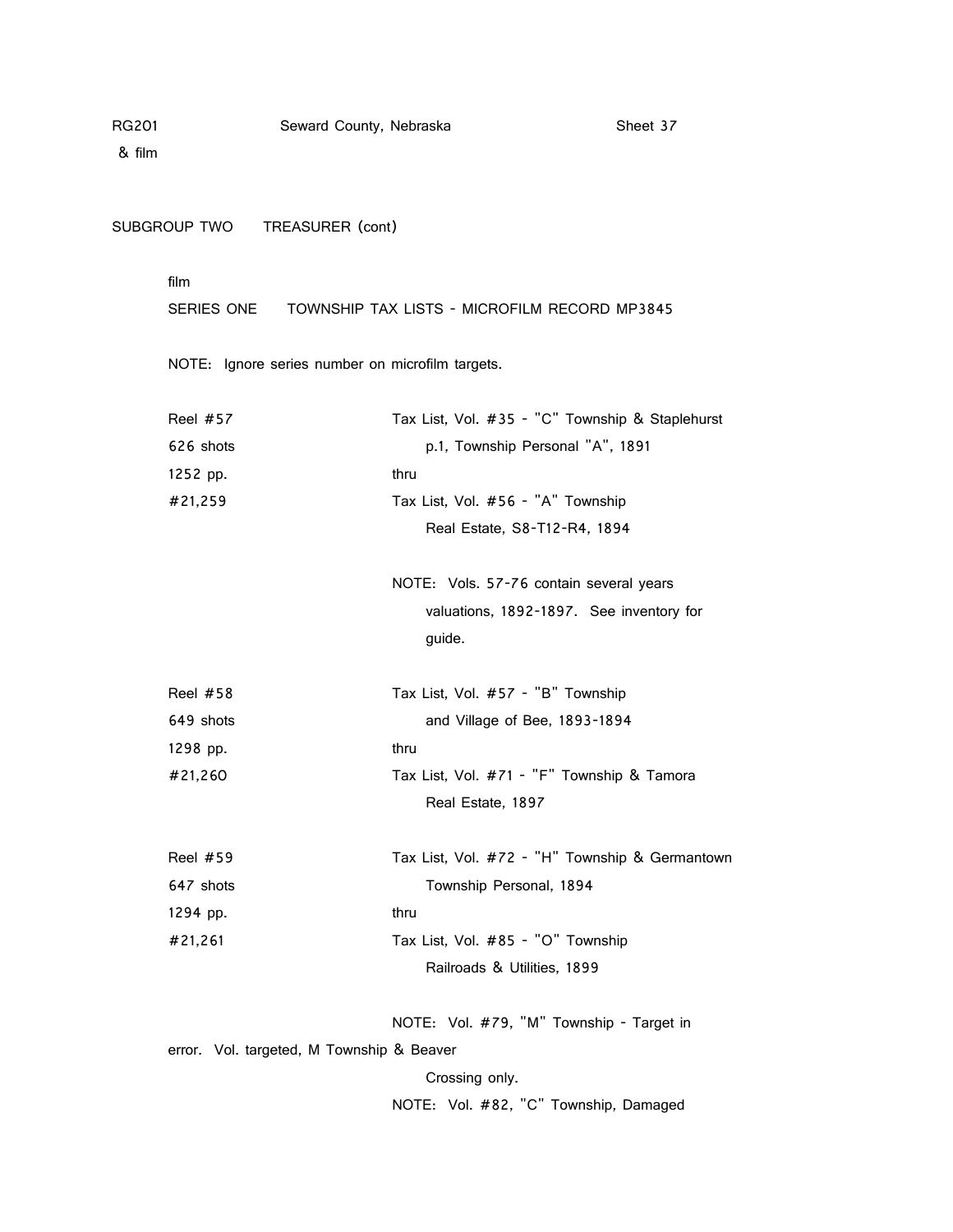RG201 Seward County, Nebraska Sheet 37
& film

SUBGROUP TWO TREASURER (cont)

film

SERIES ONE TOWNSHIP TAX LISTS - MICROFILM RECORD MP3845

NOTE: Ignore series number on microfilm targets.

| | |
|---|---|
| Reel #57<br>626 shots<br>1252 pp.<br>#21,259 | Tax List, Vol. #35 - "C" Township & Staplehurst<br>p.1, Township Personal "A", 1891<br>thru<br>Tax List, Vol. #56 - "A" Township<br>Real Estate, S8-T12-R4, 1894<br><br>NOTE: Vols. 57-76 contain several years valuations, 1892-1897. See inventory for guide. |
| Reel #58<br>649 shots<br>1298 pp.<br>#21,260 | Tax List, Vol. #57 - "B" Township<br>and Village of Bee, 1893-1894<br>thru<br>Tax List, Vol. #71 - "F" Township & Tamora<br>Real Estate, 1897 |
| Reel #59<br>647 shots<br>1294 pp.<br>#21,261 | Tax List, Vol. #72 - "H" Township & Germantown<br>Township Personal, 1894<br>thru<br>Tax List, Vol. #85 - "O" Township<br>Railroads & Utilities, 1899 |

NOTE: Vol. #79, "M" Township - Target in error. Vol. targeted, M Township & Beaver Crossing only.

NOTE: Vol. #82, "C" Township, Damaged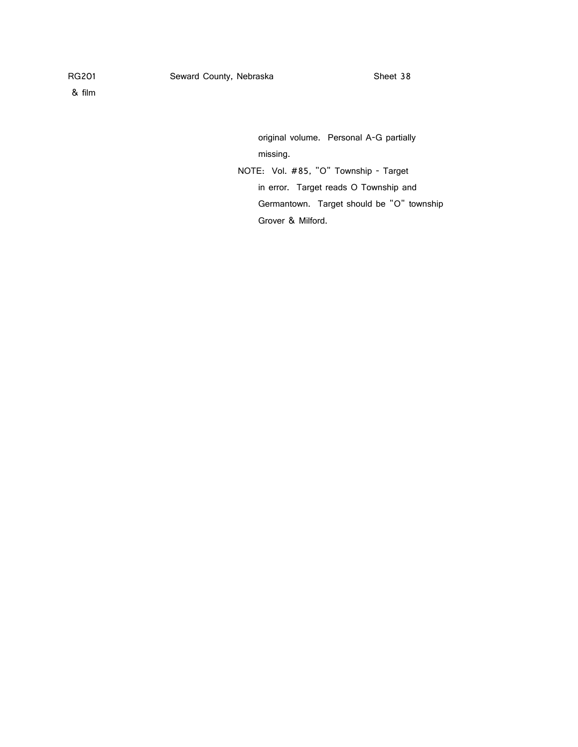original volume. Personal A-G partially missing.

NOTE: Vol. #85, "O" Township - Target in error. Target reads O Township and Germantown. Target should be "O" township Grover & Milford.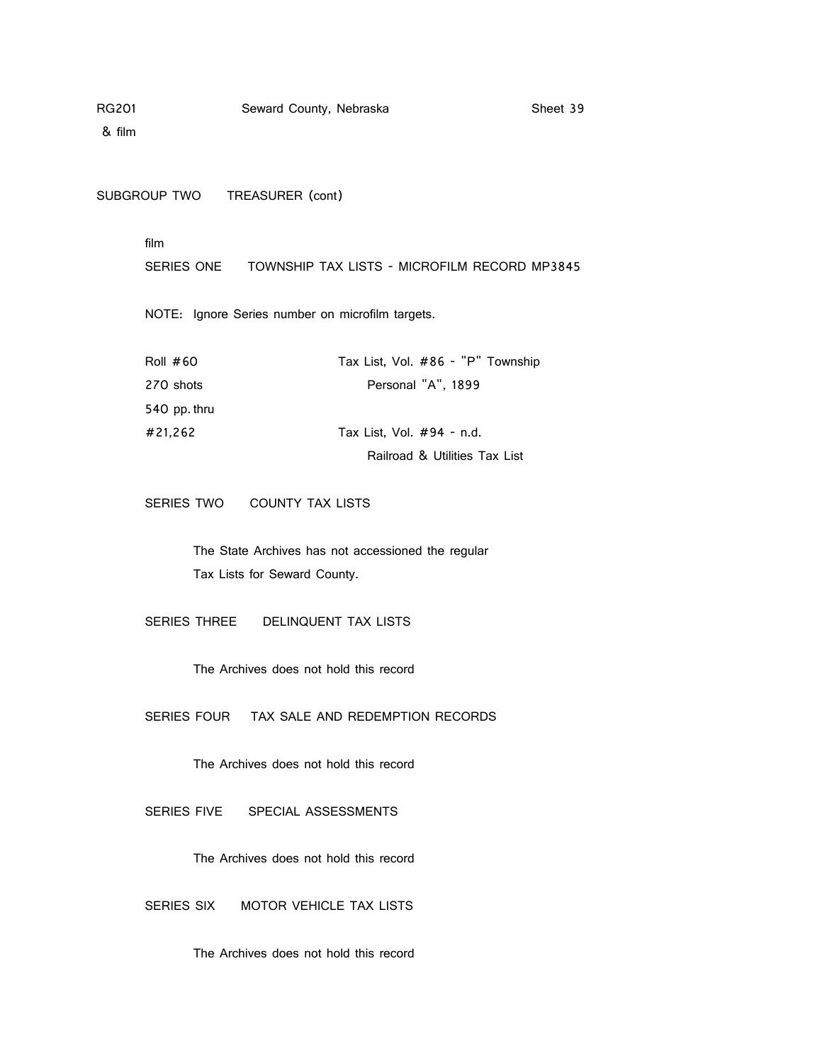RG201 & film

## SUBGROUP TWO TREASURER (cont)

film

### SERIES ONE TOWNSHIP TAX LISTS - MICROFILM RECORD MP3845

NOTE: Ignore Series number on microfilm targets.

| | |
|---|---|
| Roll #60 | Tax List, Vol. #86 - "P" Township |
| 270 shots | Personal "A", 1899 |
| 540 pp. thru | |
| #21,262 | Tax List, Vol. #94 - n.d. |
| | Railroad & Utilities Tax List |

### SERIES TWO COUNTY TAX LISTS

The State Archives has not accessioned the regular Tax Lists for Seward County.

### SERIES THREE DELINQUENT TAX LISTS

The Archives does not hold this record

### SERIES FOUR TAX SALE AND REDEMPTION RECORDS

The Archives does not hold this record

### SERIES FIVE SPECIAL ASSESSMENTS

The Archives does not hold this record

### SERIES SIX MOTOR VEHICLE TAX LISTS

The Archives does not hold this record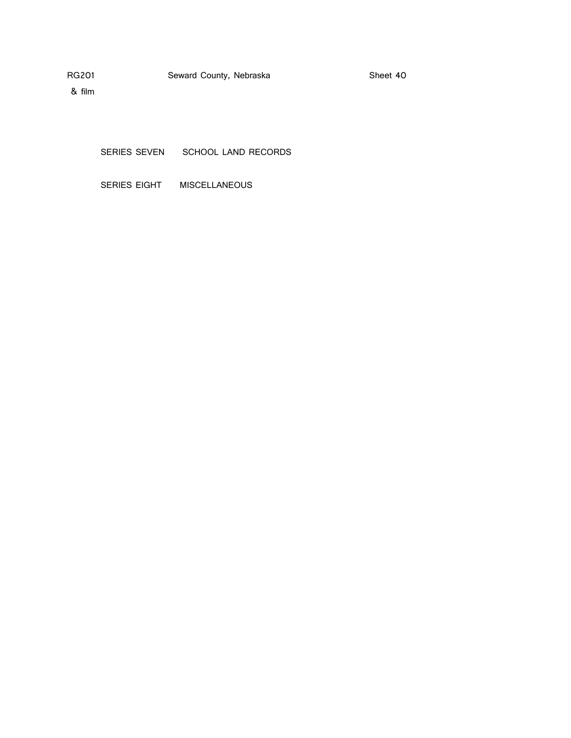RG201 Seward County, Nebraska Sheet 40
& film

SERIES SEVEN SCHOOL LAND RECORDS

SERIES EIGHT MISCELLANEOUS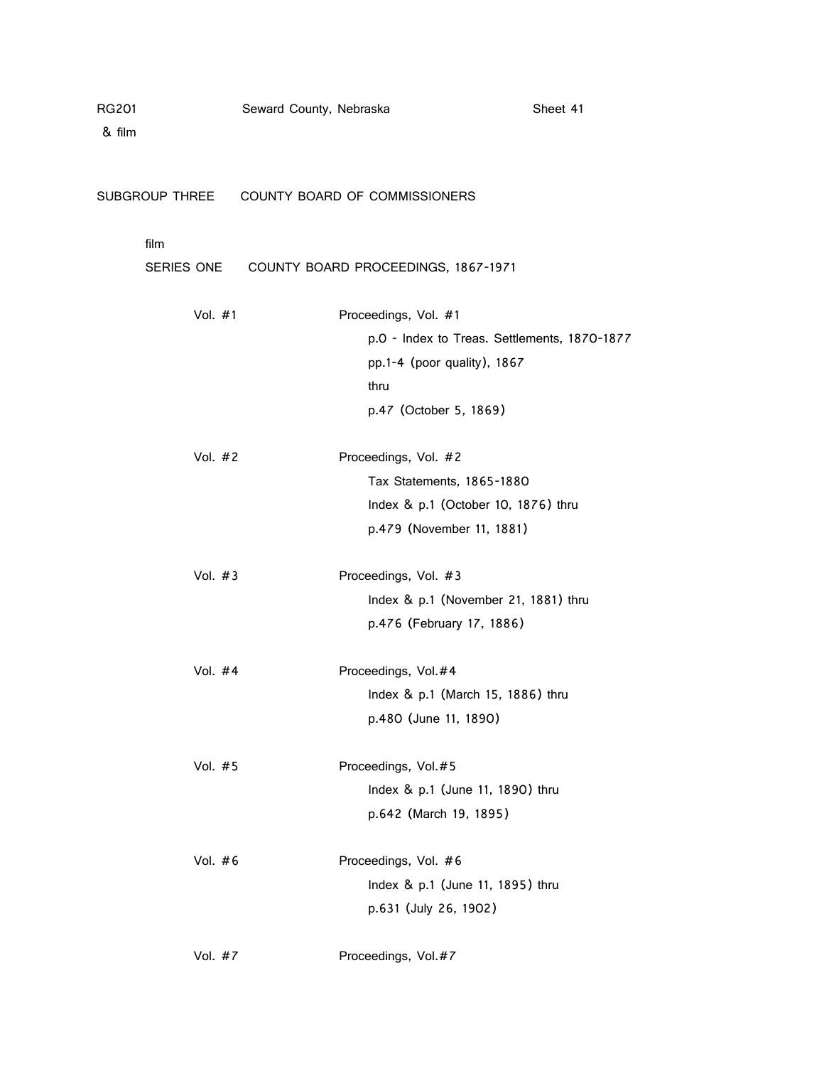RG201 & film    Seward County, Nebraska    Sheet 41

SUBGROUP THREE    COUNTY BOARD OF COMMISSIONERS

film
SERIES ONE    COUNTY BOARD PROCEEDINGS, 1867-1971

Vol. #1    Proceedings, Vol. #1
p.0 - Index to Treas. Settlements, 1870-1877
pp.1-4 (poor quality), 1867
thru
p.47 (October 5, 1869)

Vol. #2    Proceedings, Vol. #2
Tax Statements, 1865-1880
Index & p.1 (October 10, 1876) thru
p.479 (November 11, 1881)

Vol. #3    Proceedings, Vol. #3
Index & p.1 (November 21, 1881) thru
p.476 (February 17, 1886)

Vol. #4    Proceedings, Vol.#4
Index & p.1 (March 15, 1886) thru
p.480 (June 11, 1890)

Vol. #5    Proceedings, Vol.#5
Index & p.1 (June 11, 1890) thru
p.642 (March 19, 1895)

Vol. #6    Proceedings, Vol. #6
Index & p.1 (June 11, 1895) thru
p.631 (July 26, 1902)

Vol. #7    Proceedings, Vol.#7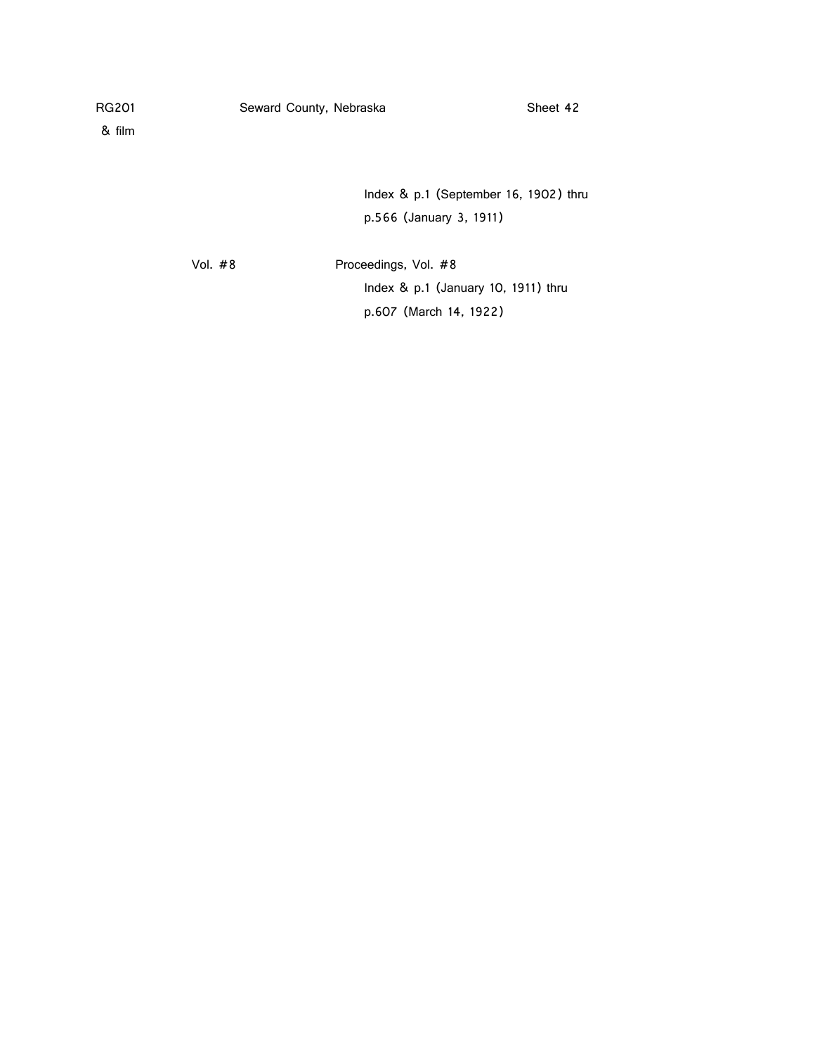RG201 & film

Seward County, Nebraska

Sheet 42

Index & p.1 (September 16, 1902) thru p.566 (January 3, 1911)

Vol. #8 — Proceedings, Vol. #8
Index & p.1 (January 10, 1911) thru p.607 (March 14, 1922)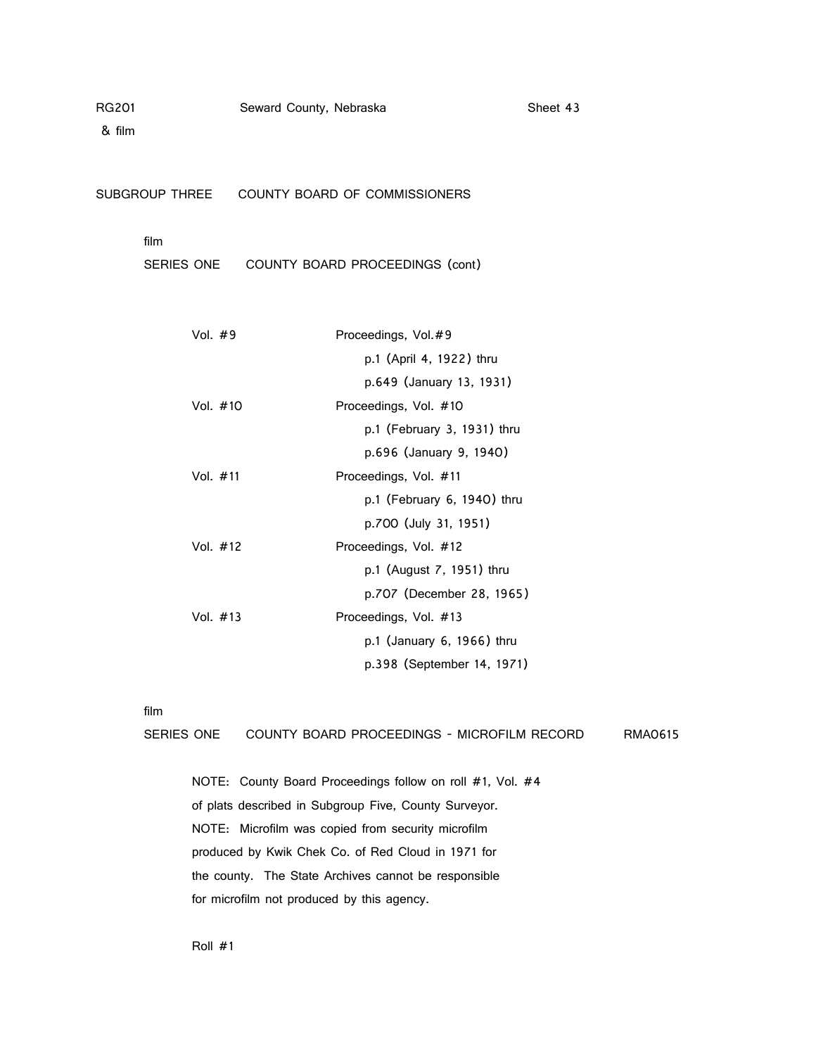RG201 &nbsp;&nbsp;&nbsp;&nbsp; Seward County, Nebraska &nbsp;&nbsp;&nbsp;&nbsp; Sheet 43
& film

## SUBGROUP THREE &nbsp;&nbsp; COUNTY BOARD OF COMMISSIONERS

film

### SERIES ONE &nbsp;&nbsp; COUNTY BOARD PROCEEDINGS (cont)

| | |
|---|---|
| Vol. #9 | Proceedings, Vol.#9<br>p.1 (April 4, 1922) thru<br>p.649 (January 13, 1931) |
| Vol. #10 | Proceedings, Vol. #10<br>p.1 (February 3, 1931) thru<br>p.696 (January 9, 1940) |
| Vol. #11 | Proceedings, Vol. #11<br>p.1 (February 6, 1940) thru<br>p.700 (July 31, 1951) |
| Vol. #12 | Proceedings, Vol. #12<br>p.1 (August 7, 1951) thru<br>p.707 (December 28, 1965) |
| Vol. #13 | Proceedings, Vol. #13<br>p.1 (January 6, 1966) thru<br>p.398 (September 14, 1971) |

film

### SERIES ONE &nbsp;&nbsp; COUNTY BOARD PROCEEDINGS - MICROFILM RECORD &nbsp;&nbsp; RMA0615

NOTE: County Board Proceedings follow on roll #1, Vol. #4 of plats described in Subgroup Five, County Surveyor.
NOTE: Microfilm was copied from security microfilm produced by Kwik Chek Co. of Red Cloud in 1971 for the county. The State Archives cannot be responsible for microfilm not produced by this agency.

Roll #1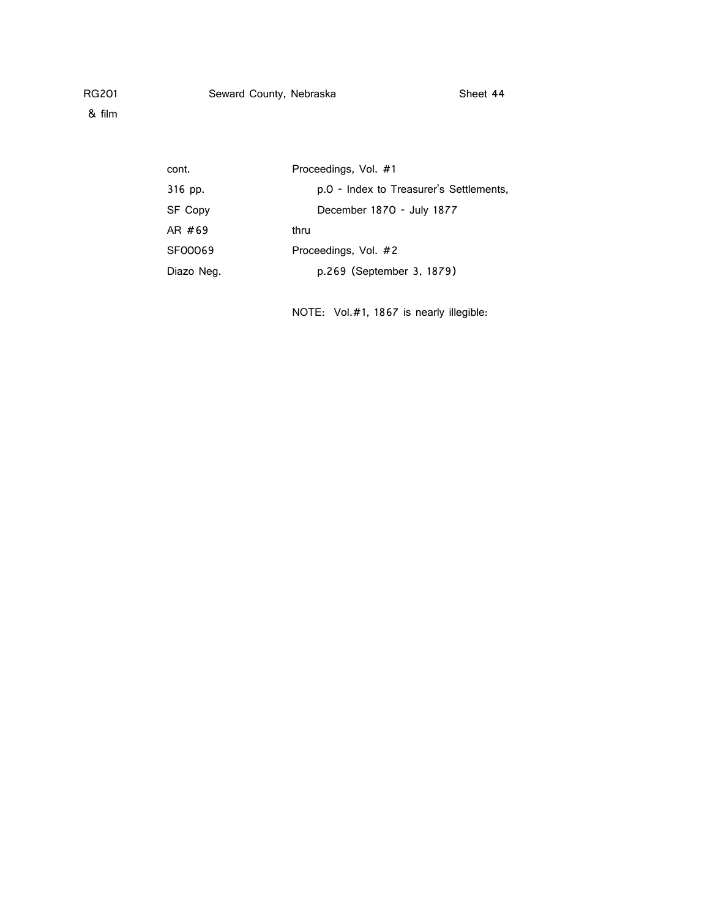RG201 & film — Seward County, Nebraska — Sheet 44

| | |
|---|---|
| cont. | Proceedings, Vol. #1 |
| 316 pp. | p.0 - Index to Treasurer's Settlements, |
| SF Copy | December 1870 - July 1877 |
| AR #69 | thru |
| SF00069 | Proceedings, Vol. #2 |
| Diazo Neg. | p.269 (September 3, 1879) |

NOTE: Vol.#1, 1867 is nearly illegible: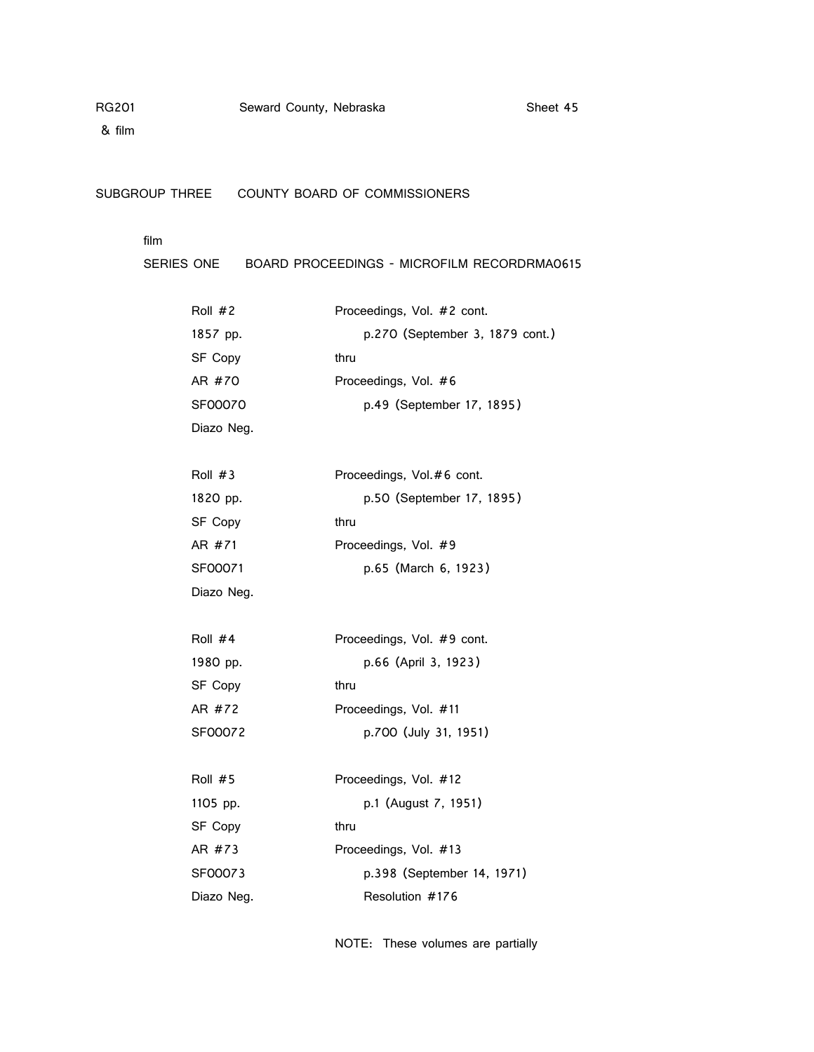RG201 Seward County, Nebraska Sheet 45
& film

SUBGROUP THREE COUNTY BOARD OF COMMISSIONERS

film

SERIES ONE BOARD PROCEEDINGS - MICROFILM RECORDRMA0615

| | |
|---|---|
| Roll #2 | Proceedings, Vol. #2 cont. |
| 1857 pp. | p.270 (September 3, 1879 cont.) |
| SF Copy | thru |
| AR #70 | Proceedings, Vol. #6 |
| SF00070 | p.49 (September 17, 1895) |
| Diazo Neg. | |
| | |
| Roll #3 | Proceedings, Vol.#6 cont. |
| 1820 pp. | p.50 (September 17, 1895) |
| SF Copy | thru |
| AR #71 | Proceedings, Vol. #9 |
| SF00071 | p.65 (March 6, 1923) |
| Diazo Neg. | |
| | |
| Roll #4 | Proceedings, Vol. #9 cont. |
| 1980 pp. | p.66 (April 3, 1923) |
| SF Copy | thru |
| AR #72 | Proceedings, Vol. #11 |
| SF00072 | p.700 (July 31, 1951) |
| | |
| Roll #5 | Proceedings, Vol. #12 |
| 1105 pp. | p.1 (August 7, 1951) |
| SF Copy | thru |
| AR #73 | Proceedings, Vol. #13 |
| SF00073 | p.398 (September 14, 1971) |
| Diazo Neg. | Resolution #176 |

NOTE: These volumes are partially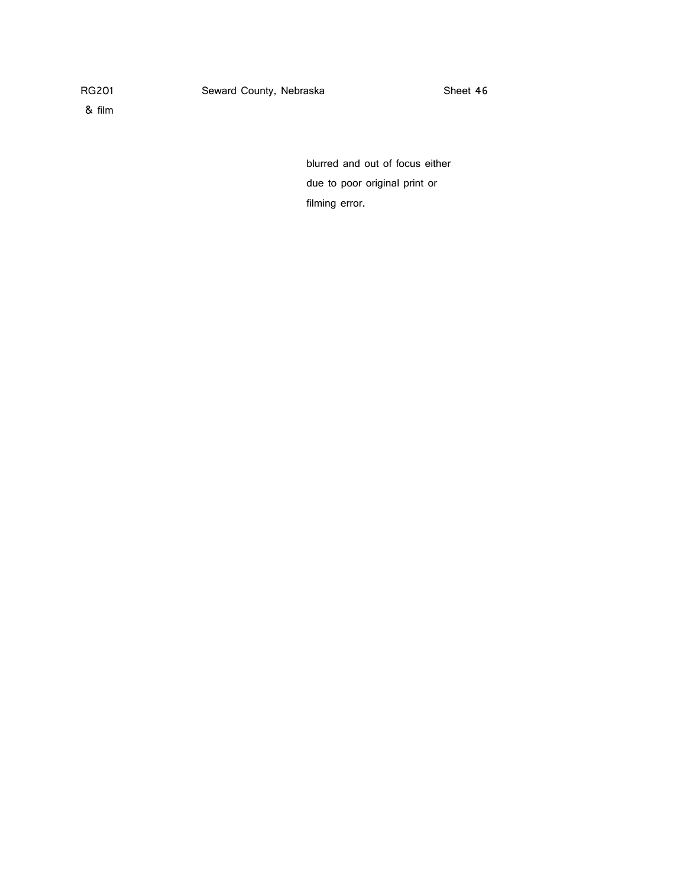RG201 & film | Seward County, Nebraska | Sheet 46

blurred and out of focus either due to poor original print or filming error.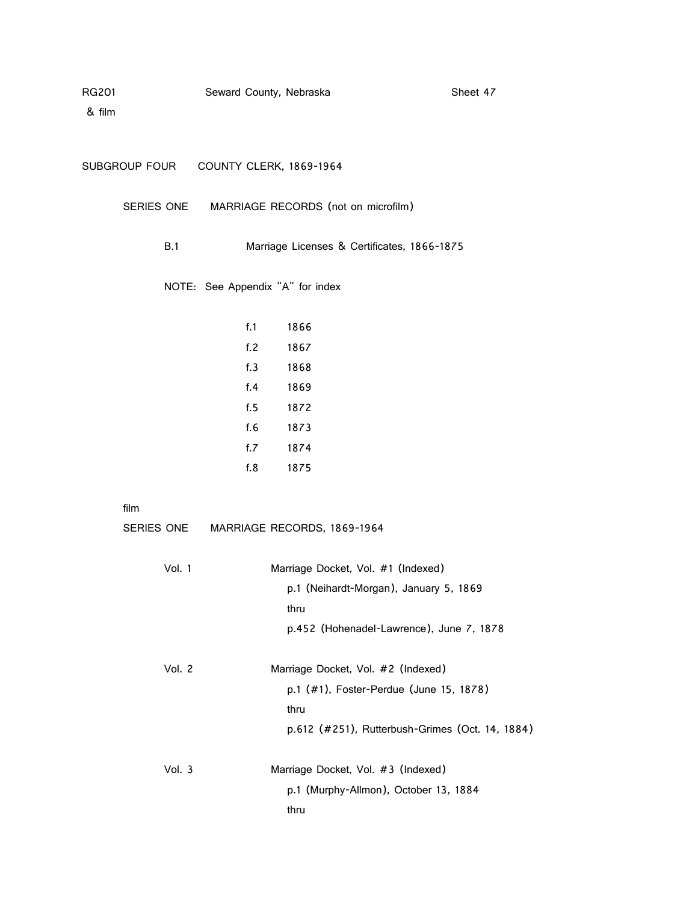RG201 Seward County, Nebraska Sheet 47
& film

SUBGROUP FOUR COUNTY CLERK, 1869-1964

SERIES ONE MARRIAGE RECORDS (not on microfilm)

B.1 Marriage Licenses & Certificates, 1866-1875

NOTE: See Appendix "A" for index

f.1 1866
f.2 1867
f.3 1868
f.4 1869
f.5 1872
f.6 1873
f.7 1874
f.8 1875

film
SERIES ONE MARRIAGE RECORDS, 1869-1964

Vol. 1 Marriage Docket, Vol. #1 (Indexed)
p.1 (Neihardt-Morgan), January 5, 1869
thru
p.452 (Hohenadel-Lawrence), June 7, 1878

Vol. 2 Marriage Docket, Vol. #2 (Indexed)
p.1 (#1), Foster-Perdue (June 15, 1878)
thru
p.612 (#251), Rutterbush-Grimes (Oct. 14, 1884)

Vol. 3 Marriage Docket, Vol. #3 (Indexed)
p.1 (Murphy-Allmon), October 13, 1884
thru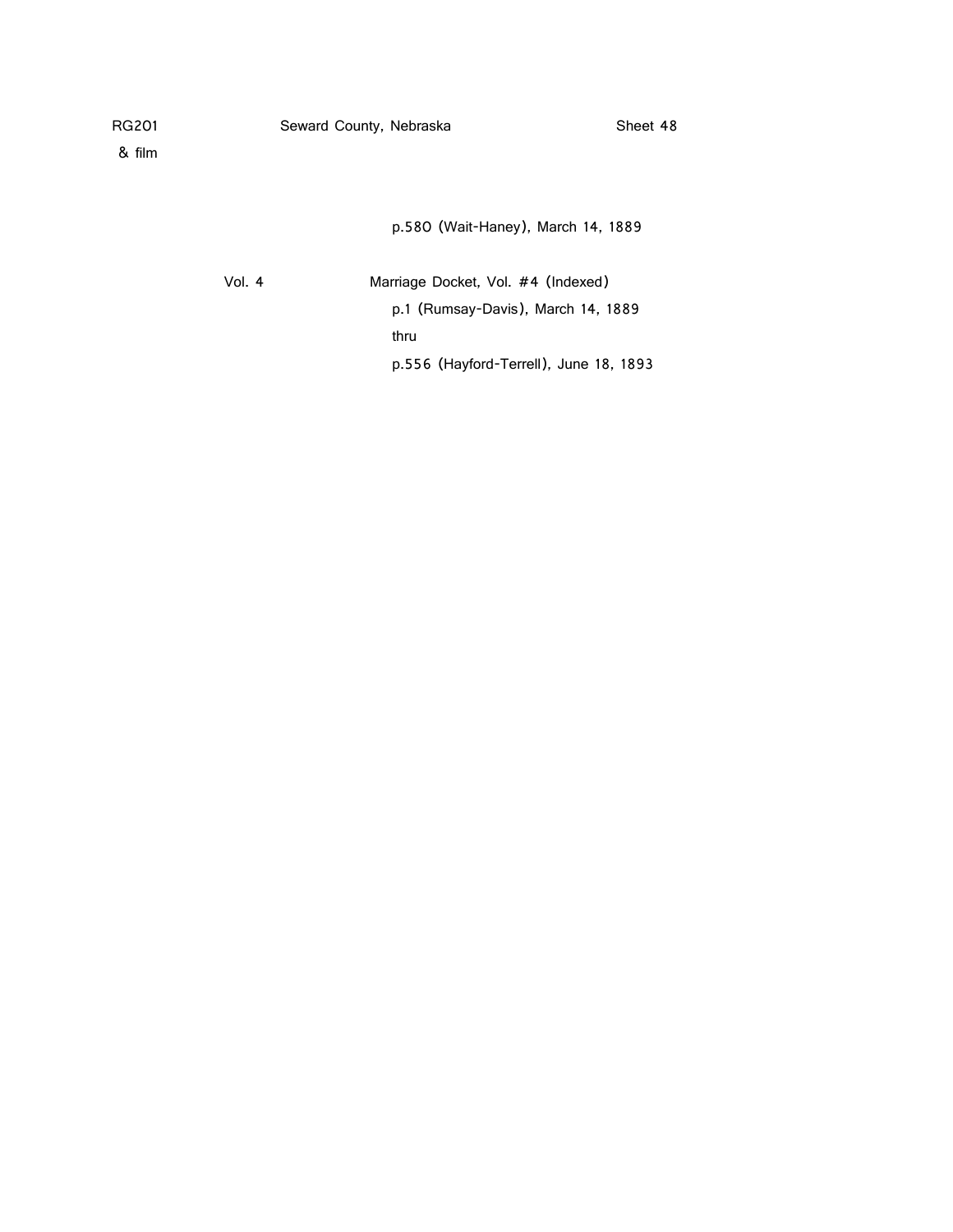p.580 (Wait-Haney), March 14, 1889

Vol. 4 Marriage Docket, Vol. #4 (Indexed)

p.1 (Rumsay-Davis), March 14, 1889

thru

p.556 (Hayford-Terrell), June 18, 1893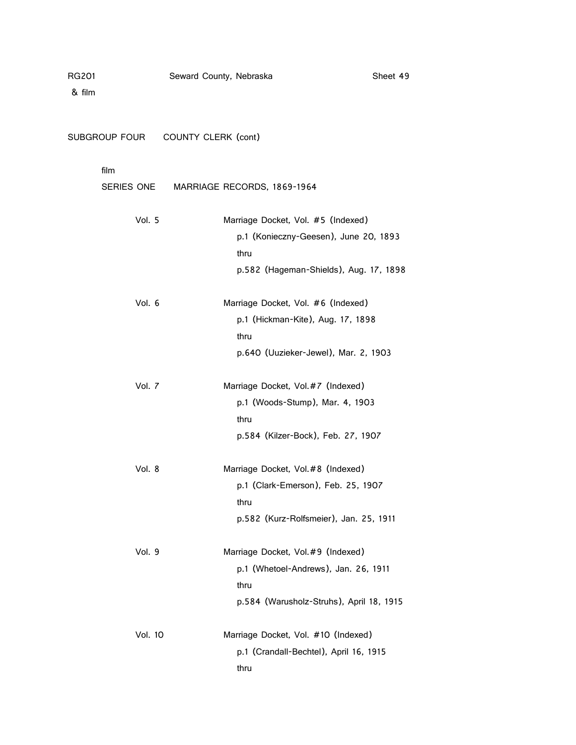RG201 & film — Seward County, Nebraska — Sheet 49

## SUBGROUP FOUR COUNTY CLERK (cont)

film

### SERIES ONE MARRIAGE RECORDS, 1869-1964

Vol. 5 — Marriage Docket, Vol. #5 (Indexed)
p.1 (Konieczny-Geesen), June 20, 1893
thru
p.582 (Hageman-Shields), Aug. 17, 1898

Vol. 6 — Marriage Docket, Vol. #6 (Indexed)
p.1 (Hickman-Kite), Aug. 17, 1898
thru
p.640 (Uuzieker-Jewel), Mar. 2, 1903

Vol. 7 — Marriage Docket, Vol.#7 (Indexed)
p.1 (Woods-Stump), Mar. 4, 1903
thru
p.584 (Kilzer-Bock), Feb. 27, 1907

Vol. 8 — Marriage Docket, Vol.#8 (Indexed)
p.1 (Clark-Emerson), Feb. 25, 1907
thru
p.582 (Kurz-Rolfsmeier), Jan. 25, 1911

Vol. 9 — Marriage Docket, Vol.#9 (Indexed)
p.1 (Whetoel-Andrews), Jan. 26, 1911
thru
p.584 (Warusholz-Struhs), April 18, 1915

Vol. 10 — Marriage Docket, Vol. #10 (Indexed)
p.1 (Crandall-Bechtel), April 16, 1915
thru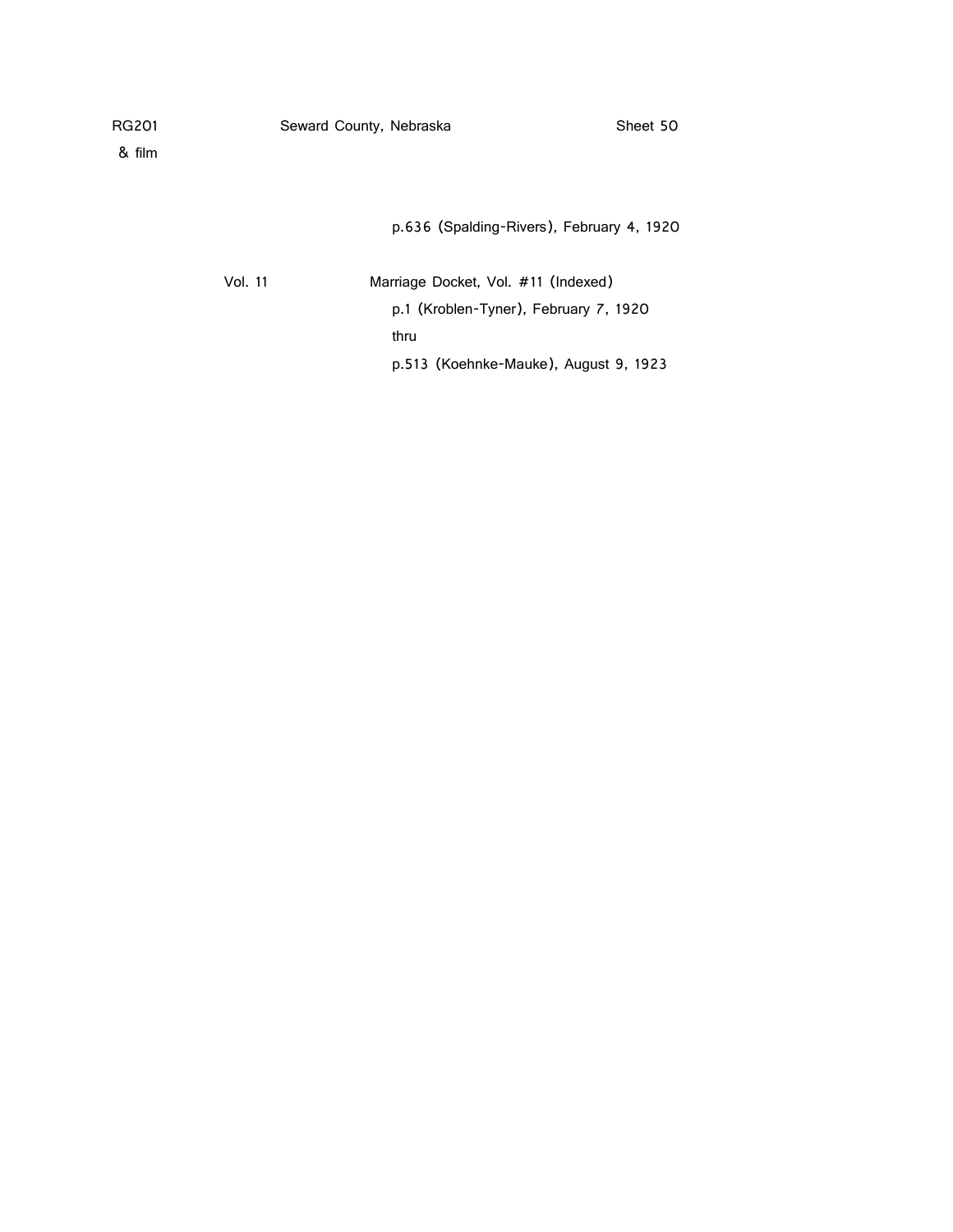RG201 Seward County, Nebraska Sheet 50
& film

p.636 (Spalding-Rivers), February 4, 1920

Vol. 11 Marriage Docket, Vol. #11 (Indexed)
p.1 (Kroblen-Tyner), February 7, 1920
thru
p.513 (Koehnke-Mauke), August 9, 1923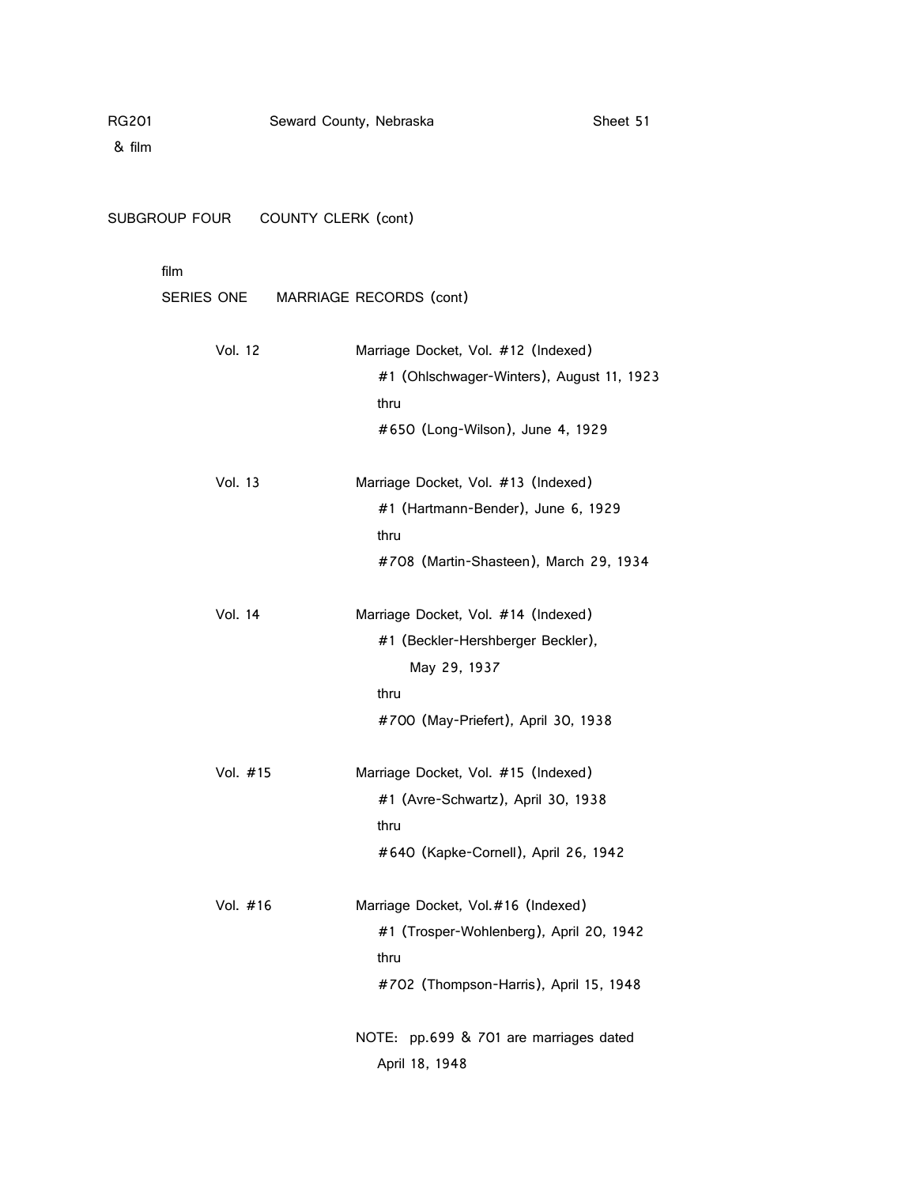RG201 & film — Seward County, Nebraska — Sheet 51

SUBGROUP FOUR COUNTY CLERK (cont)

film

SERIES ONE MARRIAGE RECORDS (cont)

| | |
|---|---|
| Vol. 12 | Marriage Docket, Vol. #12 (Indexed)<br>#1 (Ohlschwager-Winters), August 11, 1923<br>thru<br>#650 (Long-Wilson), June 4, 1929 |
| Vol. 13 | Marriage Docket, Vol. #13 (Indexed)<br>#1 (Hartmann-Bender), June 6, 1929<br>thru<br>#708 (Martin-Shasteen), March 29, 1934 |
| Vol. 14 | Marriage Docket, Vol. #14 (Indexed)<br>#1 (Beckler-Hershberger Beckler), May 29, 1937<br>thru<br>#700 (May-Priefert), April 30, 1938 |
| Vol. #15 | Marriage Docket, Vol. #15 (Indexed)<br>#1 (Avre-Schwartz), April 30, 1938<br>thru<br>#640 (Kapke-Cornell), April 26, 1942 |
| Vol. #16 | Marriage Docket, Vol.#16 (Indexed)<br>#1 (Trosper-Wohlenberg), April 20, 1942<br>thru<br>#702 (Thompson-Harris), April 15, 1948<br><br>NOTE: pp.699 & 701 are marriages dated April 18, 1948 |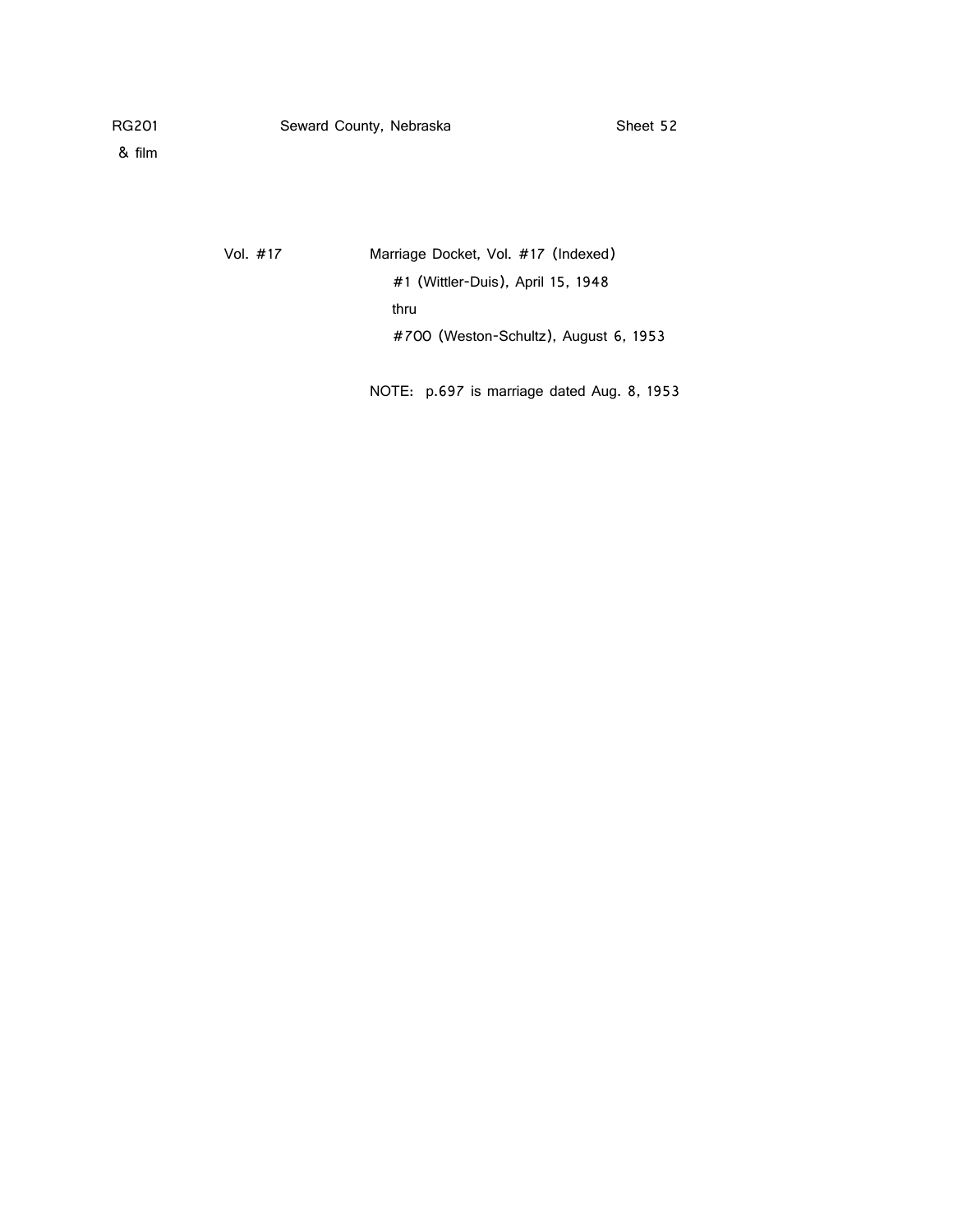RG201 & film — Seward County, Nebraska — Sheet 52

Vol. #17 — Marriage Docket, Vol. #17 (Indexed)

#1 (Wittler-Duis), April 15, 1948

thru

#700 (Weston-Schultz), August 6, 1953

NOTE: p.697 is marriage dated Aug. 8, 1953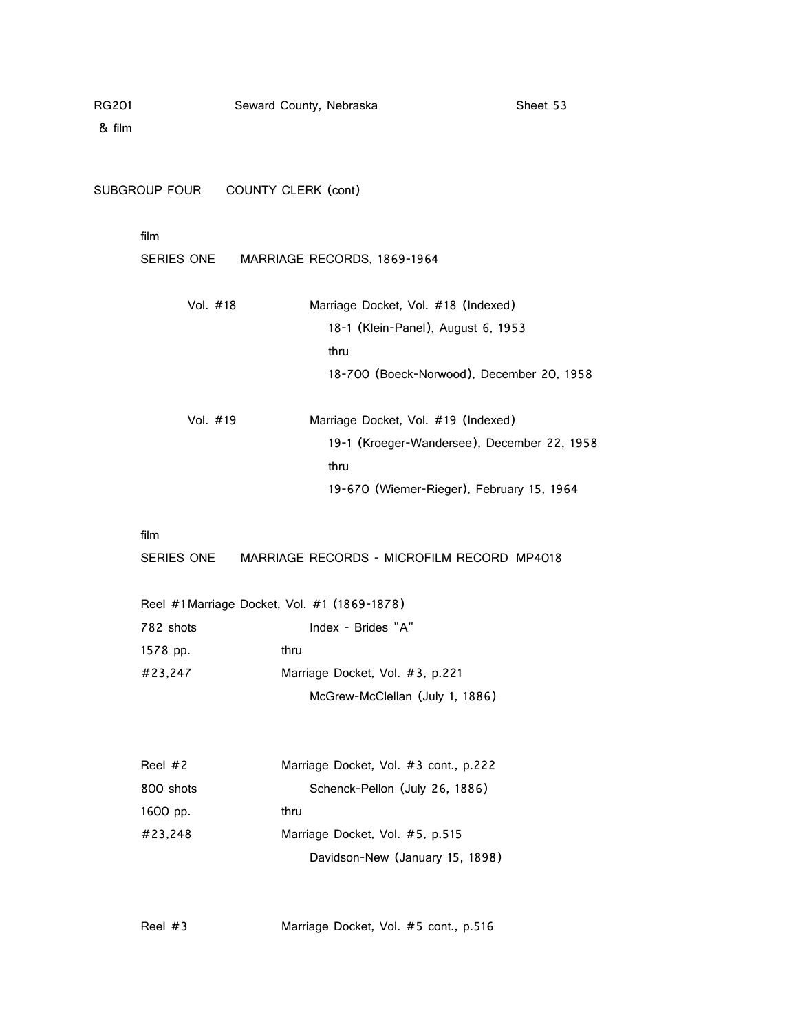RG201 & film — Seward County, Nebraska — Sheet 53

SUBGROUP FOUR COUNTY CLERK (cont)

film

SERIES ONE MARRIAGE RECORDS, 1869-1964

Vol. #18 Marriage Docket, Vol. #18 (Indexed)
18-1 (Klein-Panel), August 6, 1953
thru
18-700 (Boeck-Norwood), December 20, 1958

Vol. #19 Marriage Docket, Vol. #19 (Indexed)
19-1 (Kroeger-Wandersee), December 22, 1958
thru
19-670 (Wiemer-Rieger), February 15, 1964

film

SERIES ONE MARRIAGE RECORDS - MICROFILM RECORD MP4018

Reel #1 Marriage Docket, Vol. #1 (1869-1878)
782 shots Index - Brides "A"
1578 pp. thru
#23,247 Marriage Docket, Vol. #3, p.221
McGrew-McClellan (July 1, 1886)

Reel #2 Marriage Docket, Vol. #3 cont., p.222
800 shots Schenck-Pellon (July 26, 1886)
1600 pp. thru
#23,248 Marriage Docket, Vol. #5, p.515
Davidson-New (January 15, 1898)

Reel #3 Marriage Docket, Vol. #5 cont., p.516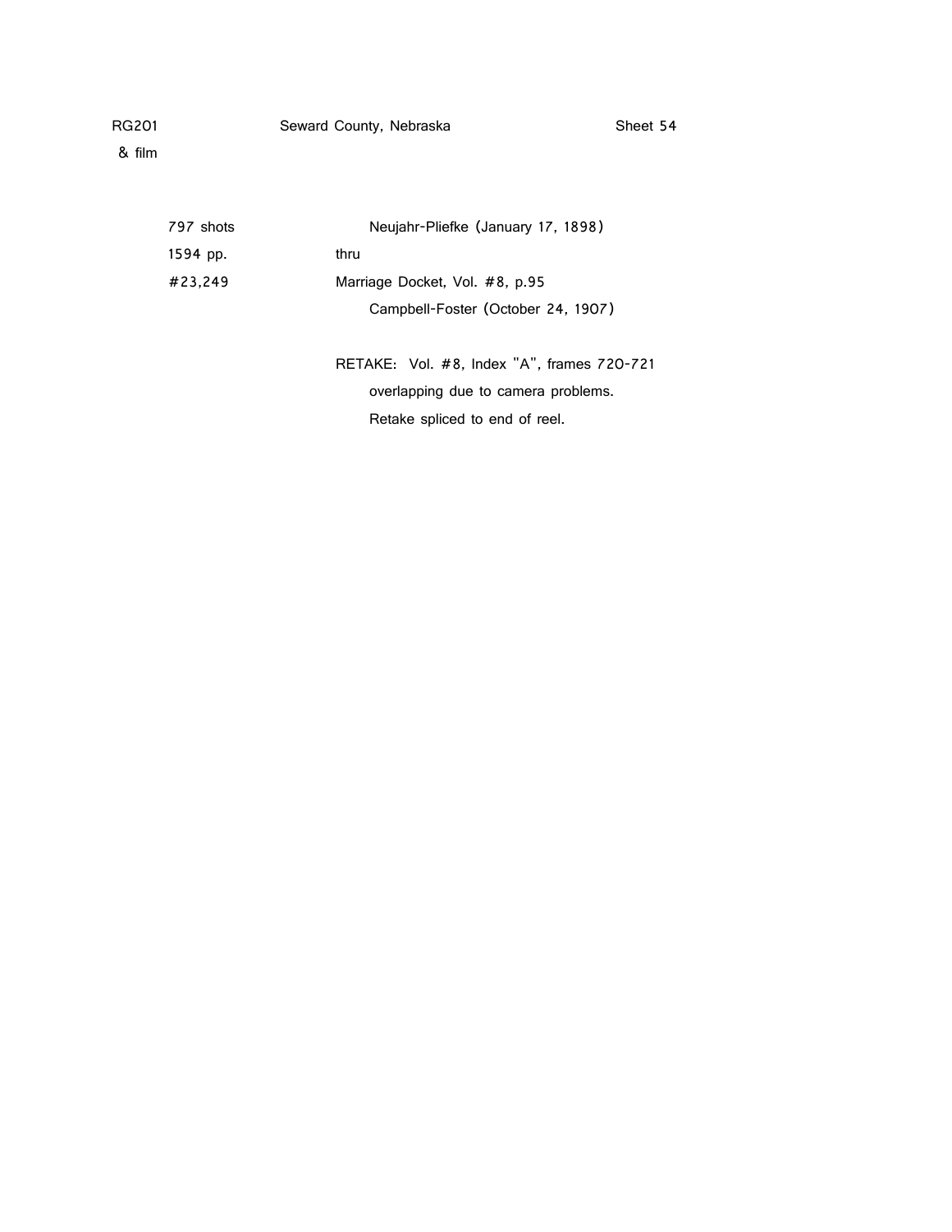RG201 &nbsp;&nbsp;&nbsp;&nbsp;&nbsp;&nbsp;&nbsp;&nbsp; Seward County, Nebraska &nbsp;&nbsp;&nbsp;&nbsp;&nbsp;&nbsp;&nbsp;&nbsp; Sheet 54
& film

| | |
|---|---|
| 797 shots | Neujahr-Pliefke (January 17, 1898) |
| 1594 pp. | thru |
| #23,249 | Marriage Docket, Vol. #8, p.95 |
| | Campbell-Foster (October 24, 1907) |
| | |
| | RETAKE: Vol. #8, Index "A", frames 720-721 overlapping due to camera problems. Retake spliced to end of reel. |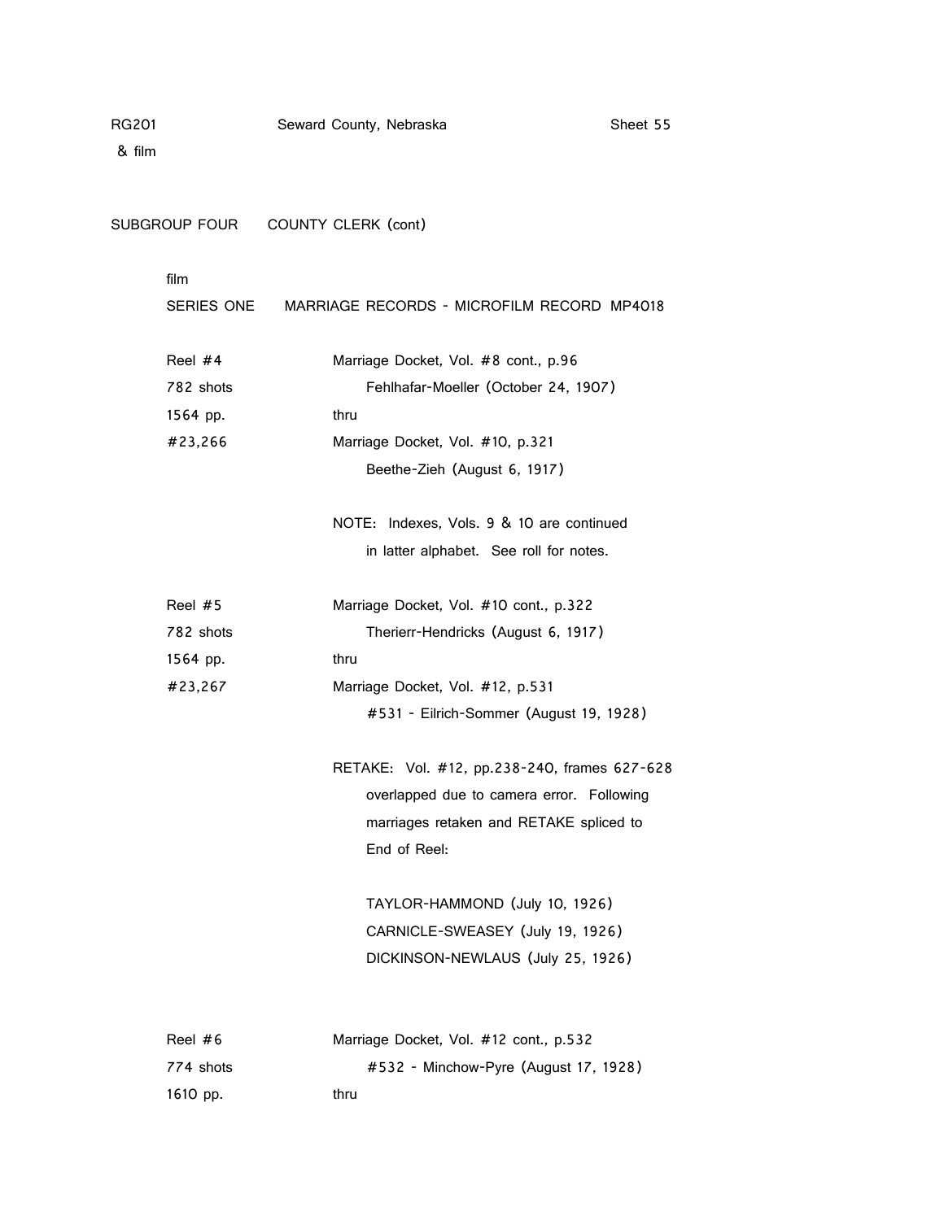RG201 & film — Seward County, Nebraska — Sheet 55

## SUBGROUP FOUR COUNTY CLERK (cont)

film

### SERIES ONE MARRIAGE RECORDS - MICROFILM RECORD MP4018

| | |
|---|---|
| Reel #4<br>782 shots<br>1564 pp.<br>#23,266 | Marriage Docket, Vol. #8 cont., p.96<br>Fehlhafar-Moeller (October 24, 1907)<br>thru<br>Marriage Docket, Vol. #10, p.321<br>Beethe-Zieh (August 6, 1917)<br><br>NOTE: Indexes, Vols. 9 & 10 are continued in latter alphabet. See roll for notes. |
| Reel #5<br>782 shots<br>1564 pp.<br>#23,267 | Marriage Docket, Vol. #10 cont., p.322<br>Therierr-Hendricks (August 6, 1917)<br>thru<br>Marriage Docket, Vol. #12, p.531<br>#531 - Eilrich-Sommer (August 19, 1928)<br><br>RETAKE: Vol. #12, pp.238-240, frames 627-628 overlapped due to camera error. Following marriages retaken and RETAKE spliced to End of Reel:<br><br>TAYLOR-HAMMOND (July 10, 1926)<br>CARNICLE-SWEASEY (July 19, 1926)<br>DICKINSON-NEWLAUS (July 25, 1926) |
| Reel #6<br>774 shots<br>1610 pp. | Marriage Docket, Vol. #12 cont., p.532<br>#532 - Minchow-Pyre (August 17, 1928)<br>thru |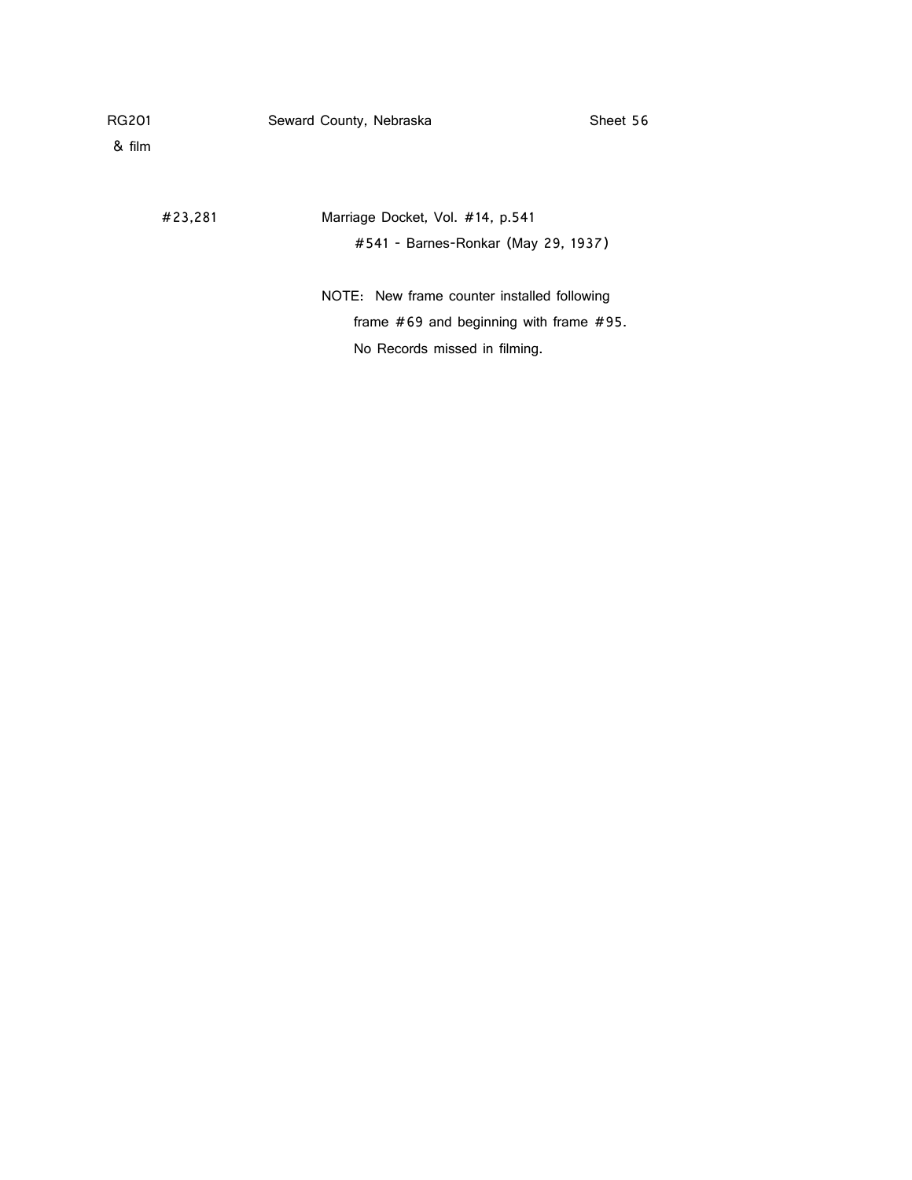RG201 &nbsp;&nbsp;&nbsp;&nbsp; Seward County, Nebraska &nbsp;&nbsp;&nbsp;&nbsp; Sheet 56

& film

#23,281 &nbsp;&nbsp;&nbsp;&nbsp; Marriage Docket, Vol. #14, p.541

#541 - Barnes-Ronkar (May 29, 1937)

NOTE: New frame counter installed following frame #69 and beginning with frame #95. No Records missed in filming.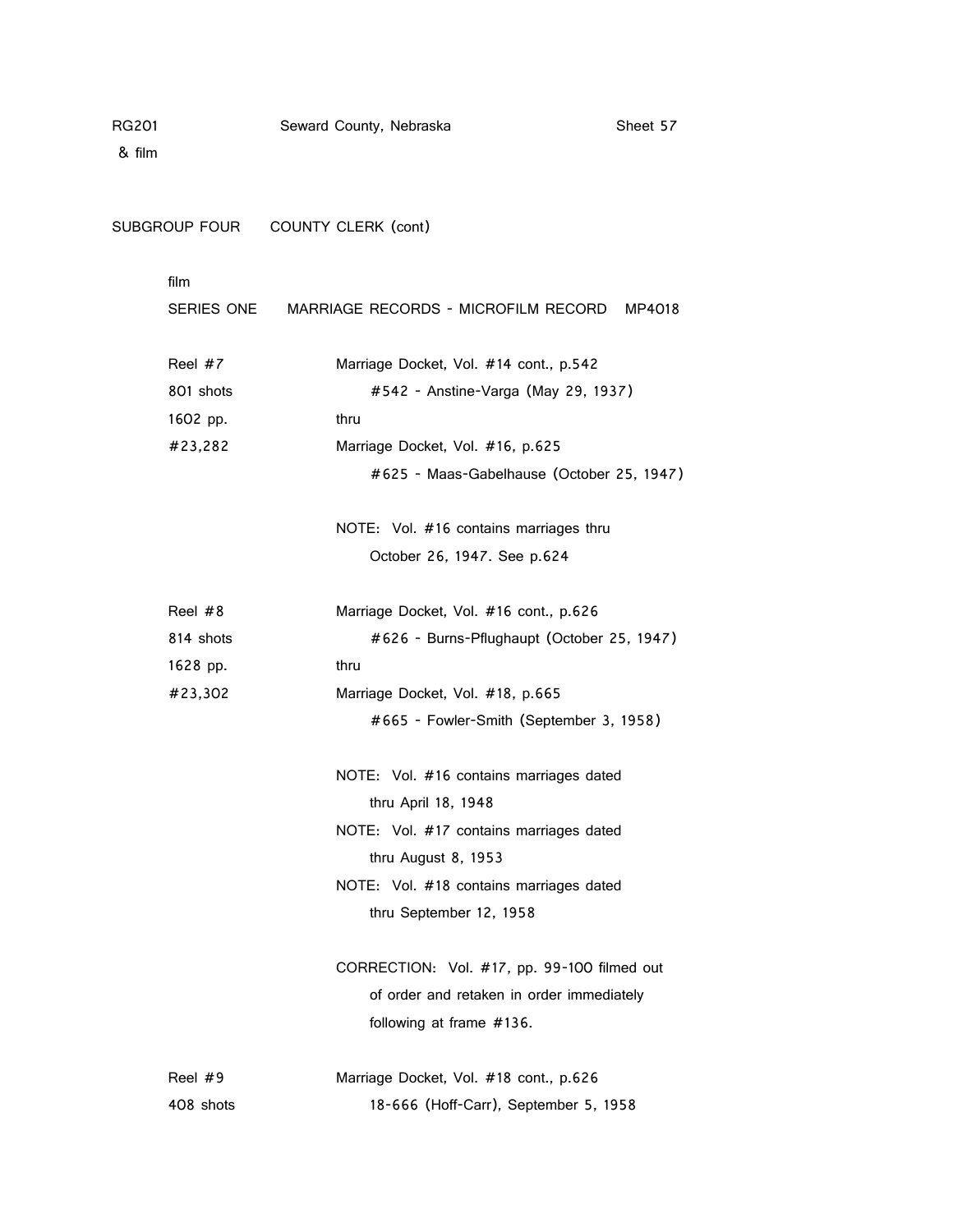RG201 & film — Seward County, Nebraska — Sheet 57

SUBGROUP FOUR COUNTY CLERK (cont)

film

SERIES ONE MARRIAGE RECORDS - MICROFILM RECORD MP4018

| | |
|---|---|
| Reel #7<br>801 shots<br>1602 pp.<br>#23,282 | Marriage Docket, Vol. #14 cont., p.542<br>#542 - Anstine-Varga (May 29, 1937)<br>thru<br>Marriage Docket, Vol. #16, p.625<br>#625 - Maas-Gabelhause (October 25, 1947)<br><br>NOTE: Vol. #16 contains marriages thru October 26, 1947. See p.624 |
| Reel #8<br>814 shots<br>1628 pp.<br>#23,302 | Marriage Docket, Vol. #16 cont., p.626<br>#626 - Burns-Pflughaupt (October 25, 1947)<br>thru<br>Marriage Docket, Vol. #18, p.665<br>#665 - Fowler-Smith (September 3, 1958)<br><br>NOTE: Vol. #16 contains marriages dated thru April 18, 1948<br>NOTE: Vol. #17 contains marriages dated thru August 8, 1953<br>NOTE: Vol. #18 contains marriages dated thru September 12, 1958<br><br>CORRECTION: Vol. #17, pp. 99-100 filmed out of order and retaken in order immediately following at frame #136. |
| Reel #9<br>408 shots | Marriage Docket, Vol. #18 cont., p.626<br>18-666 (Hoff-Carr), September 5, 1958 |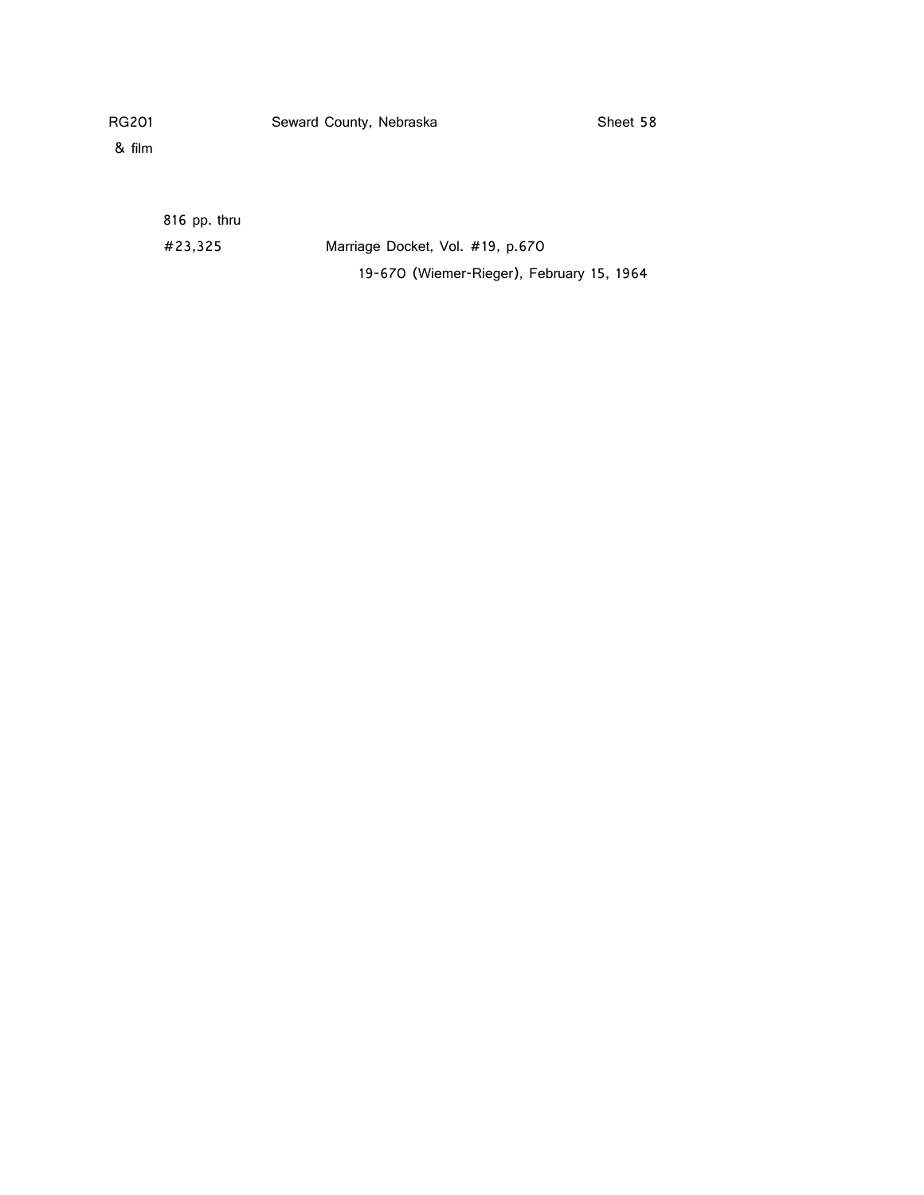816 pp. thru

#23,325 Marriage Docket, Vol. #19, p.670

19-670 (Wiemer-Rieger), February 15, 1964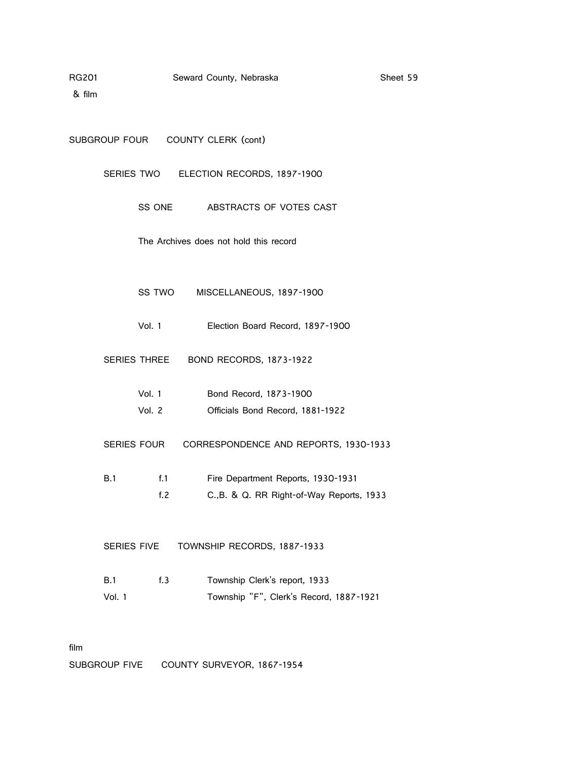RG201 & film

## SUBGROUP FOUR COUNTY CLERK (cont)

### SERIES TWO ELECTION RECORDS, 1897-1900

SS ONE ABSTRACTS OF VOTES CAST

The Archives does not hold this record

SS TWO MISCELLANEOUS, 1897-1900

| | | |
|---|---|---|
| Vol. 1 | | Election Board Record, 1897-1900 |

### SERIES THREE BOND RECORDS, 1873-1922

| | | |
|---|---|---|
| Vol. 1 | | Bond Record, 1873-1900 |
| Vol. 2 | | Officials Bond Record, 1881-1922 |

### SERIES FOUR CORRESPONDENCE AND REPORTS, 1930-1933

| | | |
|---|---|---|
| B.1 | f.1 | Fire Department Reports, 1930-1931 |
| | f.2 | C.,B. & Q. RR Right-of-Way Reports, 1933 |

### SERIES FIVE TOWNSHIP RECORDS, 1887-1933

| | | |
|---|---|---|
| B.1 | f.3 | Township Clerk's report, 1933 |
| Vol. 1 | | Township "F", Clerk's Record, 1887-1921 |

film

## SUBGROUP FIVE COUNTY SURVEYOR, 1867-1954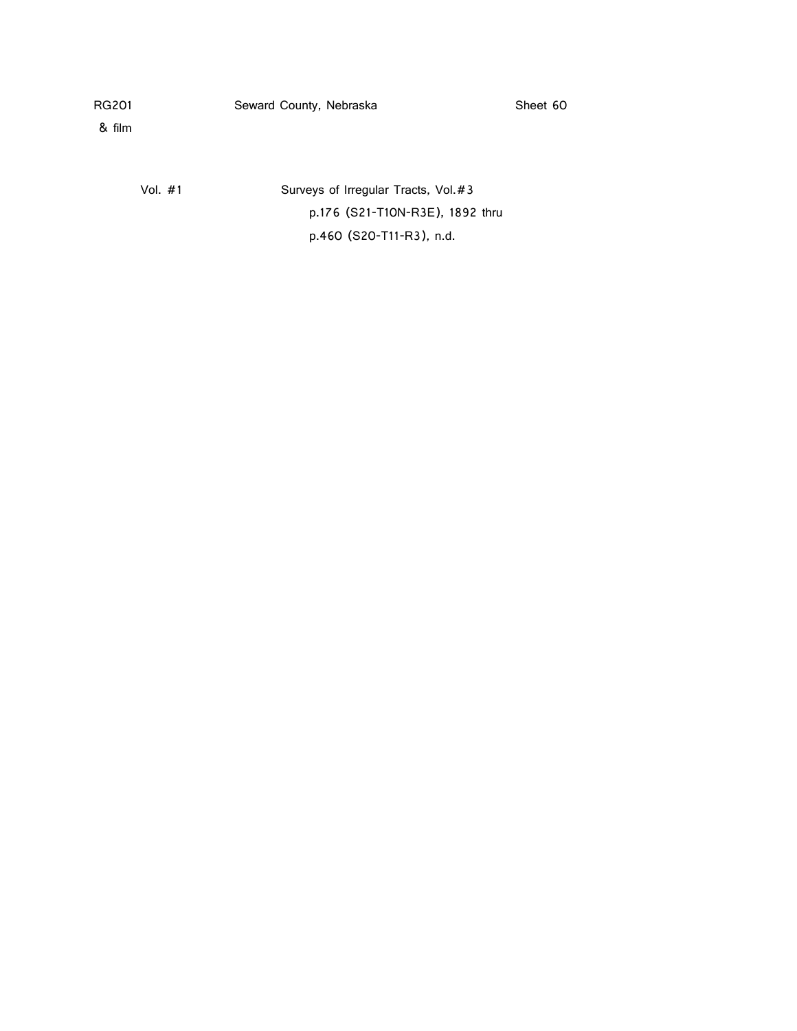RG201 Seward County, Nebraska Sheet 60
& film

Vol. #1 Surveys of Irregular Tracts, Vol.#3
p.176 (S21-T10N-R3E), 1892 thru
p.460 (S20-T11-R3), n.d.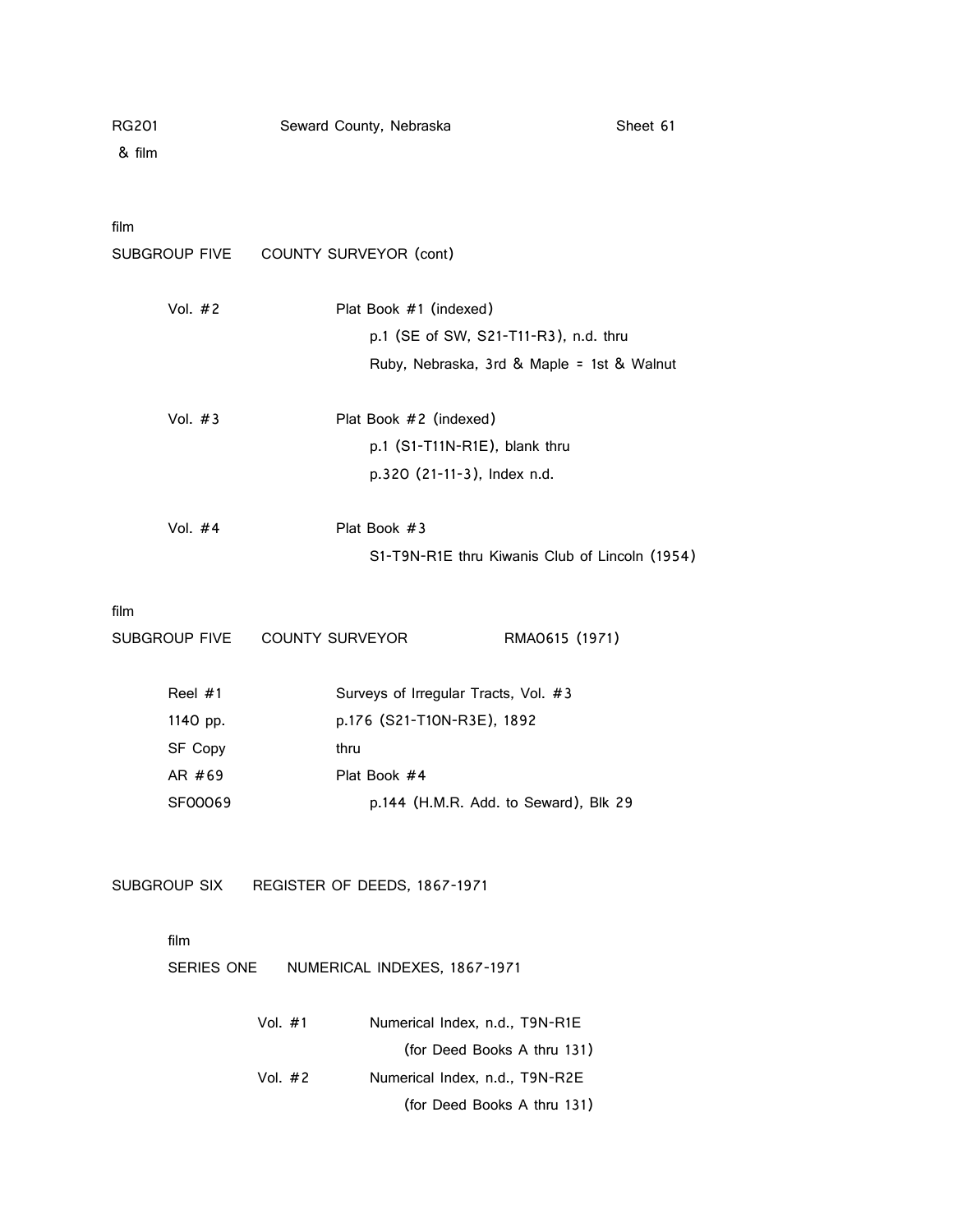RG201 Seward County, Nebraska Sheet 61
& film

film

SUBGROUP FIVE COUNTY SURVEYOR (cont)

| | |
|---|---|
| Vol. #2 | Plat Book #1 (indexed) |
| | p.1 (SE of SW, S21-T11-R3), n.d. thru |
| | Ruby, Nebraska, 3rd & Maple = 1st & Walnut |
| Vol. #3 | Plat Book #2 (indexed) |
| | p.1 (S1-T11N-R1E), blank thru |
| | p.320 (21-11-3), Index n.d. |
| Vol. #4 | Plat Book #3 |
| | S1-T9N-R1E thru Kiwanis Club of Lincoln (1954) |

film

SUBGROUP FIVE COUNTY SURVEYOR RMA0615 (1971)

| | |
|---|---|
| Reel #1 | Surveys of Irregular Tracts, Vol. #3 |
| 1140 pp. | p.176 (S21-T10N-R3E), 1892 |
| SF Copy | thru |
| AR #69 | Plat Book #4 |
| SF00069 | p.144 (H.M.R. Add. to Seward), Blk 29 |

SUBGROUP SIX REGISTER OF DEEDS, 1867-1971

film

SERIES ONE NUMERICAL INDEXES, 1867-1971

| | |
|---|---|
| Vol. #1 | Numerical Index, n.d., T9N-R1E |
| | (for Deed Books A thru 131) |
| Vol. #2 | Numerical Index, n.d., T9N-R2E |
| | (for Deed Books A thru 131) |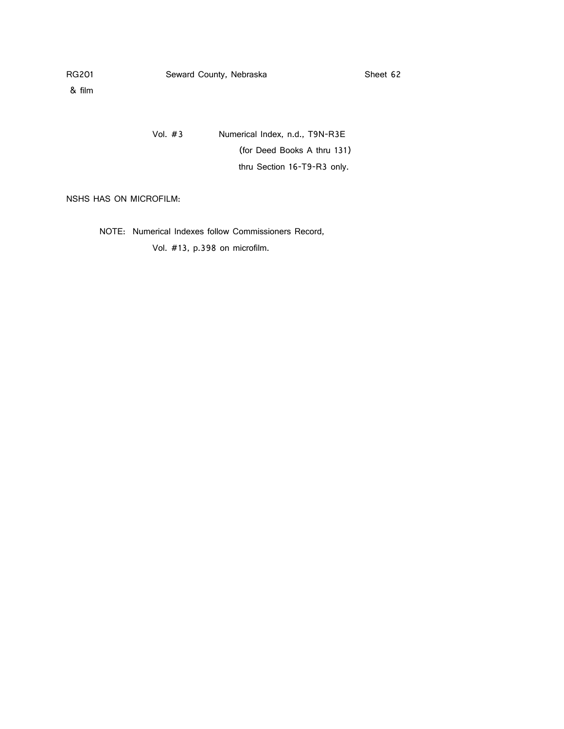RG201 Seward County, Nebraska Sheet 62
& film

Vol. #3 Numerical Index, n.d., T9N-R3E
(for Deed Books A thru 131)
thru Section 16-T9-R3 only.

NSHS HAS ON MICROFILM:

NOTE: Numerical Indexes follow Commissioners Record,
Vol. #13, p.398 on microfilm.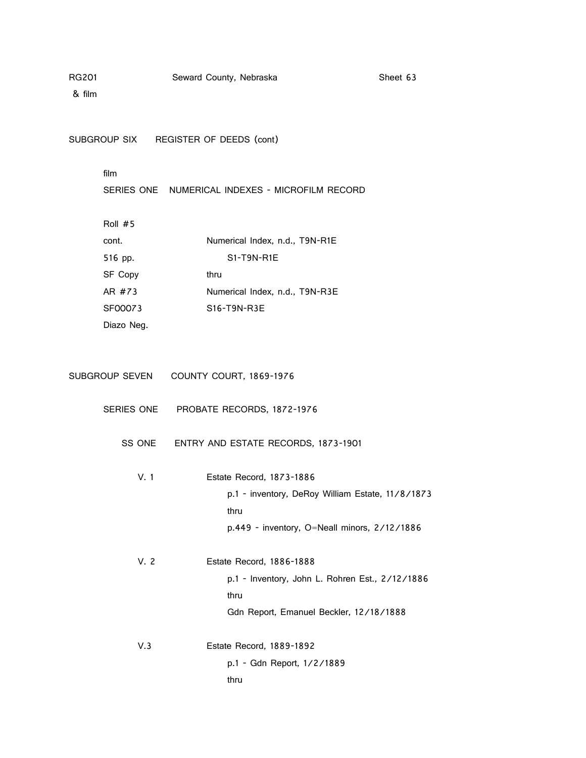RG201 Seward County, Nebraska Sheet 63
& film

SUBGROUP SIX REGISTER OF DEEDS (cont)

film

SERIES ONE NUMERICAL INDEXES - MICROFILM RECORD

| | |
|---|---|
| Roll #5 | |
| cont. | Numerical Index, n.d., T9N-R1E |
| 516 pp. | S1-T9N-R1E |
| SF Copy | thru |
| AR #73 | Numerical Index, n.d., T9N-R3E |
| SF00073 | S16-T9N-R3E |
| Diazo Neg. | |

SUBGROUP SEVEN COUNTY COURT, 1869-1976

SERIES ONE PROBATE RECORDS, 1872-1976

SS ONE ENTRY AND ESTATE RECORDS, 1873-1901

| | |
|---|---|
| V. 1 | Estate Record, 1873-1886 |
| | p.1 - inventory, DeRoy William Estate, 11/8/1873 |
| | thru |
| | p.449 - inventory, O=Neall minors, 2/12/1886 |
| V. 2 | Estate Record, 1886-1888 |
| | p.1 - Inventory, John L. Rohren Est., 2/12/1886 |
| | thru |
| | Gdn Report, Emanuel Beckler, 12/18/1888 |
| V.3 | Estate Record, 1889-1892 |
| | p.1 - Gdn Report, 1/2/1889 |
| | thru |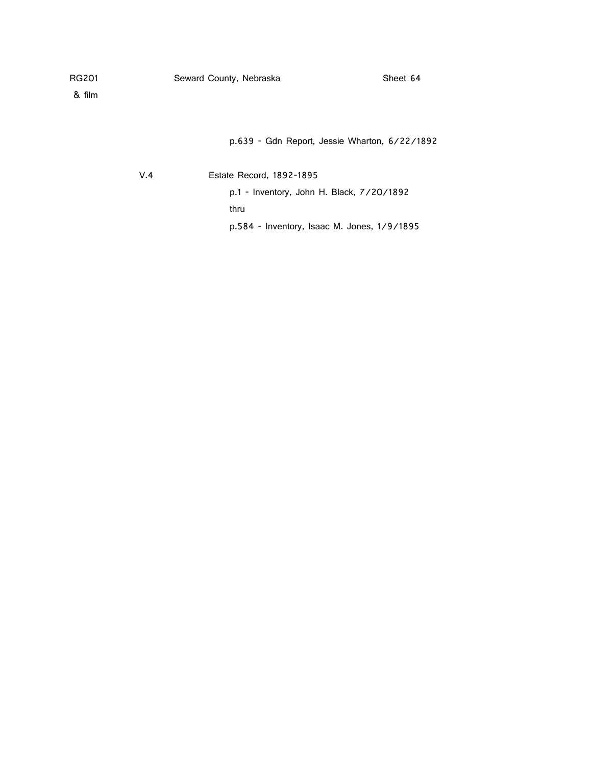RG201 Seward County, Nebraska Sheet 64
& film

p.639 - Gdn Report, Jessie Wharton, 6/22/1892

V.4 Estate Record, 1892-1895

p.1 - Inventory, John H. Black, 7/20/1892

thru

p.584 - Inventory, Isaac M. Jones, 1/9/1895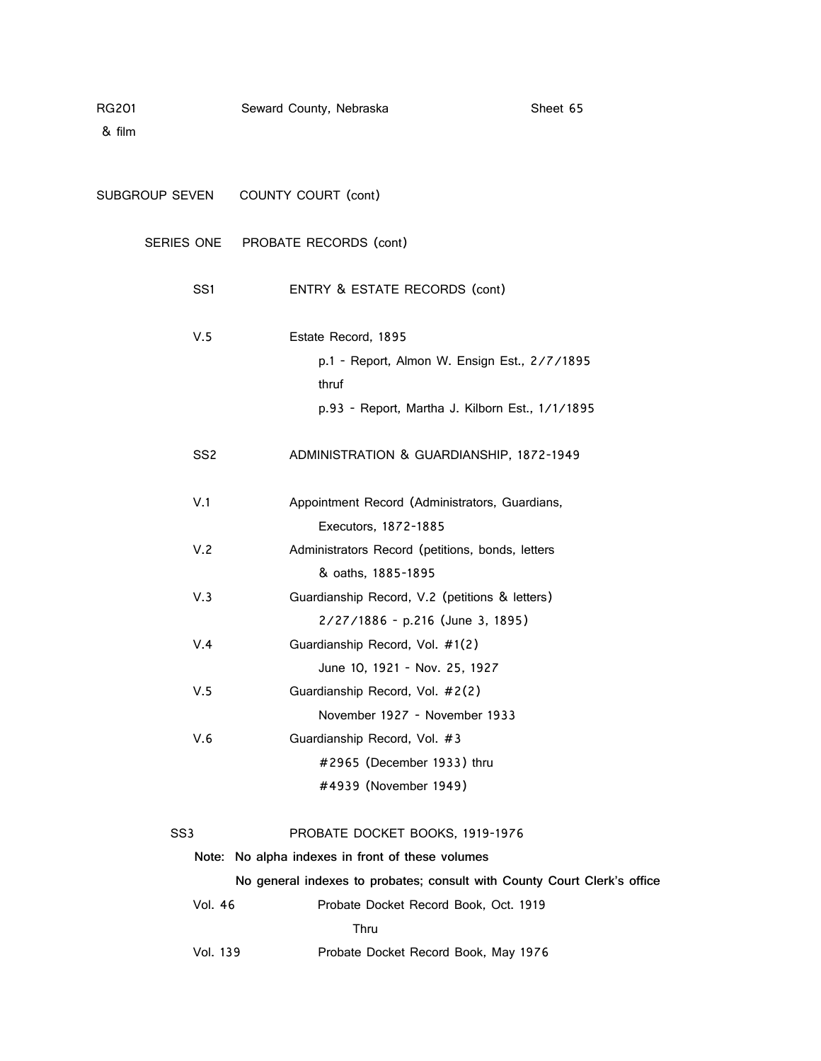RG201 &nbsp;&nbsp;&nbsp;&nbsp; Seward County, Nebraska &nbsp;&nbsp;&nbsp;&nbsp; Sheet 65
& film

SUBGROUP SEVEN &nbsp;&nbsp; COUNTY COURT (cont)

SERIES ONE &nbsp;&nbsp; PROBATE RECORDS (cont)

SS1 &nbsp;&nbsp; ENTRY & ESTATE RECORDS (cont)

V.5 &nbsp;&nbsp; Estate Record, 1895
p.1 - Report, Almon W. Ensign Est., 2/7/1895
thruf
p.93 - Report, Martha J. Kilborn Est., 1/1/1895

SS2 &nbsp;&nbsp; ADMINISTRATION & GUARDIANSHIP, 1872-1949

V.1 &nbsp;&nbsp; Appointment Record (Administrators, Guardians, Executors, 1872-1885

V.2 &nbsp;&nbsp; Administrators Record (petitions, bonds, letters & oaths, 1885-1895

V.3 &nbsp;&nbsp; Guardianship Record, V.2 (petitions & letters) 2/27/1886 - p.216 (June 3, 1895)

V.4 &nbsp;&nbsp; Guardianship Record, Vol. #1(2) June 10, 1921 - Nov. 25, 1927

V.5 &nbsp;&nbsp; Guardianship Record, Vol. #2(2) November 1927 - November 1933

V.6 &nbsp;&nbsp; Guardianship Record, Vol. #3
#2965 (December 1933) thru
#4939 (November 1949)

SS3 &nbsp;&nbsp; PROBATE DOCKET BOOKS, 1919-1976

**Note: No alpha indexes in front of these volumes**
**No general indexes to probates; consult with County Court Clerk's office**

Vol. 46 &nbsp;&nbsp; Probate Docket Record Book, Oct. 1919
Thru
Vol. 139 &nbsp;&nbsp; Probate Docket Record Book, May 1976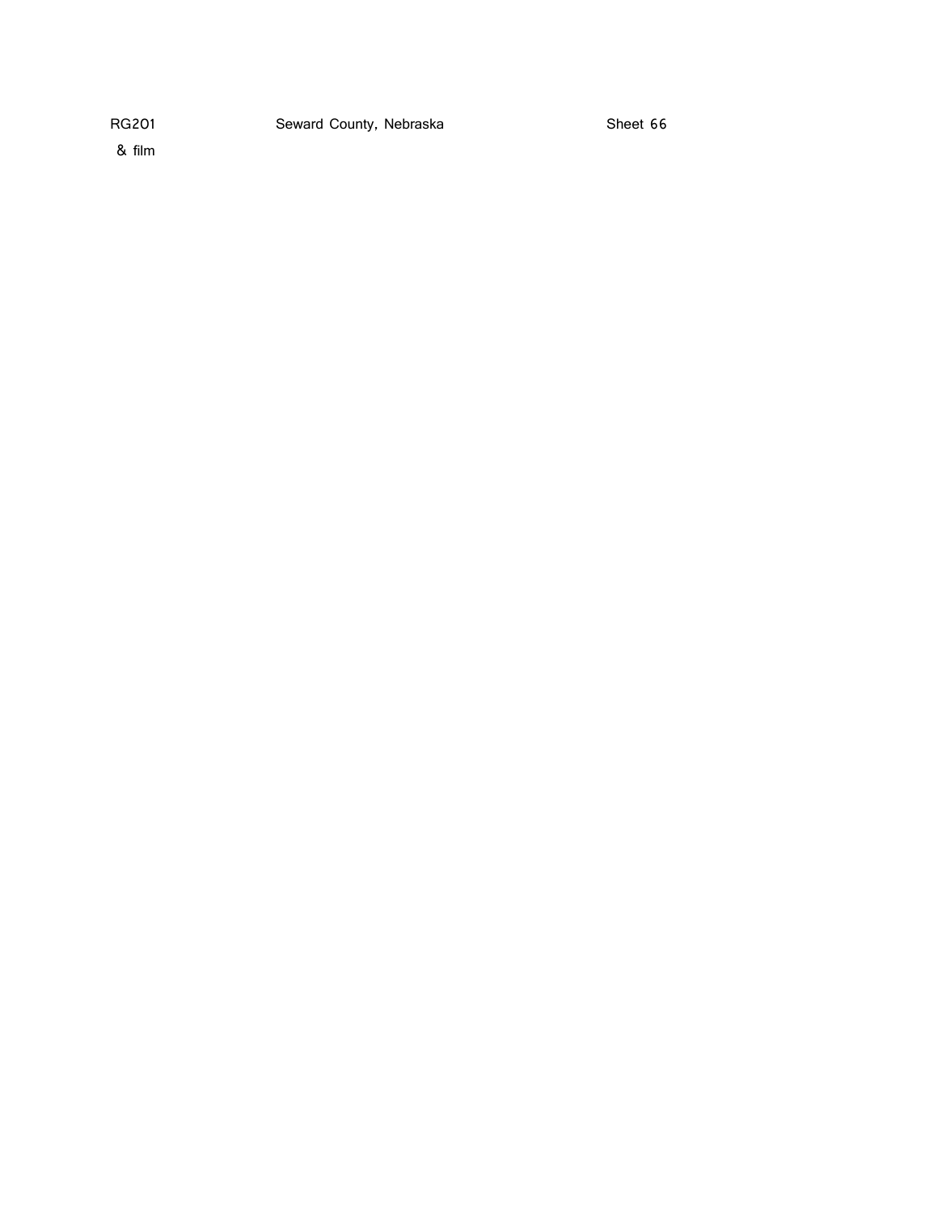RG201 & film | Seward County, Nebraska | Sheet 66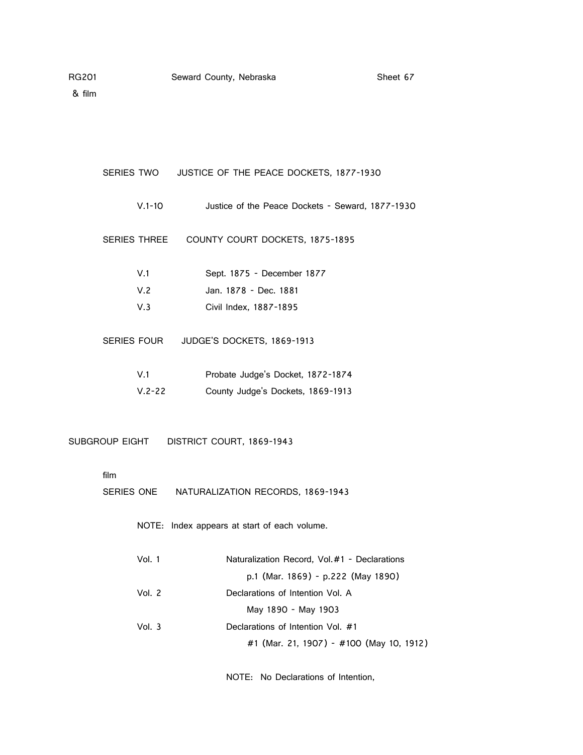RG201 & film

SERIES TWO JUSTICE OF THE PEACE DOCKETS, 1877-1930

| | |
|---|---|
| V.1-10 | Justice of the Peace Dockets - Seward, 1877-1930 |

SERIES THREE COUNTY COURT DOCKETS, 1875-1895

| | |
|---|---|
| V.1 | Sept. 1875 - December 1877 |
| V.2 | Jan. 1878 - Dec. 1881 |
| V.3 | Civil Index, 1887-1895 |

SERIES FOUR JUDGE'S DOCKETS, 1869-1913

| | |
|---|---|
| V.1 | Probate Judge's Docket, 1872-1874 |
| V.2-22 | County Judge's Dockets, 1869-1913 |

## SUBGROUP EIGHT DISTRICT COURT, 1869-1943

film

SERIES ONE NATURALIZATION RECORDS, 1869-1943

NOTE: Index appears at start of each volume.

| | |
|---|---|
| Vol. 1 | Naturalization Record, Vol.#1 - Declarations<br>p.1 (Mar. 1869) - p.222 (May 1890) |
| Vol. 2 | Declarations of Intention Vol. A<br>May 1890 - May 1903 |
| Vol. 3 | Declarations of Intention Vol. #1<br>#1 (Mar. 21, 1907) - #100 (May 10, 1912) |

NOTE: No Declarations of Intention,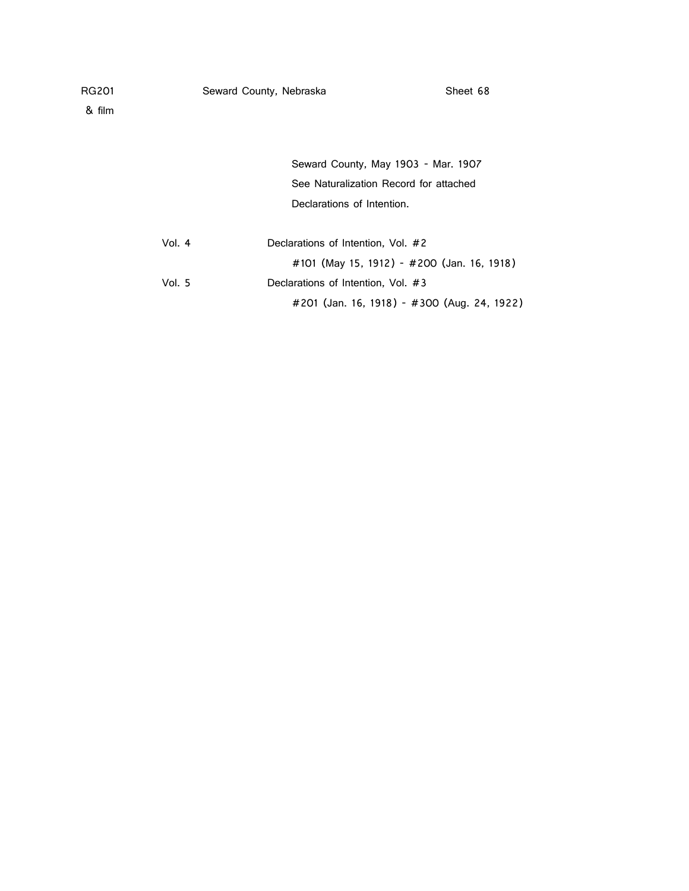RG201 &emsp; Seward County, Nebraska &emsp; Sheet 68

& film

Seward County, May 1903 - Mar. 1907
See Naturalization Record for attached
Declarations of Intention.

| | |
|---|---|
| Vol. 4 | Declarations of Intention, Vol. #2 |
| | #101 (May 15, 1912) - #200 (Jan. 16, 1918) |
| Vol. 5 | Declarations of Intention, Vol. #3 |
| | #201 (Jan. 16, 1918) - #300 (Aug. 24, 1922) |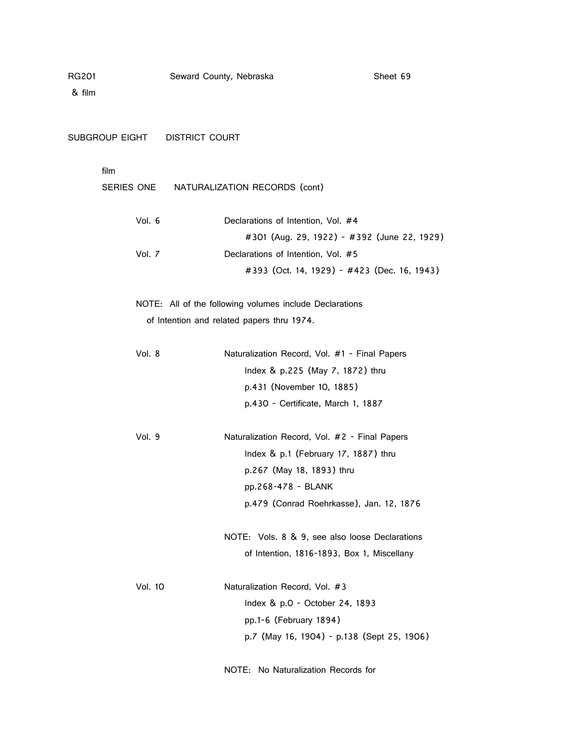RG201 & film | Seward County, Nebraska | Sheet 69

## SUBGROUP EIGHT DISTRICT COURT

film

### SERIES ONE NATURALIZATION RECORDS (cont)

Vol. 6 — Declarations of Intention, Vol. #4
#301 (Aug. 29, 1922) - #392 (June 22, 1929)

Vol. 7 — Declarations of Intention, Vol. #5
#393 (Oct. 14, 1929) - #423 (Dec. 16, 1943)

NOTE: All of the following volumes include Declarations of Intention and related papers thru 1974.

Vol. 8 — Naturalization Record, Vol. #1 - Final Papers
Index & p.225 (May 7, 1872) thru
p.431 (November 10, 1885)
p.430 - Certificate, March 1, 1887

Vol. 9 — Naturalization Record, Vol. #2 - Final Papers
Index & p.1 (February 17, 1887) thru
p.267 (May 18, 1893) thru
pp.268-478 - BLANK
p.479 (Conrad Roehrkasse), Jan. 12, 1876

NOTE: Vols. 8 & 9, see also loose Declarations of Intention, 1816-1893, Box 1, Miscellany

Vol. 10 — Naturalization Record, Vol. #3
Index & p.0 - October 24, 1893
pp.1-6 (February 1894)
p.7 (May 16, 1904) - p.138 (Sept 25, 1906)

NOTE: No Naturalization Records for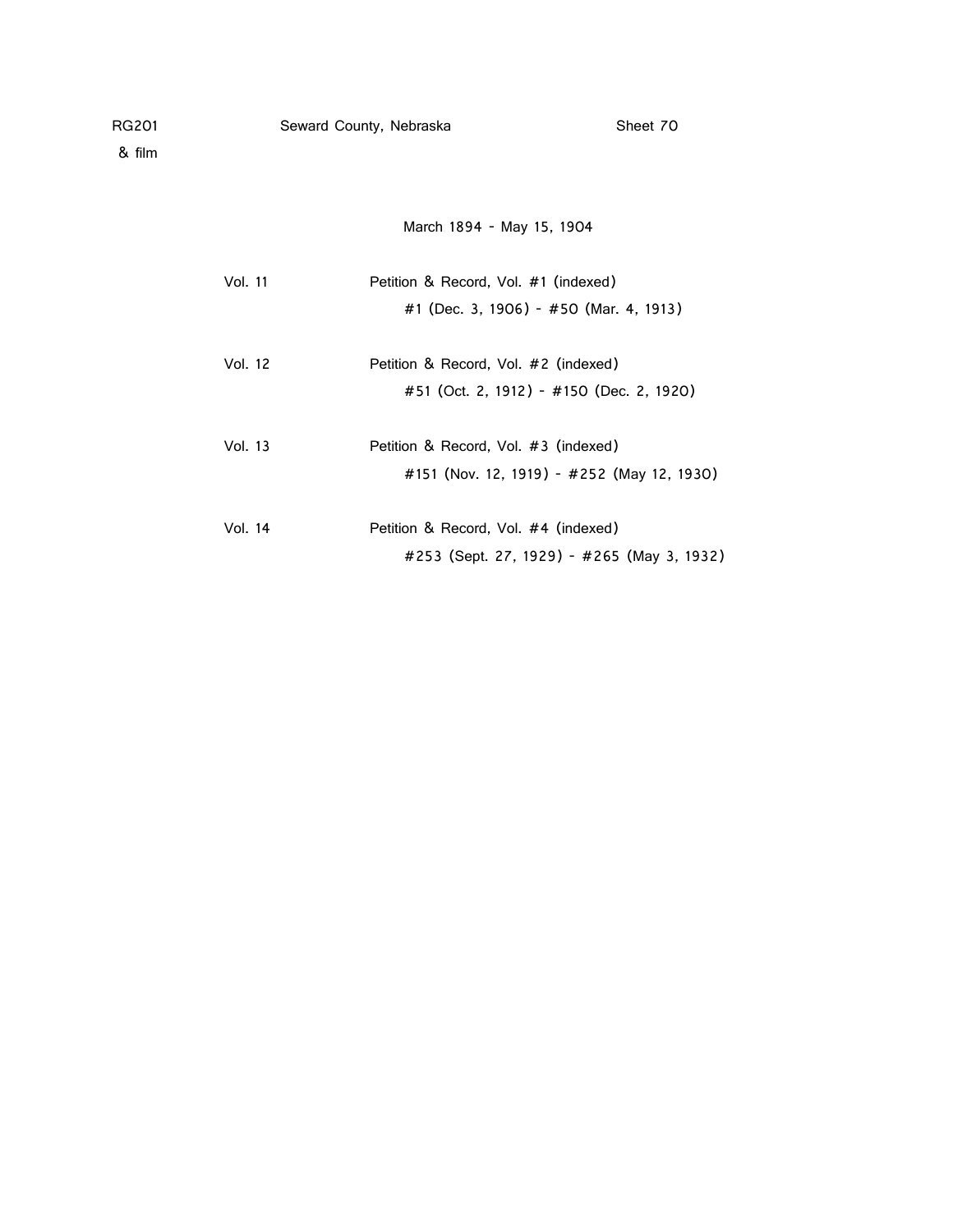RG201 & film Seward County, Nebraska Sheet 70

March 1894 - May 15, 1904

| | |
|---|---|
| Vol. 11 | Petition & Record, Vol. #1 (indexed) |
| | #1 (Dec. 3, 1906) - #50 (Mar. 4, 1913) |
| Vol. 12 | Petition & Record, Vol. #2 (indexed) |
| | #51 (Oct. 2, 1912) - #150 (Dec. 2, 1920) |
| Vol. 13 | Petition & Record, Vol. #3 (indexed) |
| | #151 (Nov. 12, 1919) - #252 (May 12, 1930) |
| Vol. 14 | Petition & Record, Vol. #4 (indexed) |
| | #253 (Sept. 27, 1929) - #265 (May 3, 1932) |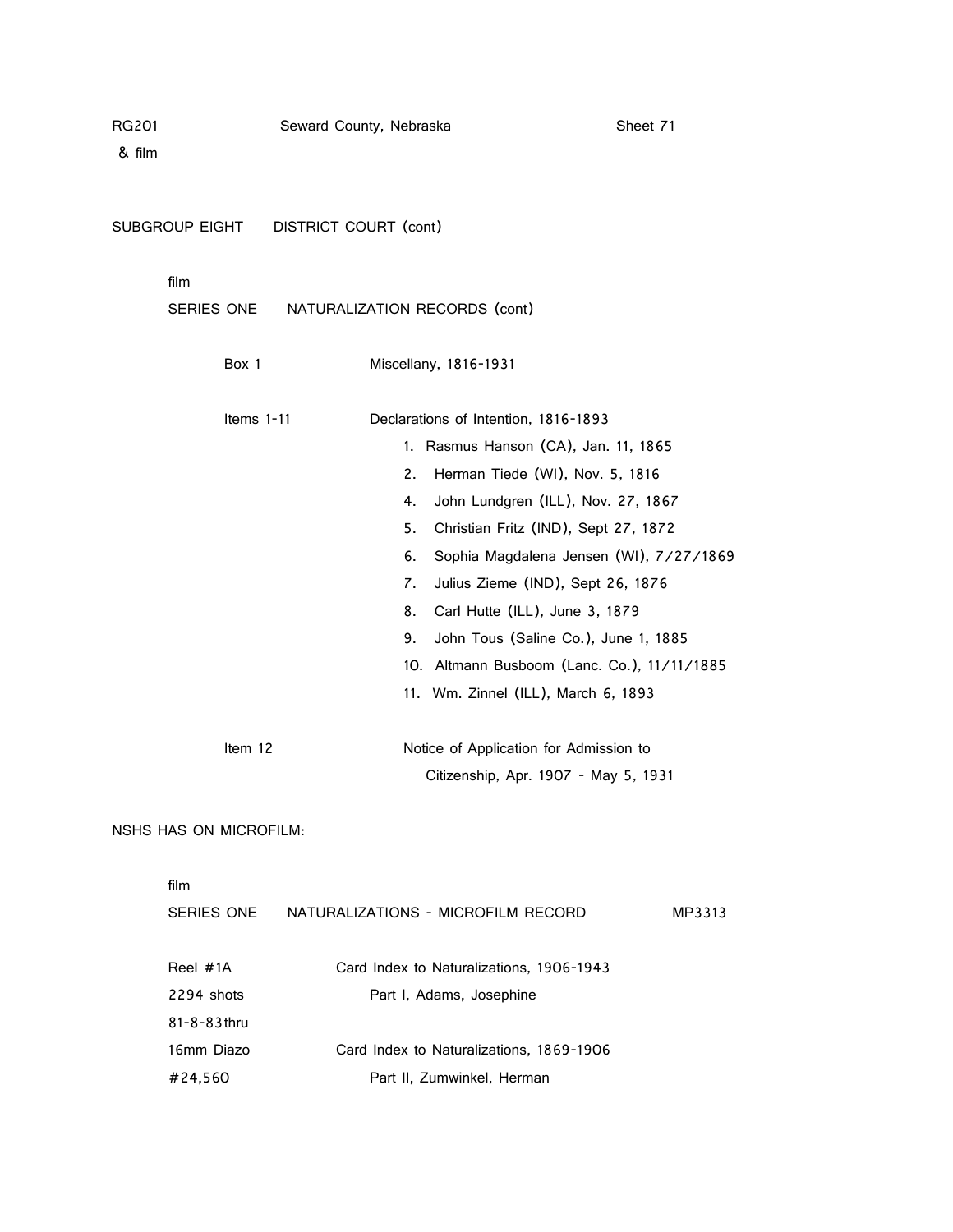RG201 Seward County, Nebraska Sheet 71
& film

SUBGROUP EIGHT DISTRICT COURT (cont)

film

SERIES ONE NATURALIZATION RECORDS (cont)

Box 1 Miscellany, 1816-1931

Items 1-11 Declarations of Intention, 1816-1893

1. Rasmus Hanson (CA), Jan. 11, 1865
2. Herman Tiede (WI), Nov. 5, 1816
4. John Lundgren (ILL), Nov. 27, 1867
5. Christian Fritz (IND), Sept 27, 1872
6. Sophia Magdalena Jensen (WI), 7/27/1869
7. Julius Zieme (IND), Sept 26, 1876
8. Carl Hutte (ILL), June 3, 1879
9. John Tous (Saline Co.), June 1, 1885
10. Altmann Busboom (Lanc. Co.), 11/11/1885
11. Wm. Zinnel (ILL), March 6, 1893

Item 12 Notice of Application for Admission to Citizenship, Apr. 1907 - May 5, 1931

NSHS HAS ON MICROFILM:

film

SERIES ONE NATURALIZATIONS - MICROFILM RECORD MP3313

Reel #1A
2294 shots
81-8-83 thru
16mm Diazo
#24,560

Card Index to Naturalizations, 1906-1943
Part I, Adams, Josephine

Card Index to Naturalizations, 1869-1906
Part II, Zumwinkel, Herman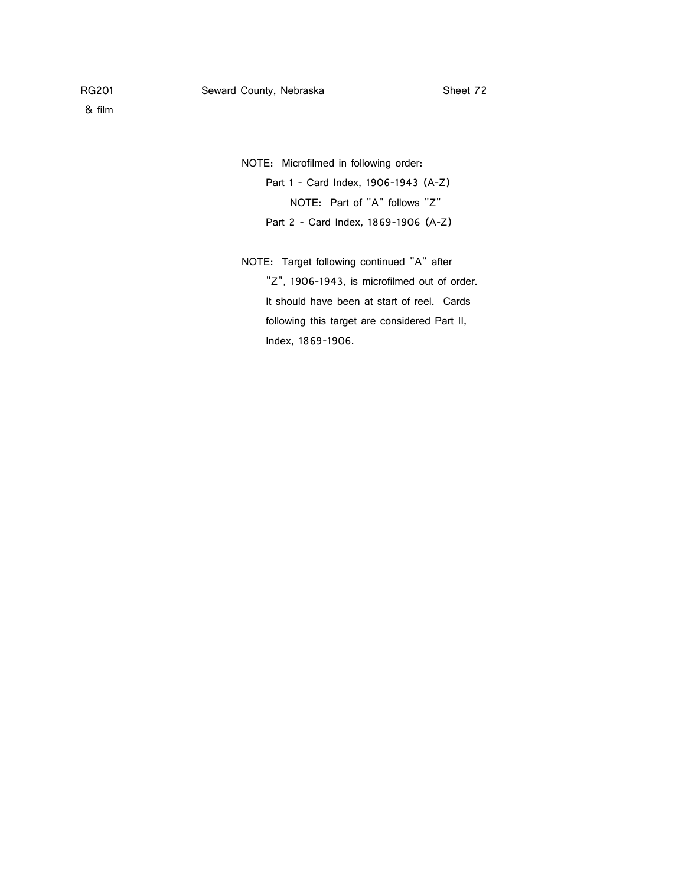RG201 & film    Seward County, Nebraska    Sheet 72

NOTE: Microfilmed in following order:

- Part 1 - Card Index, 1906-1943 (A-Z)
    - NOTE: Part of "A" follows "Z"
- Part 2 - Card Index, 1869-1906 (A-Z)

NOTE: Target following continued "A" after "Z", 1906-1943, is microfilmed out of order. It should have been at start of reel. Cards following this target are considered Part II, Index, 1869-1906.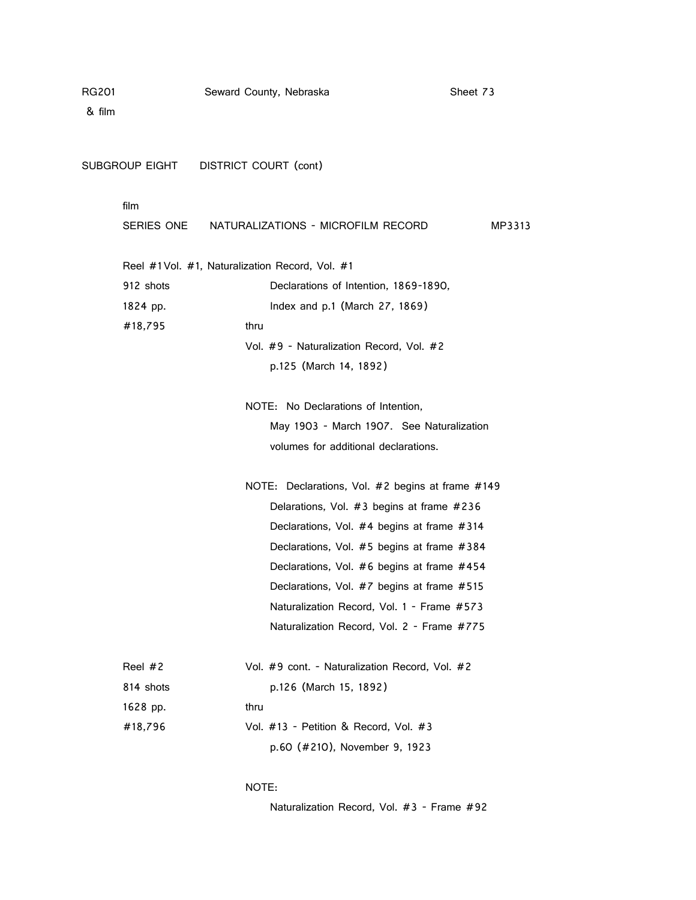RG201 Seward County, Nebraska Sheet 73
& film

SUBGROUP EIGHT DISTRICT COURT (cont)

film
SERIES ONE NATURALIZATIONS - MICROFILM RECORD MP3313

Reel #1 Vol. #1, Naturalization Record, Vol. #1
912 shots
1824 pp.
#18,795

Declarations of Intention, 1869-1890,
Index and p.1 (March 27, 1869)
thru
Vol. #9 - Naturalization Record, Vol. #2
p.125 (March 14, 1892)

NOTE: No Declarations of Intention,
May 1903 - March 1907. See Naturalization
volumes for additional declarations.

NOTE: Declarations, Vol. #2 begins at frame #149
Delarations, Vol. #3 begins at frame #236
Declarations, Vol. #4 begins at frame #314
Declarations, Vol. #5 begins at frame #384
Declarations, Vol. #6 begins at frame #454
Declarations, Vol. #7 begins at frame #515
Naturalization Record, Vol. 1 - Frame #573
Naturalization Record, Vol. 2 - Frame #775

Reel #2
814 shots
1628 pp.
#18,796

Vol. #9 cont. - Naturalization Record, Vol. #2
p.126 (March 15, 1892)
thru
Vol. #13 - Petition & Record, Vol. #3
p.60 (#210), November 9, 1923

NOTE:
Naturalization Record, Vol. #3 - Frame #92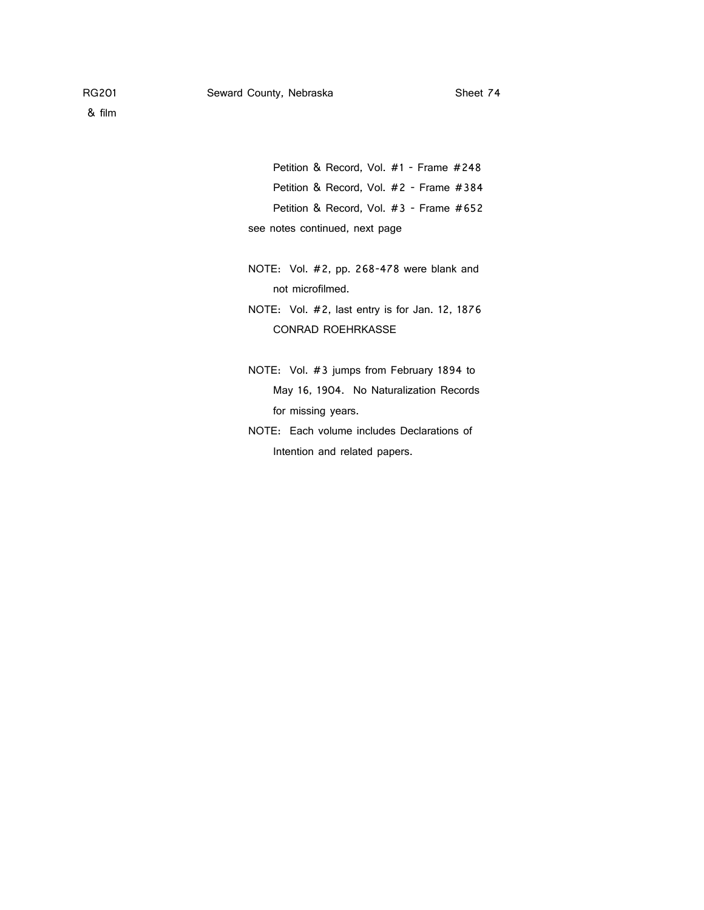Petition & Record, Vol. #1 - Frame #248

Petition & Record, Vol. #2 - Frame #384

Petition & Record, Vol. #3 - Frame #652

see notes continued, next page

NOTE: Vol. #2, pp. 268-478 were blank and not microfilmed.

NOTE: Vol. #2, last entry is for Jan. 12, 1876 CONRAD ROEHRKASSE

NOTE: Vol. #3 jumps from February 1894 to May 16, 1904. No Naturalization Records for missing years.

NOTE: Each volume includes Declarations of Intention and related papers.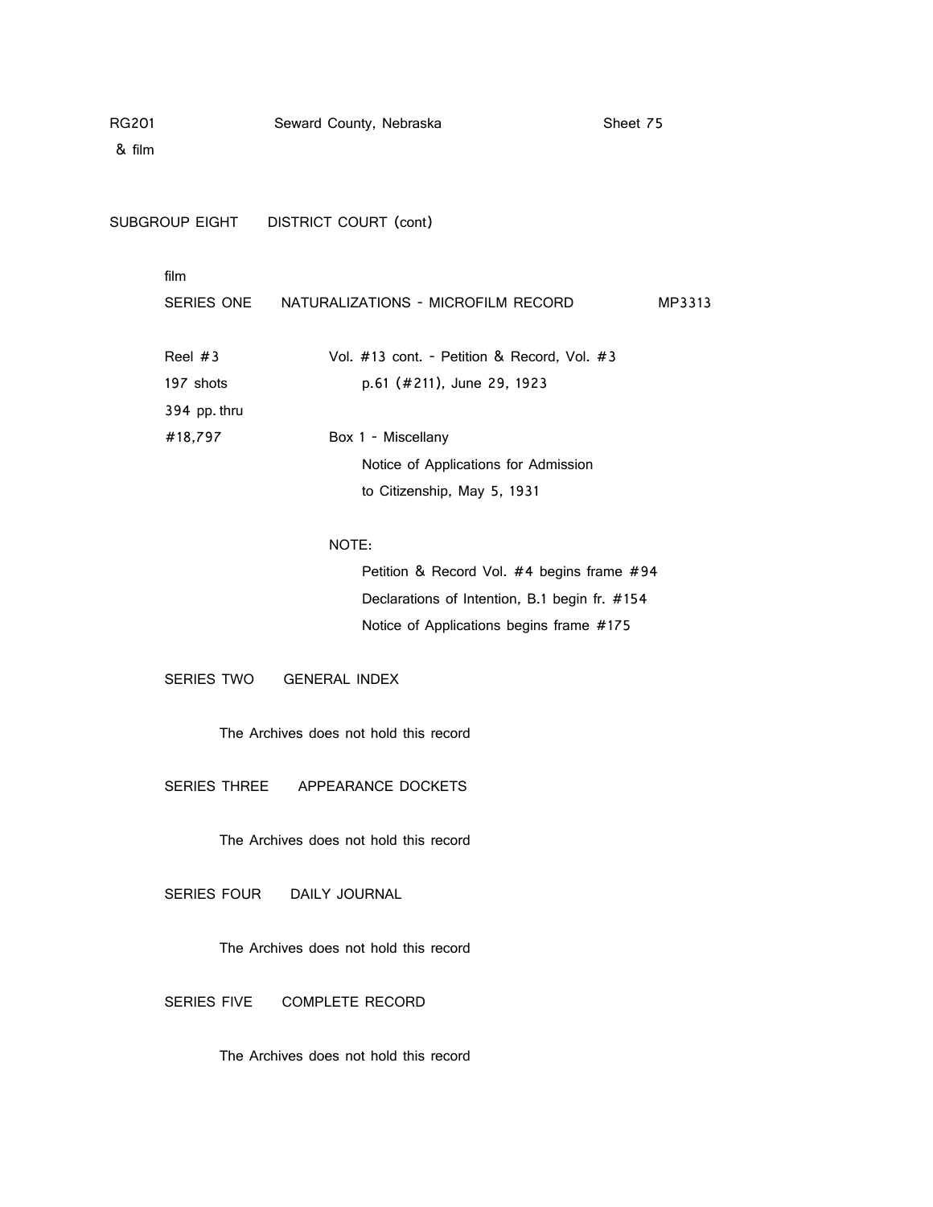RG201 Seward County, Nebraska Sheet 75
& film

## SUBGROUP EIGHT DISTRICT COURT (cont)

film

### SERIES ONE NATURALIZATIONS - MICROFILM RECORD MP3313

Reel #3
197 shots
394 pp. thru
#18,797

Vol. #13 cont. - Petition & Record, Vol. #3
p.61 (#211), June 29, 1923

Box 1 - Miscellany
Notice of Applications for Admission
to Citizenship, May 5, 1931

NOTE:
Petition & Record Vol. #4 begins frame #94
Declarations of Intention, B.1 begin fr. #154
Notice of Applications begins frame #175

### SERIES TWO GENERAL INDEX

The Archives does not hold this record

### SERIES THREE APPEARANCE DOCKETS

The Archives does not hold this record

### SERIES FOUR DAILY JOURNAL

The Archives does not hold this record

### SERIES FIVE COMPLETE RECORD

The Archives does not hold this record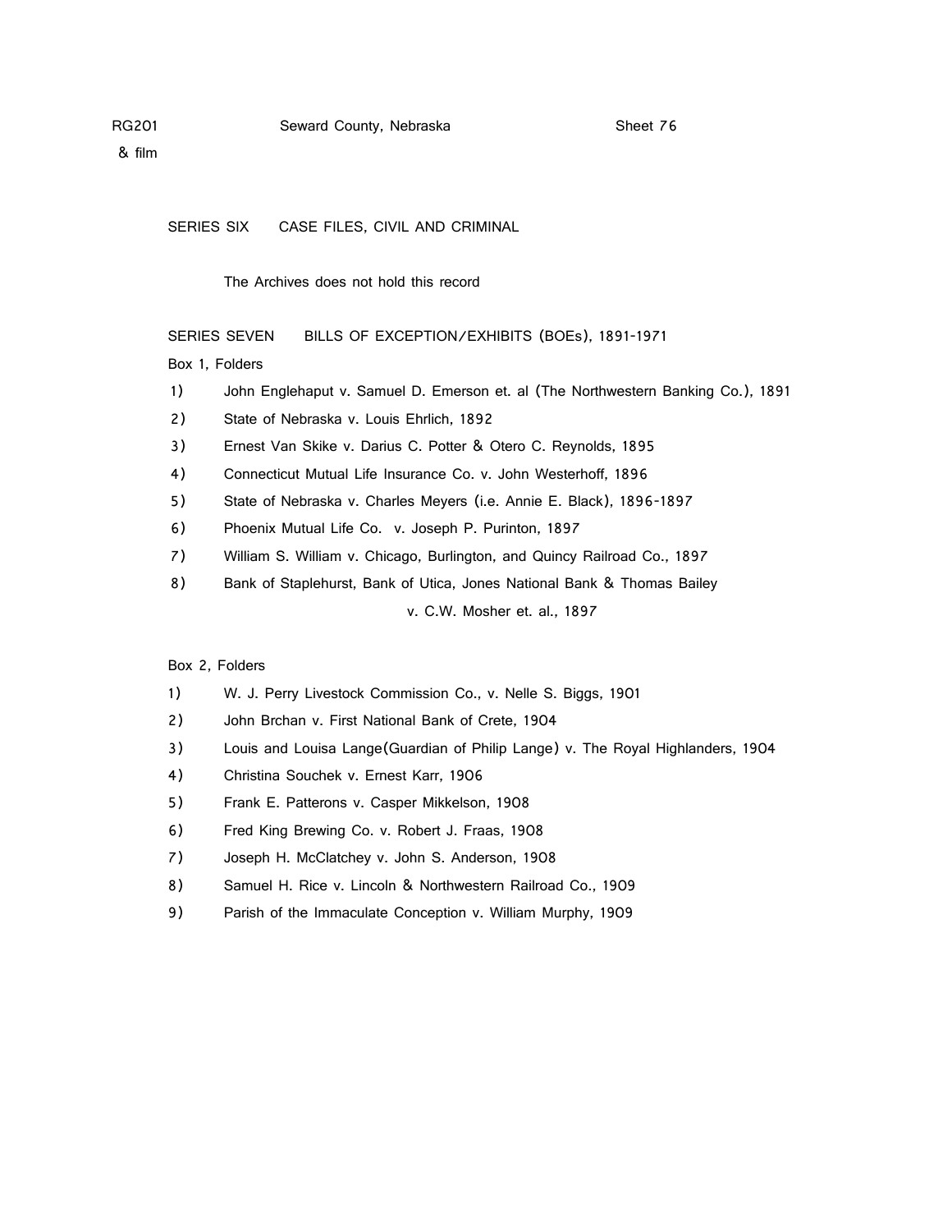## SERIES SIX CASE FILES, CIVIL AND CRIMINAL

The Archives does not hold this record

## SERIES SEVEN BILLS OF EXCEPTION/EXHIBITS (BOEs), 1891-1971

Box 1, Folders

1) John Englehaput v. Samuel D. Emerson et. al (The Northwestern Banking Co.), 1891
2) State of Nebraska v. Louis Ehrlich, 1892
3) Ernest Van Skike v. Darius C. Potter & Otero C. Reynolds, 1895
4) Connecticut Mutual Life Insurance Co. v. John Westerhoff, 1896
5) State of Nebraska v. Charles Meyers (i.e. Annie E. Black), 1896-1897
6) Phoenix Mutual Life Co. v. Joseph P. Purinton, 1897
7) William S. William v. Chicago, Burlington, and Quincy Railroad Co., 1897
8) Bank of Staplehurst, Bank of Utica, Jones National Bank & Thomas Bailey v. C.W. Mosher et. al., 1897

Box 2, Folders

1) W. J. Perry Livestock Commission Co., v. Nelle S. Biggs, 1901
2) John Brchan v. First National Bank of Crete, 1904
3) Louis and Louisa Lange(Guardian of Philip Lange) v. The Royal Highlanders, 1904
4) Christina Souchek v. Ernest Karr, 1906
5) Frank E. Patterons v. Casper Mikkelson, 1908
6) Fred King Brewing Co. v. Robert J. Fraas, 1908
7) Joseph H. McClatchey v. John S. Anderson, 1908
8) Samuel H. Rice v. Lincoln & Northwestern Railroad Co., 1909
9) Parish of the Immaculate Conception v. William Murphy, 1909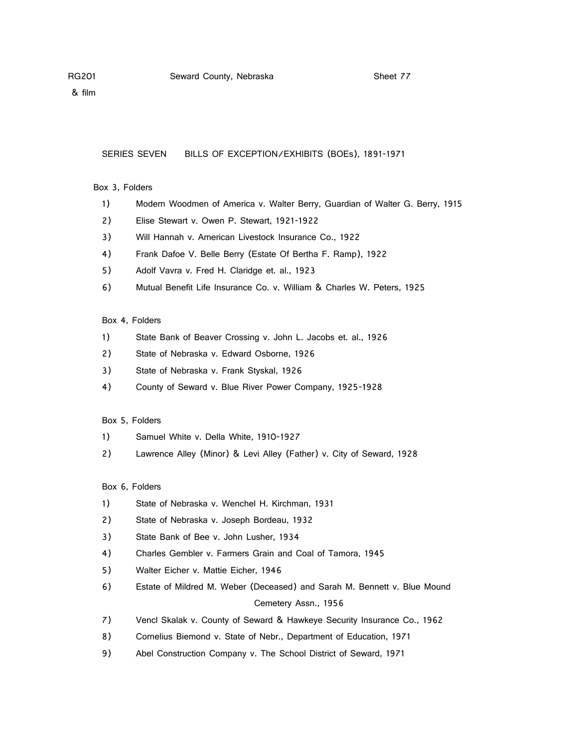RG201 Seward County, Nebraska Sheet 77
& film

SERIES SEVEN BILLS OF EXCEPTION/EXHIBITS (BOEs), 1891-1971

Box 3, Folders

1) Modern Woodmen of America v. Walter Berry, Guardian of Walter G. Berry, 1915
2) Elise Stewart v. Owen P. Stewart, 1921-1922
3) Will Hannah v. American Livestock Insurance Co., 1922
4) Frank Dafoe V. Belle Berry (Estate Of Bertha F. Ramp), 1922
5) Adolf Vavra v. Fred H. Claridge et. al., 1923
6) Mutual Benefit Life Insurance Co. v. William & Charles W. Peters, 1925

Box 4, Folders

1) State Bank of Beaver Crossing v. John L. Jacobs et. al., 1926
2) State of Nebraska v. Edward Osborne, 1926
3) State of Nebraska v. Frank Styskal, 1926
4) County of Seward v. Blue River Power Company, 1925-1928

Box 5, Folders

1) Samuel White v. Della White, 1910-1927
2) Lawrence Alley (Minor) & Levi Alley (Father) v. City of Seward, 1928

Box 6, Folders

1) State of Nebraska v. Wenchel H. Kirchman, 1931
2) State of Nebraska v. Joseph Bordeau, 1932
3) State Bank of Bee v. John Lusher, 1934
4) Charles Gembler v. Farmers Grain and Coal of Tamora, 1945
5) Walter Eicher v. Mattie Eicher, 1946
6) Estate of Mildred M. Weber (Deceased) and Sarah M. Bennett v. Blue Mound Cemetery Assn., 1956
7) Vencl Skalak v. County of Seward & Hawkeye Security Insurance Co., 1962
8) Cornelius Biemond v. State of Nebr., Department of Education, 1971
9) Abel Construction Company v. The School District of Seward, 1971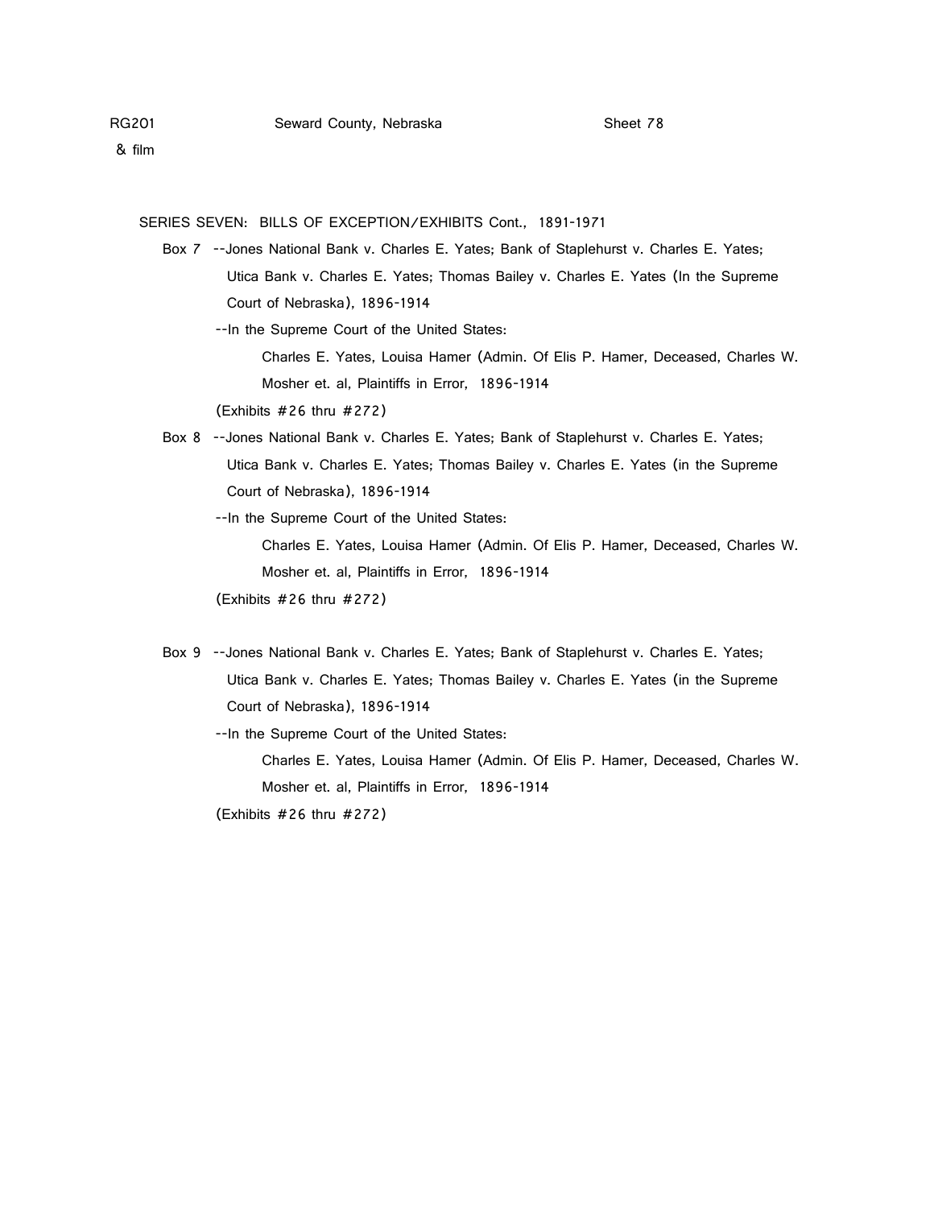RG201 Seward County, Nebraska Sheet 78
& film

SERIES SEVEN: BILLS OF EXCEPTION/EXHIBITS Cont., 1891-1971

Box 7 --Jones National Bank v. Charles E. Yates; Bank of Staplehurst v. Charles E. Yates; Utica Bank v. Charles E. Yates; Thomas Bailey v. Charles E. Yates (In the Supreme Court of Nebraska), 1896-1914

--In the Supreme Court of the United States:

Charles E. Yates, Louisa Hamer (Admin. Of Elis P. Hamer, Deceased, Charles W. Mosher et. al, Plaintiffs in Error, 1896-1914

(Exhibits #26 thru #272)

Box 8 --Jones National Bank v. Charles E. Yates; Bank of Staplehurst v. Charles E. Yates; Utica Bank v. Charles E. Yates; Thomas Bailey v. Charles E. Yates (in the Supreme Court of Nebraska), 1896-1914

--In the Supreme Court of the United States:

Charles E. Yates, Louisa Hamer (Admin. Of Elis P. Hamer, Deceased, Charles W. Mosher et. al, Plaintiffs in Error, 1896-1914

(Exhibits #26 thru #272)

Box 9 --Jones National Bank v. Charles E. Yates; Bank of Staplehurst v. Charles E. Yates; Utica Bank v. Charles E. Yates; Thomas Bailey v. Charles E. Yates (in the Supreme Court of Nebraska), 1896-1914

--In the Supreme Court of the United States:

Charles E. Yates, Louisa Hamer (Admin. Of Elis P. Hamer, Deceased, Charles W. Mosher et. al, Plaintiffs in Error, 1896-1914

(Exhibits #26 thru #272)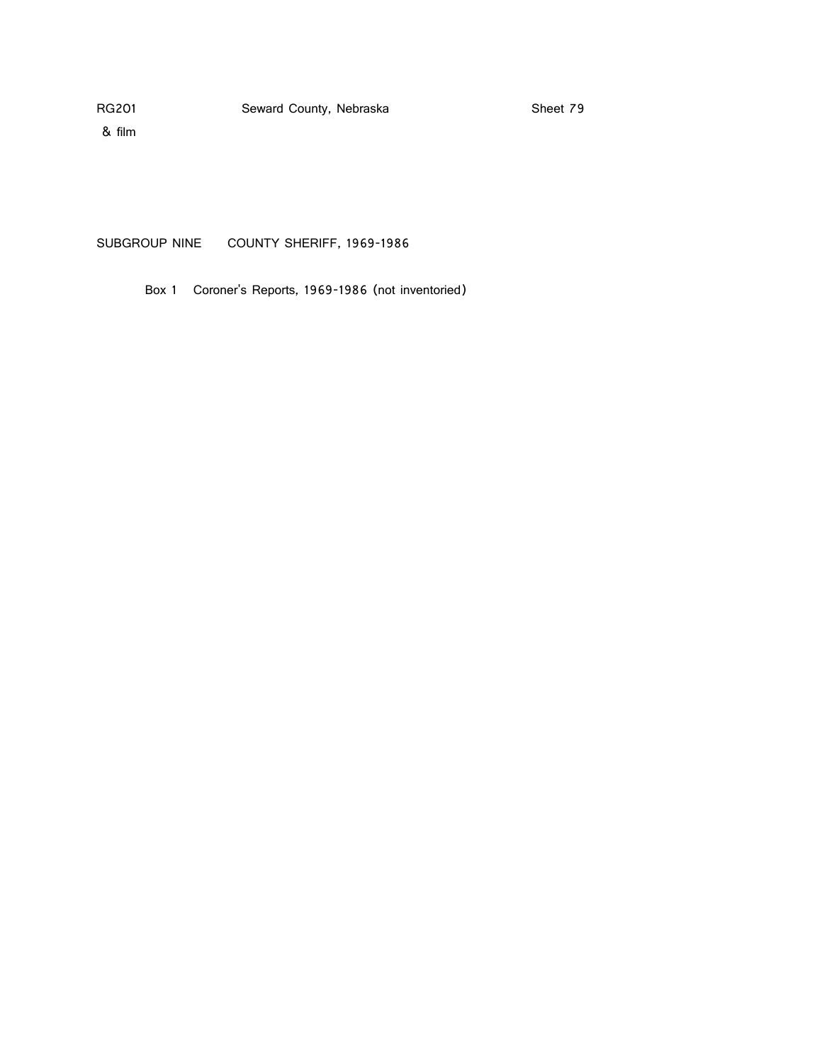## SUBGROUP NINE COUNTY SHERIFF, 1969-1986

Box 1 Coroner's Reports, 1969-1986 (not inventoried)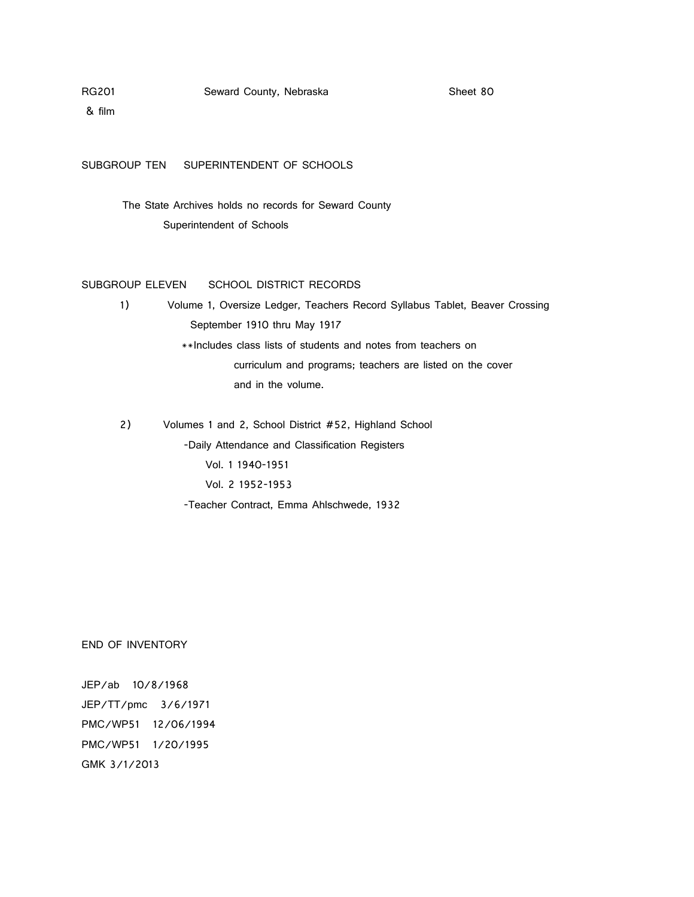RG201 Seward County, Nebraska Sheet 80
& film

## SUBGROUP TEN SUPERINTENDENT OF SCHOOLS

The State Archives holds no records for Seward County Superintendent of Schools

## SUBGROUP ELEVEN SCHOOL DISTRICT RECORDS

1) Volume 1, Oversize Ledger, Teachers Record Syllabus Tablet, Beaver Crossing
   September 1910 thru May 1917
   **Includes class lists of students and notes from teachers on curriculum and programs; teachers are listed on the cover and in the volume.

2) Volumes 1 and 2, School District #52, Highland School
   - Daily Attendance and Classification Registers
     - Vol. 1 1940-1951
     - Vol. 2 1952-1953
   - Teacher Contract, Emma Ahlschwede, 1932

END OF INVENTORY

JEP/ab 10/8/1968
JEP/TT/pmc 3/6/1971
PMC/WP51 12/06/1994
PMC/WP51 1/20/1995
GMK 3/1/2013